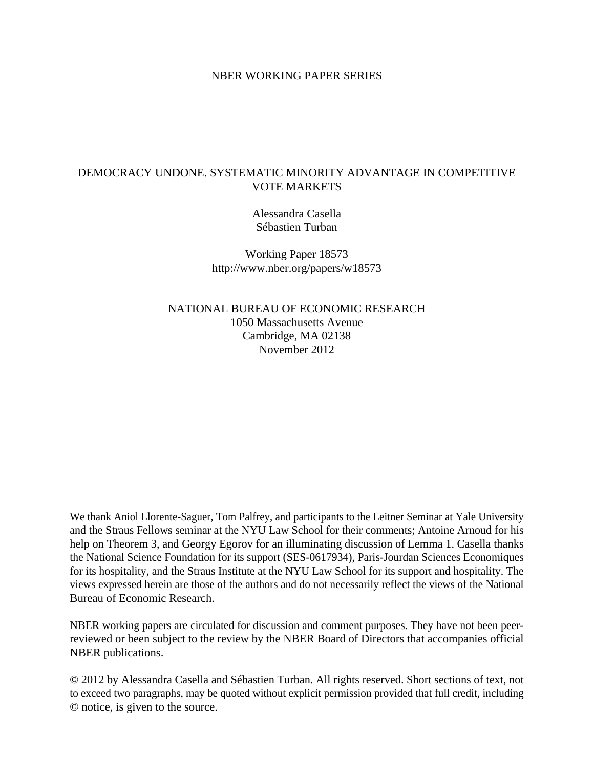NBER WORKING PAPER SERIES

# DEMOCRACY UNDONE. SYSTEMATIC MINORITY ADVANTAGE IN COMPETITIVE VOTE MARKETS

Alessandra Casella
Sébastien Turban

Working Paper 18573
http://www.nber.org/papers/w18573

NATIONAL BUREAU OF ECONOMIC RESEARCH
1050 Massachusetts Avenue
Cambridge, MA 02138
November 2012

We thank Aniol Llorente-Saguer, Tom Palfrey, and participants to the Leitner Seminar at Yale University and the Straus Fellows seminar at the NYU Law School for their comments; Antoine Arnoud for his help on Theorem 3, and Georgy Egorov for an illuminating discussion of Lemma 1. Casella thanks the National Science Foundation for its support (SES-0617934), Paris-Jourdan Sciences Economiques for its hospitality, and the Straus Institute at the NYU Law School for its support and hospitality. The views expressed herein are those of the authors and do not necessarily reflect the views of the National Bureau of Economic Research.

NBER working papers are circulated for discussion and comment purposes. They have not been peer-reviewed or been subject to the review by the NBER Board of Directors that accompanies official NBER publications.

© 2012 by Alessandra Casella and Sébastien Turban. All rights reserved. Short sections of text, not to exceed two paragraphs, may be quoted without explicit permission provided that full credit, including © notice, is given to the source.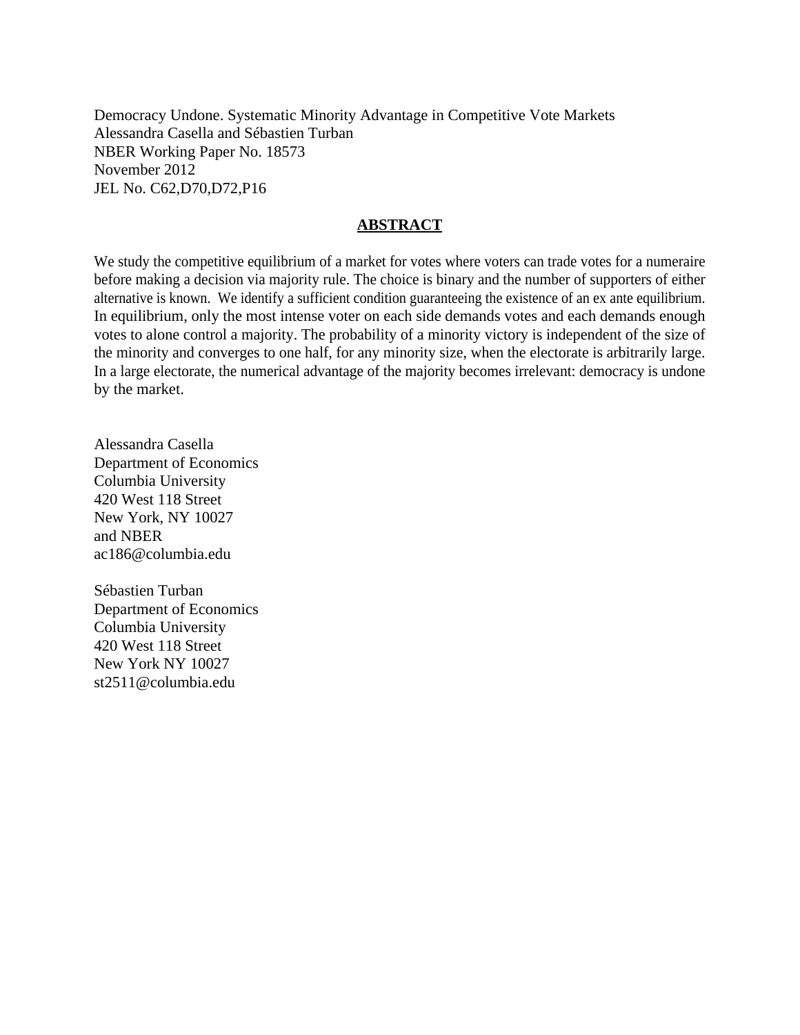Democracy Undone. Systematic Minority Advantage in Competitive Vote Markets
Alessandra Casella and Sébastien Turban
NBER Working Paper No. 18573
November 2012
JEL No. C62,D70,D72,P16

## ABSTRACT

We study the competitive equilibrium of a market for votes where voters can trade votes for a numeraire before making a decision via majority rule. The choice is binary and the number of supporters of either alternative is known. We identify a sufficient condition guaranteeing the existence of an ex ante equilibrium. In equilibrium, only the most intense voter on each side demands votes and each demands enough votes to alone control a majority. The probability of a minority victory is independent of the size of the minority and converges to one half, for any minority size, when the electorate is arbitrarily large. In a large electorate, the numerical advantage of the majority becomes irrelevant: democracy is undone by the market.

Alessandra Casella
Department of Economics
Columbia University
420 West 118 Street
New York, NY 10027
and NBER
ac186@columbia.edu

Sébastien Turban
Department of Economics
Columbia University
420 West 118 Street
New York NY 10027
st2511@columbia.edu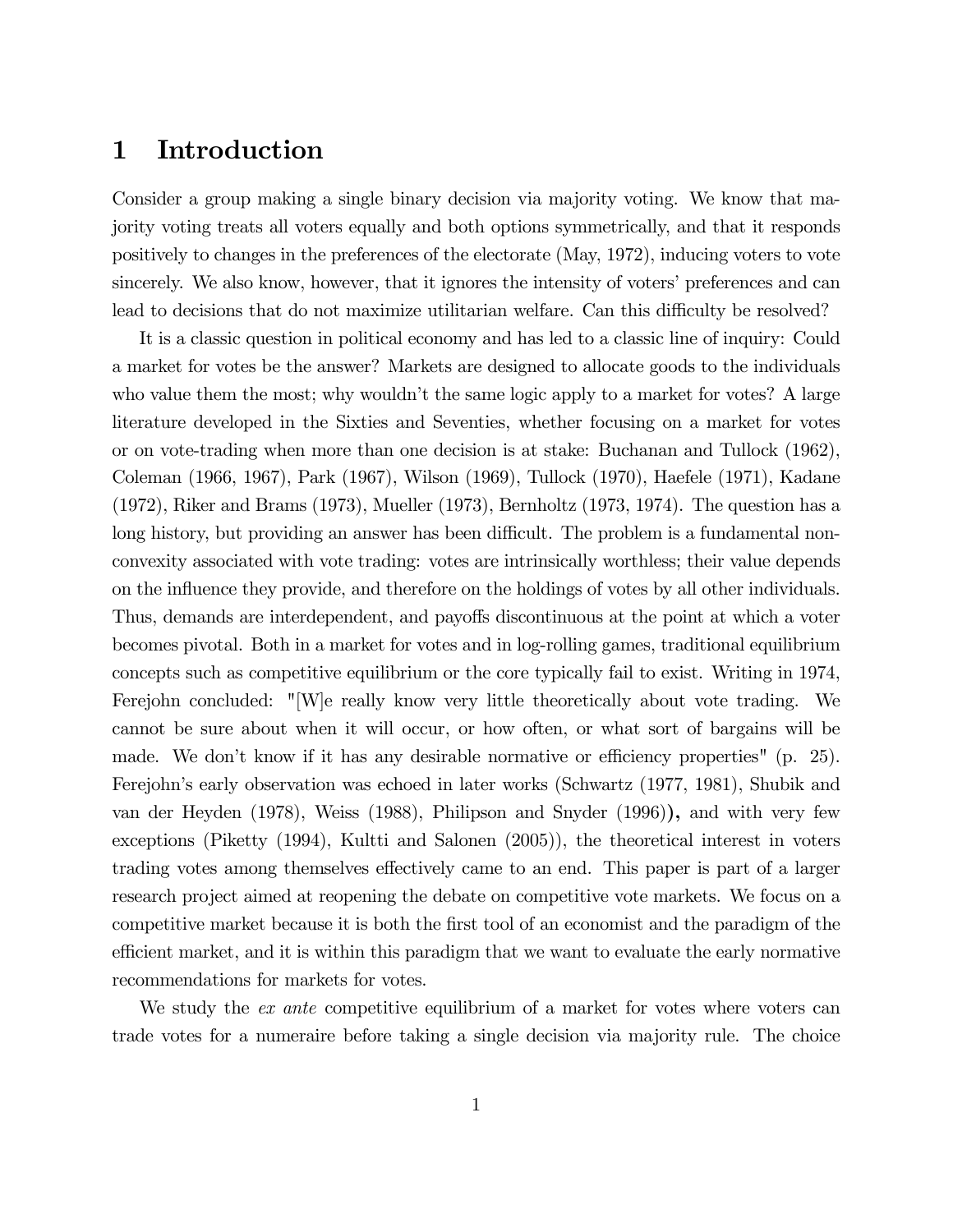# 1 Introduction

Consider a group making a single binary decision via majority voting. We know that majority voting treats all voters equally and both options symmetrically, and that it responds positively to changes in the preferences of the electorate (May, 1972), inducing voters to vote sincerely. We also know, however, that it ignores the intensity of voters' preferences and can lead to decisions that do not maximize utilitarian welfare. Can this difficulty be resolved?

It is a classic question in political economy and has led to a classic line of inquiry: Could a market for votes be the answer? Markets are designed to allocate goods to the individuals who value them the most; why wouldn't the same logic apply to a market for votes? A large literature developed in the Sixties and Seventies, whether focusing on a market for votes or on vote-trading when more than one decision is at stake: Buchanan and Tullock (1962), Coleman (1966, 1967), Park (1967), Wilson (1969), Tullock (1970), Haefele (1971), Kadane (1972), Riker and Brams (1973), Mueller (1973), Bernholtz (1973, 1974). The question has a long history, but providing an answer has been difficult. The problem is a fundamental non-convexity associated with vote trading: votes are intrinsically worthless; their value depends on the influence they provide, and therefore on the holdings of votes by all other individuals. Thus, demands are interdependent, and payoffs discontinuous at the point at which a voter becomes pivotal. Both in a market for votes and in log-rolling games, traditional equilibrium concepts such as competitive equilibrium or the core typically fail to exist. Writing in 1974, Ferejohn concluded: "[W]e really know very little theoretically about vote trading. We cannot be sure about when it will occur, or how often, or what sort of bargains will be made. We don't know if it has any desirable normative or efficiency properties" (p. 25). Ferejohn's early observation was echoed in later works (Schwartz (1977, 1981), Shubik and van der Heyden (1978), Weiss (1988), Philipson and Snyder (1996)), and with very few exceptions (Piketty (1994), Kultti and Salonen (2005)), the theoretical interest in voters trading votes among themselves effectively came to an end. This paper is part of a larger research project aimed at reopening the debate on competitive vote markets. We focus on a competitive market because it is both the first tool of an economist and the paradigm of the efficient market, and it is within this paradigm that we want to evaluate the early normative recommendations for markets for votes.

We study the *ex ante* competitive equilibrium of a market for votes where voters can trade votes for a numeraire before taking a single decision via majority rule. The choice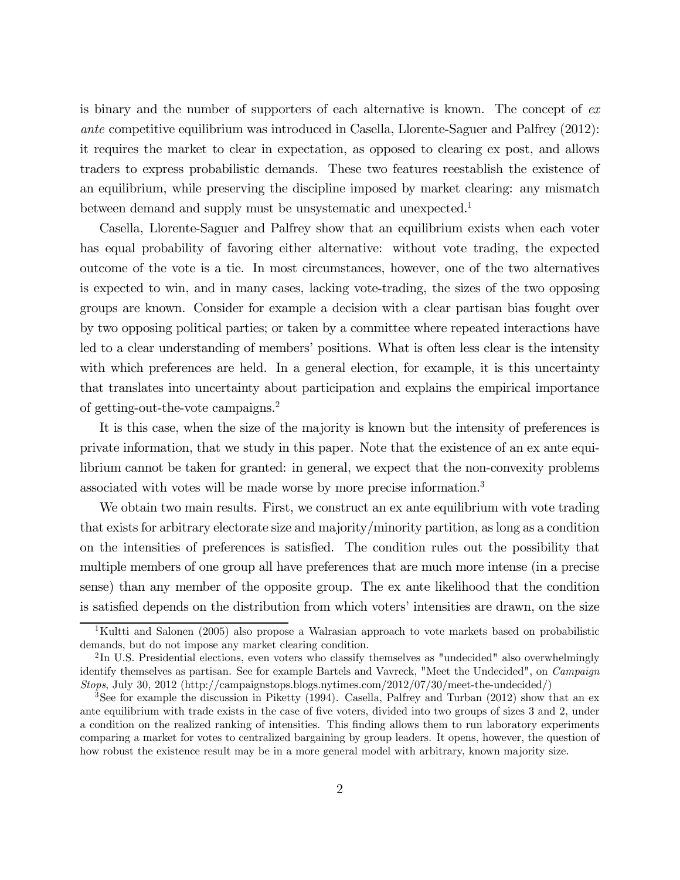is binary and the number of supporters of each alternative is known. The concept of *ex ante* competitive equilibrium was introduced in Casella, Llorente-Saguer and Palfrey (2012): it requires the market to clear in expectation, as opposed to clearing ex post, and allows traders to express probabilistic demands. These two features reestablish the existence of an equilibrium, while preserving the discipline imposed by market clearing: any mismatch between demand and supply must be unsystematic and unexpected.[1]

Casella, Llorente-Saguer and Palfrey show that an equilibrium exists when each voter has equal probability of favoring either alternative: without vote trading, the expected outcome of the vote is a tie. In most circumstances, however, one of the two alternatives is expected to win, and in many cases, lacking vote-trading, the sizes of the two opposing groups are known. Consider for example a decision with a clear partisan bias fought over by two opposing political parties; or taken by a committee where repeated interactions have led to a clear understanding of members' positions. What is often less clear is the intensity with which preferences are held. In a general election, for example, it is this uncertainty that translates into uncertainty about participation and explains the empirical importance of getting-out-the-vote campaigns.[2]

It is this case, when the size of the majority is known but the intensity of preferences is private information, that we study in this paper. Note that the existence of an ex ante equilibrium cannot be taken for granted: in general, we expect that the non-convexity problems associated with votes will be made worse by more precise information.[3]

We obtain two main results. First, we construct an ex ante equilibrium with vote trading that exists for arbitrary electorate size and majority/minority partition, as long as a condition on the intensities of preferences is satisfied. The condition rules out the possibility that multiple members of one group all have preferences that are much more intense (in a precise sense) than any member of the opposite group. The ex ante likelihood that the condition is satisfied depends on the distribution from which voters' intensities are drawn, on the size

---

[1] Kultti and Salonen (2005) also propose a Walrasian approach to vote markets based on probabilistic demands, but do not impose any market clearing condition.

[2] In U.S. Presidential elections, even voters who classify themselves as "undecided" also overwhelmingly identify themselves as partisan. See for example Bartels and Vavreck, "Meet the Undecided", on *Campaign Stops*, July 30, 2012 (http://campaignstops.blogs.nytimes.com/2012/07/30/meet-the-undecided/)

[3] See for example the discussion in Piketty (1994). Casella, Palfrey and Turban (2012) show that an ex ante equilibrium with trade exists in the case of five voters, divided into two groups of sizes 3 and 2, under a condition on the realized ranking of intensities. This finding allows them to run laboratory experiments comparing a market for votes to centralized bargaining by group leaders. It opens, however, the question of how robust the existence result may be in a more general model with arbitrary, known majority size.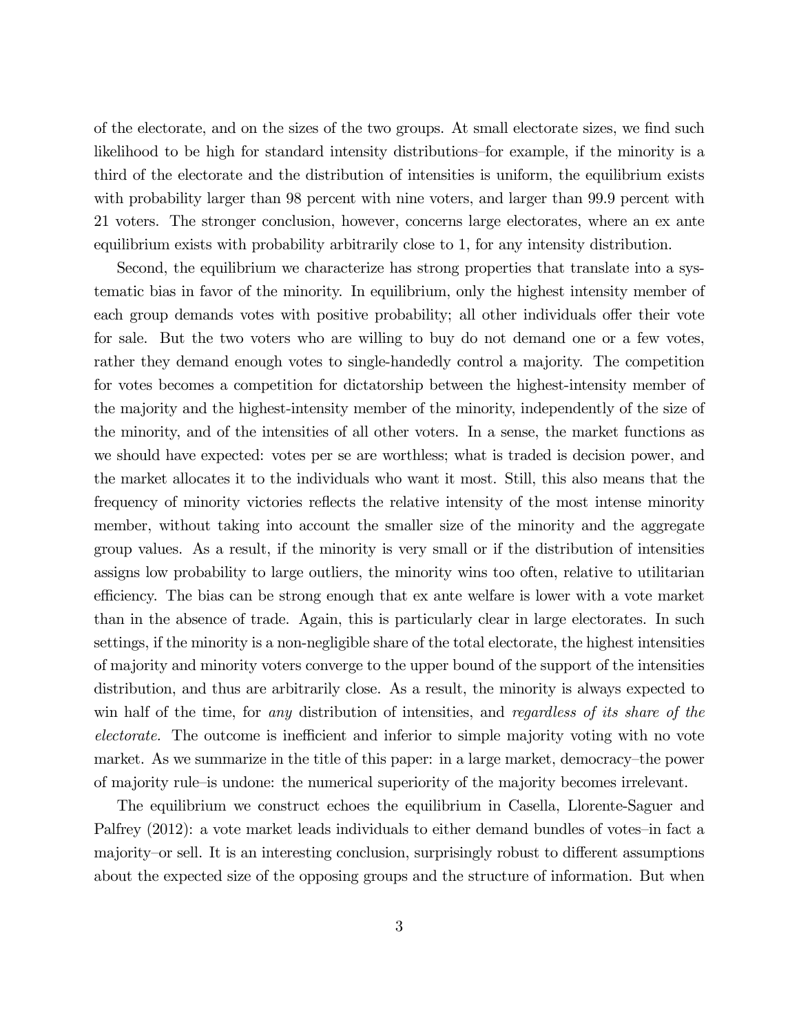of the electorate, and on the sizes of the two groups. At small electorate sizes, we find such likelihood to be high for standard intensity distributions–for example, if the minority is a third of the electorate and the distribution of intensities is uniform, the equilibrium exists with probability larger than 98 percent with nine voters, and larger than 99.9 percent with 21 voters. The stronger conclusion, however, concerns large electorates, where an ex ante equilibrium exists with probability arbitrarily close to 1, for any intensity distribution.

Second, the equilibrium we characterize has strong properties that translate into a systematic bias in favor of the minority. In equilibrium, only the highest intensity member of each group demands votes with positive probability; all other individuals offer their vote for sale. But the two voters who are willing to buy do not demand one or a few votes, rather they demand enough votes to single-handedly control a majority. The competition for votes becomes a competition for dictatorship between the highest-intensity member of the majority and the highest-intensity member of the minority, independently of the size of the minority, and of the intensities of all other voters. In a sense, the market functions as we should have expected: votes per se are worthless; what is traded is decision power, and the market allocates it to the individuals who want it most. Still, this also means that the frequency of minority victories reflects the relative intensity of the most intense minority member, without taking into account the smaller size of the minority and the aggregate group values. As a result, if the minority is very small or if the distribution of intensities assigns low probability to large outliers, the minority wins too often, relative to utilitarian efficiency. The bias can be strong enough that ex ante welfare is lower with a vote market than in the absence of trade. Again, this is particularly clear in large electorates. In such settings, if the minority is a non-negligible share of the total electorate, the highest intensities of majority and minority voters converge to the upper bound of the support of the intensities distribution, and thus are arbitrarily close. As a result, the minority is always expected to win half of the time, for *any* distribution of intensities, and *regardless of its share of the electorate.* The outcome is inefficient and inferior to simple majority voting with no vote market. As we summarize in the title of this paper: in a large market, democracy–the power of majority rule–is undone: the numerical superiority of the majority becomes irrelevant.

The equilibrium we construct echoes the equilibrium in Casella, Llorente-Saguer and Palfrey (2012): a vote market leads individuals to either demand bundles of votes–in fact a majority–or sell. It is an interesting conclusion, surprisingly robust to different assumptions about the expected size of the opposing groups and the structure of information. But when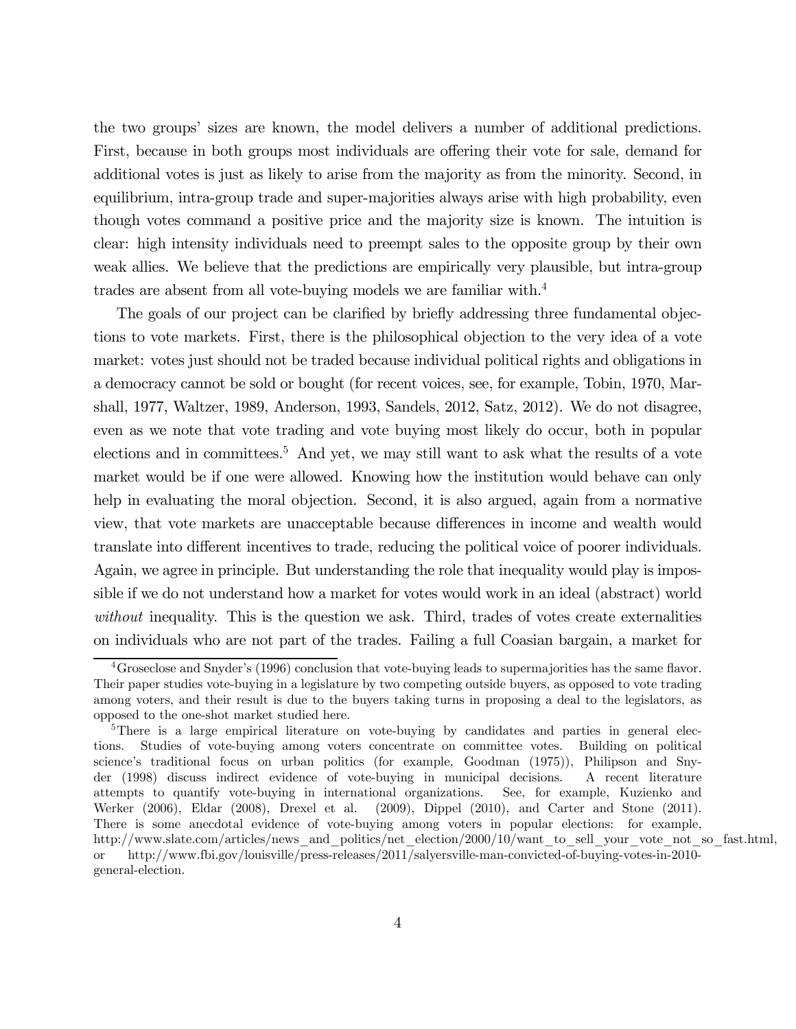the two groups' sizes are known, the model delivers a number of additional predictions. First, because in both groups most individuals are offering their vote for sale, demand for additional votes is just as likely to arise from the majority as from the minority. Second, in equilibrium, intra-group trade and super-majorities always arise with high probability, even though votes command a positive price and the majority size is known. The intuition is clear: high intensity individuals need to preempt sales to the opposite group by their own weak allies. We believe that the predictions are empirically very plausible, but intra-group trades are absent from all vote-buying models we are familiar with.[4]

The goals of our project can be clarified by briefly addressing three fundamental objections to vote markets. First, there is the philosophical objection to the very idea of a vote market: votes just should not be traded because individual political rights and obligations in a democracy cannot be sold or bought (for recent voices, see, for example, Tobin, 1970, Marshall, 1977, Waltzer, 1989, Anderson, 1993, Sandels, 2012, Satz, 2012). We do not disagree, even as we note that vote trading and vote buying most likely do occur, both in popular elections and in committees.[5] And yet, we may still want to ask what the results of a vote market would be if one were allowed. Knowing how the institution would behave can only help in evaluating the moral objection. Second, it is also argued, again from a normative view, that vote markets are unacceptable because differences in income and wealth would translate into different incentives to trade, reducing the political voice of poorer individuals. Again, we agree in principle. But understanding the role that inequality would play is impossible if we do not understand how a market for votes would work in an ideal (abstract) world *without* inequality. This is the question we ask. Third, trades of votes create externalities on individuals who are not part of the trades. Failing a full Coasian bargain, a market for

[4]Groseclose and Snyder's (1996) conclusion that vote-buying leads to supermajorities has the same flavor. Their paper studies vote-buying in a legislature by two competing outside buyers, as opposed to vote trading among voters, and their result is due to the buyers taking turns in proposing a deal to the legislators, as opposed to the one-shot market studied here.

[5]There is a large empirical literature on vote-buying by candidates and parties in general elections. Studies of vote-buying among voters concentrate on committee votes. Building on political science's traditional focus on urban politics (for example, Goodman (1975)), Philipson and Snyder (1998) discuss indirect evidence of vote-buying in municipal decisions. A recent literature attempts to quantify vote-buying in international organizations. See, for example, Kuzienko and Werker (2006), Eldar (2008), Drexel et al. (2009), Dippel (2010), and Carter and Stone (2011). There is some anecdotal evidence of vote-buying among voters in popular elections: for example, http://www.slate.com/articles/news_and_politics/net_election/2000/10/want_to_sell_your_vote_not_so_fast.html, or http://www.fbi.gov/louisville/press-releases/2011/salyersville-man-convicted-of-buying-votes-in-2010-general-election.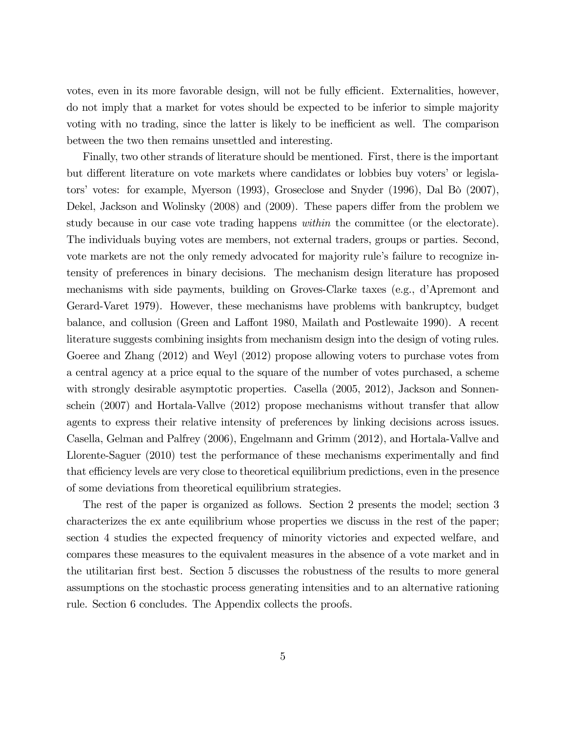votes, even in its more favorable design, will not be fully efficient. Externalities, however, do not imply that a market for votes should be expected to be inferior to simple majority voting with no trading, since the latter is likely to be inefficient as well. The comparison between the two then remains unsettled and interesting.

Finally, two other strands of literature should be mentioned. First, there is the important but different literature on vote markets where candidates or lobbies buy voters' or legislators' votes: for example, Myerson (1993), Groseclose and Snyder (1996), Dal Bò (2007), Dekel, Jackson and Wolinsky (2008) and (2009). These papers differ from the problem we study because in our case vote trading happens *within* the committee (or the electorate). The individuals buying votes are members, not external traders, groups or parties. Second, vote markets are not the only remedy advocated for majority rule's failure to recognize intensity of preferences in binary decisions. The mechanism design literature has proposed mechanisms with side payments, building on Groves-Clarke taxes (e.g., d'Apremont and Gerard-Varet 1979). However, these mechanisms have problems with bankruptcy, budget balance, and collusion (Green and Laffont 1980, Mailath and Postlewaite 1990). A recent literature suggests combining insights from mechanism design into the design of voting rules. Goeree and Zhang (2012) and Weyl (2012) propose allowing voters to purchase votes from a central agency at a price equal to the square of the number of votes purchased, a scheme with strongly desirable asymptotic properties. Casella (2005, 2012), Jackson and Sonnenschein (2007) and Hortala-Vallve (2012) propose mechanisms without transfer that allow agents to express their relative intensity of preferences by linking decisions across issues. Casella, Gelman and Palfrey (2006), Engelmann and Grimm (2012), and Hortala-Vallve and Llorente-Saguer (2010) test the performance of these mechanisms experimentally and find that efficiency levels are very close to theoretical equilibrium predictions, even in the presence of some deviations from theoretical equilibrium strategies.

The rest of the paper is organized as follows. Section 2 presents the model; section 3 characterizes the ex ante equilibrium whose properties we discuss in the rest of the paper; section 4 studies the expected frequency of minority victories and expected welfare, and compares these measures to the equivalent measures in the absence of a vote market and in the utilitarian first best. Section 5 discusses the robustness of the results to more general assumptions on the stochastic process generating intensities and to an alternative rationing rule. Section 6 concludes. The Appendix collects the proofs.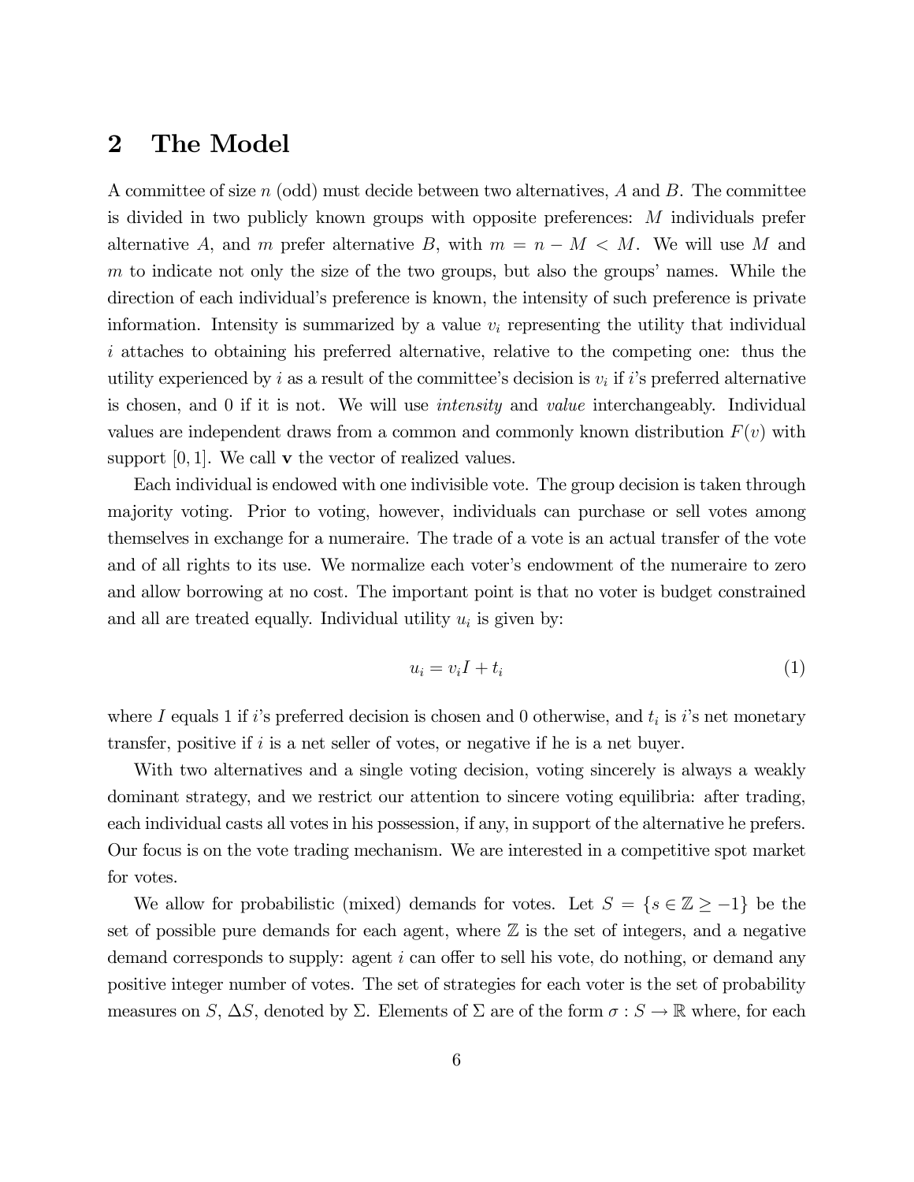## 2 The Model

A committee of size $n$ (odd) must decide between two alternatives, $A$ and $B$. The committee is divided in two publicly known groups with opposite preferences: $M$ individuals prefer alternative $A$, and $m$ prefer alternative $B$, with $m = n - M < M$. We will use $M$ and $m$ to indicate not only the size of the two groups, but also the groups' names. While the direction of each individual's preference is known, the intensity of such preference is private information. Intensity is summarized by a value $v_i$ representing the utility that individual $i$ attaches to obtaining his preferred alternative, relative to the competing one: thus the utility experienced by $i$ as a result of the committee's decision is $v_i$ if $i$'s preferred alternative is chosen, and 0 if it is not. We will use *intensity* and *value* interchangeably. Individual values are independent draws from a common and commonly known distribution $F(v)$ with support $[0, 1]$. We call $\mathbf{v}$ the vector of realized values.

Each individual is endowed with one indivisible vote. The group decision is taken through majority voting. Prior to voting, however, individuals can purchase or sell votes among themselves in exchange for a numeraire. The trade of a vote is an actual transfer of the vote and of all rights to its use. We normalize each voter's endowment of the numeraire to zero and allow borrowing at no cost. The important point is that no voter is budget constrained and all are treated equally. Individual utility $u_i$ is given by:

$$u_i = v_i I + t_i \tag{1}$$

where $I$ equals 1 if $i$'s preferred decision is chosen and 0 otherwise, and $t_i$ is $i$'s net monetary transfer, positive if $i$ is a net seller of votes, or negative if he is a net buyer.

With two alternatives and a single voting decision, voting sincerely is always a weakly dominant strategy, and we restrict our attention to sincere voting equilibria: after trading, each individual casts all votes in his possession, if any, in support of the alternative he prefers. Our focus is on the vote trading mechanism. We are interested in a competitive spot market for votes.

We allow for probabilistic (mixed) demands for votes. Let $S = \{s \in \mathbb{Z} \geq -1\}$ be the set of possible pure demands for each agent, where $\mathbb{Z}$ is the set of integers, and a negative demand corresponds to supply: agent $i$ can offer to sell his vote, do nothing, or demand any positive integer number of votes. The set of strategies for each voter is the set of probability measures on $S$, $\Delta S$, denoted by $\Sigma$. Elements of $\Sigma$ are of the form $\sigma : S \to \mathbb{R}$ where, for each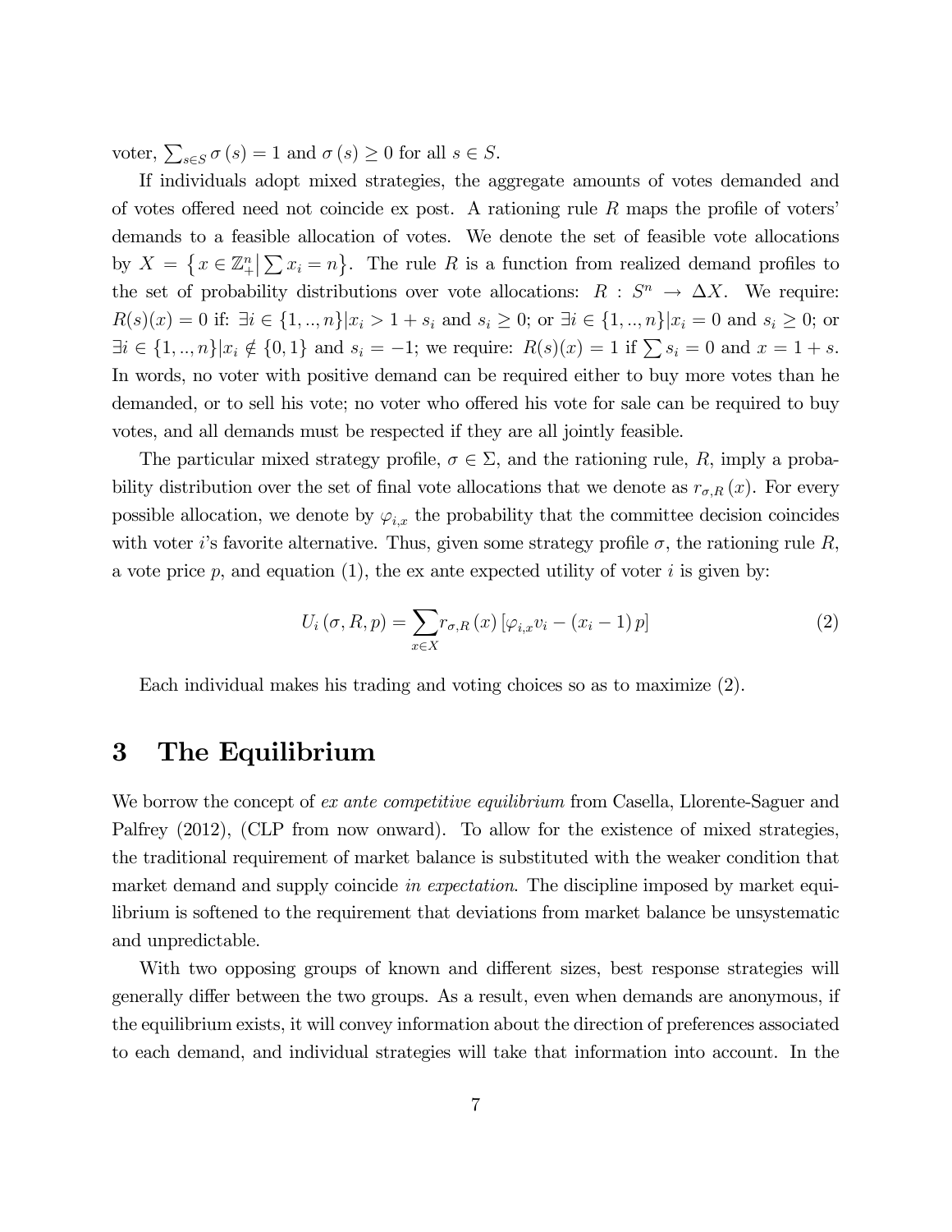voter, $\sum_{s \in S} \sigma(s) = 1$ and $\sigma(s) \geq 0$ for all $s \in S$.

If individuals adopt mixed strategies, the aggregate amounts of votes demanded and of votes offered need not coincide ex post. A rationing rule $R$ maps the profile of voters' demands to a feasible allocation of votes. We denote the set of feasible vote allocations by $X = \left\{ x \in \mathbb{Z}_{+}^{n} \middle| \sum x_i = n \right\}$. The rule $R$ is a function from realized demand profiles to the set of probability distributions over vote allocations: $R : S^n \rightarrow \Delta X$. We require: $R(s)(x) = 0$ if: $\exists i \in \{1, .., n\} | x_i > 1 + s_i$ and $s_i \geq 0$; or $\exists i \in \{1, .., n\} | x_i = 0$ and $s_i \geq 0$; or $\exists i \in \{1, .., n\} | x_i \notin \{0, 1\}$ and $s_i = -1$; we require: $R(s)(x) = 1$ if $\sum s_i = 0$ and $x = 1 + s$. In words, no voter with positive demand can be required either to buy more votes than he demanded, or to sell his vote; no voter who offered his vote for sale can be required to buy votes, and all demands must be respected if they are all jointly feasible.

The particular mixed strategy profile, $\sigma \in \Sigma$, and the rationing rule, $R$, imply a probability distribution over the set of final vote allocations that we denote as $r_{\sigma,R}(x)$. For every possible allocation, we denote by $\varphi_{i,x}$ the probability that the committee decision coincides with voter $i$'s favorite alternative. Thus, given some strategy profile $\sigma$, the rationing rule $R$, a vote price $p$, and equation (1), the ex ante expected utility of voter $i$ is given by:

$$U_i(\sigma, R, p) = \sum_{x \in X} r_{\sigma,R}(x) \left[ \varphi_{i,x} v_i - (x_i - 1) p \right] \tag{2}$$

Each individual makes his trading and voting choices so as to maximize (2).

# 3 The Equilibrium

We borrow the concept of *ex ante competitive equilibrium* from Casella, Llorente-Saguer and Palfrey (2012), (CLP from now onward). To allow for the existence of mixed strategies, the traditional requirement of market balance is substituted with the weaker condition that market demand and supply coincide *in expectation*. The discipline imposed by market equilibrium is softened to the requirement that deviations from market balance be unsystematic and unpredictable.

With two opposing groups of known and different sizes, best response strategies will generally differ between the two groups. As a result, even when demands are anonymous, if the equilibrium exists, it will convey information about the direction of preferences associated to each demand, and individual strategies will take that information into account. In the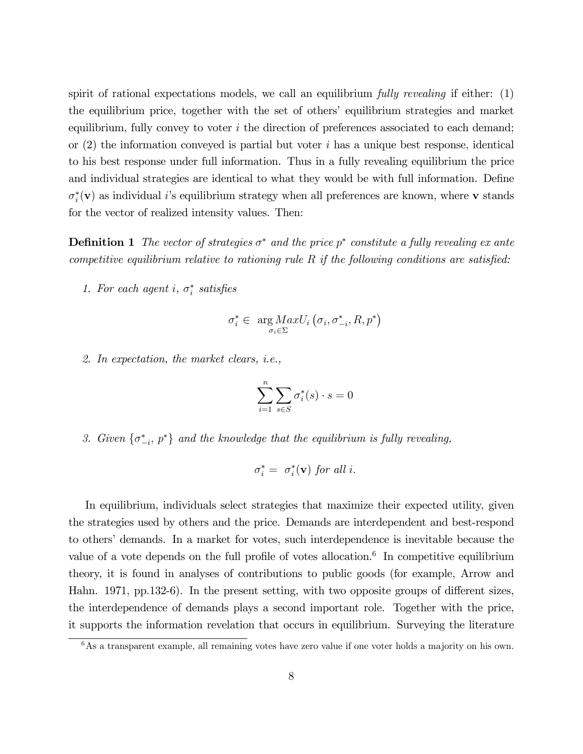spirit of rational expectations models, we call an equilibrium *fully revealing* if either: (1) the equilibrium price, together with the set of others' equilibrium strategies and market equilibrium, fully convey to voter $i$ the direction of preferences associated to each demand; or (2) the information conveyed is partial but voter $i$ has a unique best response, identical to his best response under full information. Thus in a fully revealing equilibrium the price and individual strategies are identical to what they would be with full information. Define $\sigma_i^*(\mathbf{v})$ as individual $i$'s equilibrium strategy when all preferences are known, where $\mathbf{v}$ stands for the vector of realized intensity values. Then:

**Definition 1** *The vector of strategies $\sigma^*$ and the price $p^*$ constitute a fully revealing ex ante competitive equilibrium relative to rationing rule $R$ if the following conditions are satisfied:*

1. *For each agent $i$, $\sigma_i^*$ satisfies*

$$\sigma_i^* \in \underset{\sigma_i \in \Sigma}{\arg Max} U_i \left(\sigma_i, \sigma_{-i}^*, R, p^*\right)$$

2. *In expectation, the market clears, i.e.,*

$$\sum_{i=1}^{n} \sum_{s \in S} \sigma_i^*(s) \cdot s = 0$$

3. *Given $\{\sigma_{-i}^*, p^*\}$ and the knowledge that the equilibrium is fully revealing,*

$$\sigma_i^* = \sigma_i^*(\mathbf{v}) \text{ for all } i.$$

In equilibrium, individuals select strategies that maximize their expected utility, given the strategies used by others and the price. Demands are interdependent and best-respond to others' demands. In a market for votes, such interdependence is inevitable because the value of a vote depends on the full profile of votes allocation.[6] In competitive equilibrium theory, it is found in analyses of contributions to public goods (for example, Arrow and Hahn. 1971, pp.132-6). In the present setting, with two opposite groups of different sizes, the interdependence of demands plays a second important role. Together with the price, it supports the information revelation that occurs in equilibrium. Surveying the literature

[6] As a transparent example, all remaining votes have zero value if one voter holds a majority on his own.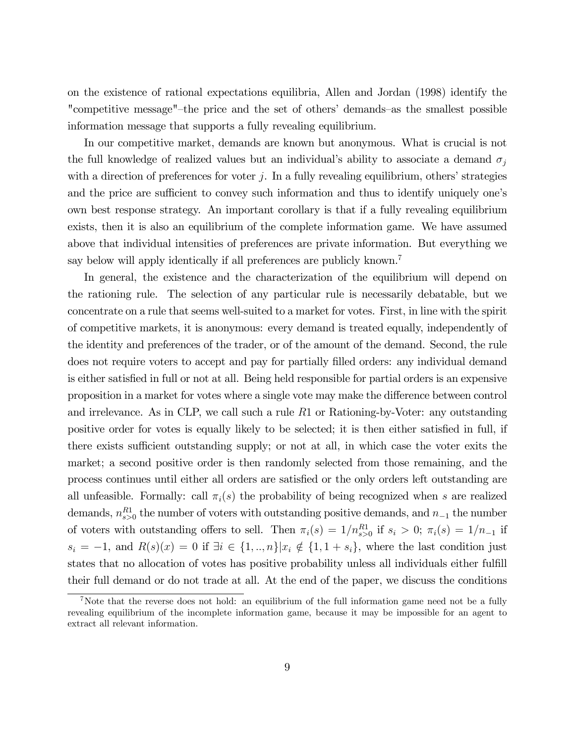on the existence of rational expectations equilibria, Allen and Jordan (1998) identify the "competitive message"–the price and the set of others' demands–as the smallest possible information message that supports a fully revealing equilibrium.

In our competitive market, demands are known but anonymous. What is crucial is not the full knowledge of realized values but an individual's ability to associate a demand $\sigma_j$ with a direction of preferences for voter $j$. In a fully revealing equilibrium, others' strategies and the price are sufficient to convey such information and thus to identify uniquely one's own best response strategy. An important corollary is that if a fully revealing equilibrium exists, then it is also an equilibrium of the complete information game. We have assumed above that individual intensities of preferences are private information. But everything we say below will apply identically if all preferences are publicly known.[7]

In general, the existence and the characterization of the equilibrium will depend on the rationing rule. The selection of any particular rule is necessarily debatable, but we concentrate on a rule that seems well-suited to a market for votes. First, in line with the spirit of competitive markets, it is anonymous: every demand is treated equally, independently of the identity and preferences of the trader, or of the amount of the demand. Second, the rule does not require voters to accept and pay for partially filled orders: any individual demand is either satisfied in full or not at all. Being held responsible for partial orders is an expensive proposition in a market for votes where a single vote may make the difference between control and irrelevance. As in CLP, we call such a rule $R1$ or Rationing-by-Voter: any outstanding positive order for votes is equally likely to be selected; it is then either satisfied in full, if there exists sufficient outstanding supply; or not at all, in which case the voter exits the market; a second positive order is then randomly selected from those remaining, and the process continues until either all orders are satisfied or the only orders left outstanding are all unfeasible. Formally: call $\pi_i(s)$ the probability of being recognized when $s$ are realized demands, $n^{R1}_{s>0}$ the number of voters with outstanding positive demands, and $n_{-1}$ the number of voters with outstanding offers to sell. Then $\pi_i(s) = 1/n^{R1}_{s>0}$ if $s_i > 0$; $\pi_i(s) = 1/n_{-1}$ if $s_i = -1$, and $R(s)(x) = 0$ if $\exists i \in \{1, .., n\} | x_i \notin \{1, 1 + s_i\}$, where the last condition just states that no allocation of votes has positive probability unless all individuals either fulfill their full demand or do not trade at all. At the end of the paper, we discuss the conditions

[7] Note that the reverse does not hold: an equilibrium of the full information game need not be a fully revealing equilibrium of the incomplete information game, because it may be impossible for an agent to extract all relevant information.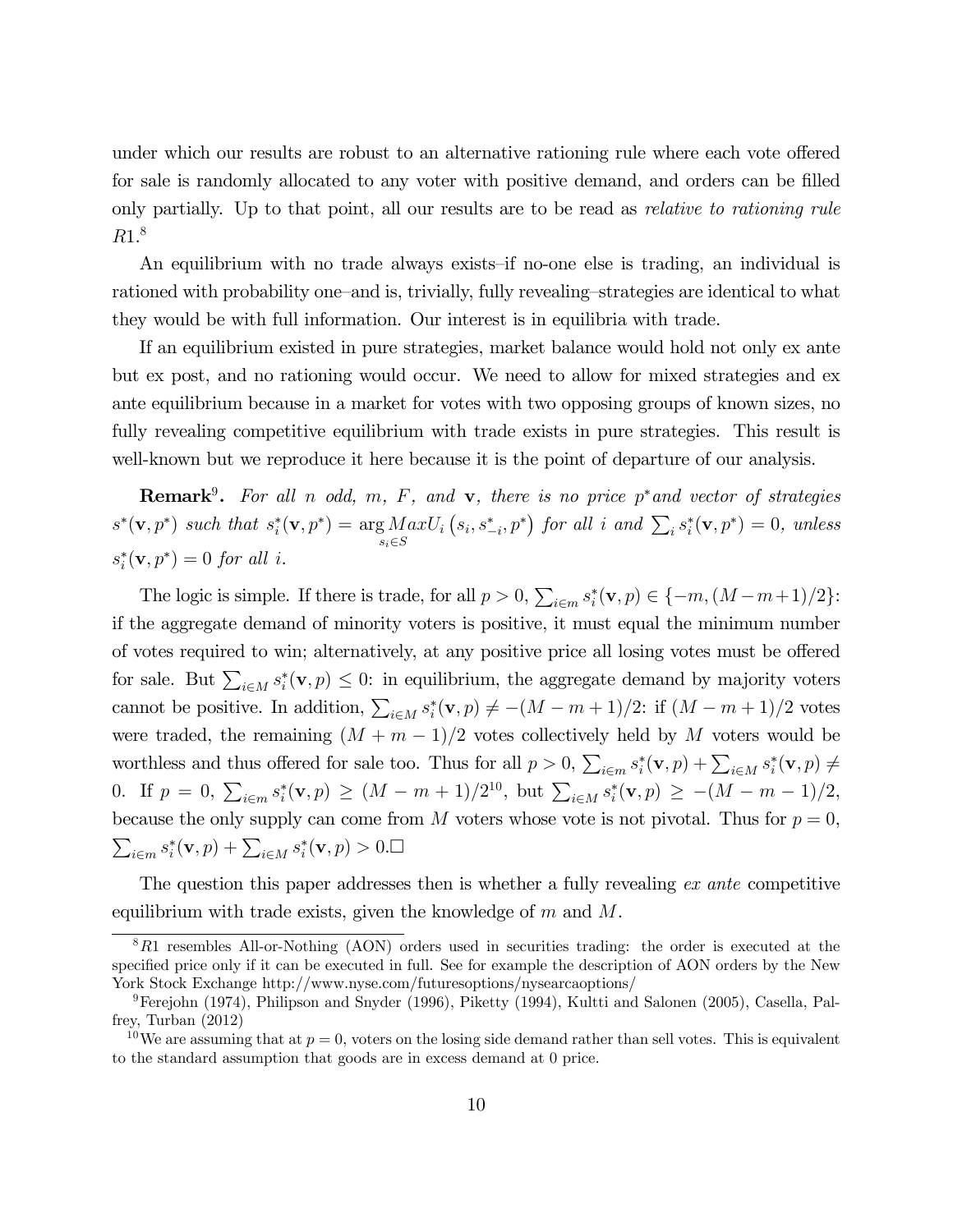under which our results are robust to an alternative rationing rule where each vote offered for sale is randomly allocated to any voter with positive demand, and orders can be filled only partially. Up to that point, all our results are to be read as *relative to rationing rule* $R1$.[8]

An equilibrium with no trade always exists–if no-one else is trading, an individual is rationed with probability one–and is, trivially, fully revealing–strategies are identical to what they would be with full information. Our interest is in equilibria with trade.

If an equilibrium existed in pure strategies, market balance would hold not only ex ante but ex post, and no rationing would occur. We need to allow for mixed strategies and ex ante equilibrium because in a market for votes with two opposing groups of known sizes, no fully revealing competitive equilibrium with trade exists in pure strategies. This result is well-known but we reproduce it here because it is the point of departure of our analysis.

**Remark**[9]**.** *For all $n$ odd, $m$, $F$, and $\mathbf{v}$, there is no price $p^*$ and vector of strategies $s^*(\mathbf{v}, p^*)$ such that $s_i^*(\mathbf{v}, p^*) = \underset{s_i \in S}{\arg Max} U_i\left(s_i, s_{-i}^*, p^*\right)$ for all $i$ and $\sum_i s_i^*(\mathbf{v}, p^*) = 0$, unless $s_i^*(\mathbf{v}, p^*) = 0$ for all $i$.*

The logic is simple. If there is trade, for all $p > 0$, $\sum_{i \in m} s_i^*(\mathbf{v}, p) \in \{-m, (M - m + 1)/2\}$: if the aggregate demand of minority voters is positive, it must equal the minimum number of votes required to win; alternatively, at any positive price all losing votes must be offered for sale. But $\sum_{i \in M} s_i^*(\mathbf{v}, p) \leq 0$: in equilibrium, the aggregate demand by majority voters cannot be positive. In addition, $\sum_{i \in M} s_i^*(\mathbf{v}, p) \neq -(M - m + 1)/2$: if $(M - m + 1)/2$ votes were traded, the remaining $(M + m - 1)/2$ votes collectively held by $M$ voters would be worthless and thus offered for sale too. Thus for all $p > 0$, $\sum_{i \in m} s_i^*(\mathbf{v}, p) + \sum_{i \in M} s_i^*(\mathbf{v}, p) \neq 0$. If $p = 0$, $\sum_{i \in m} s_i^*(\mathbf{v}, p) \geq (M - m + 1)/2$[10], but $\sum_{i \in M} s_i^*(\mathbf{v}, p) \geq -(M - m - 1)/2$, because the only supply can come from $M$ voters whose vote is not pivotal. Thus for $p = 0$, $\sum_{i \in m} s_i^*(\mathbf{v}, p) + \sum_{i \in M} s_i^*(\mathbf{v}, p) > 0$.□

The question this paper addresses then is whether a fully revealing *ex ante* competitive equilibrium with trade exists, given the knowledge of $m$ and $M$.

---

[8] $R1$ resembles All-or-Nothing (AON) orders used in securities trading: the order is executed at the specified price only if it can be executed in full. See for example the description of AON orders by the New York Stock Exchange http://www.nyse.com/futuresoptions/nysearcaoptions/

[9] Ferejohn (1974), Philipson and Snyder (1996), Piketty (1994), Kultti and Salonen (2005), Casella, Palfrey, Turban (2012)

[10] We are assuming that at $p = 0$, voters on the losing side demand rather than sell votes. This is equivalent to the standard assumption that goods are in excess demand at 0 price.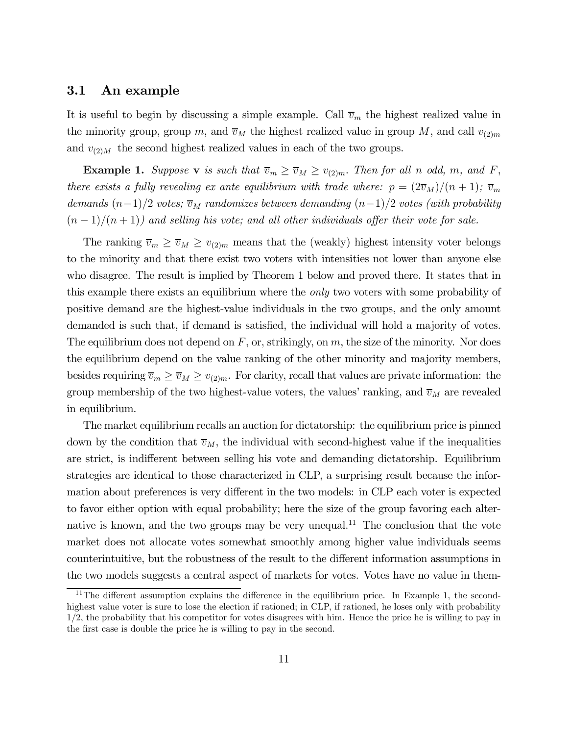### 3.1 An example

It is useful to begin by discussing a simple example. Call $\overline{v}_m$ the highest realized value in the minority group, group $m$, and $\overline{v}_M$ the highest realized value in group $M$, and call $v_{(2)m}$ and $v_{(2)M}$ the second highest realized values in each of the two groups.

**Example 1.** *Suppose* $\mathbf{v}$ *is such that* $\overline{v}_m \geq \overline{v}_M \geq v_{(2)m}$. *Then for all* $n$ *odd,* $m$, *and* $F$, *there exists a fully revealing ex ante equilibrium with trade where:* $p = (2\overline{v}_M)/(n+1)$; $\overline{v}_m$ *demands* $(n-1)/2$ *votes;* $\overline{v}_M$ *randomizes between demanding* $(n-1)/2$ *votes (with probability* $(n-1)/(n+1)$*) and selling his vote; and all other individuals offer their vote for sale.*

The ranking $\overline{v}_m \geq \overline{v}_M \geq v_{(2)m}$ means that the (weakly) highest intensity voter belongs to the minority and that there exist two voters with intensities not lower than anyone else who disagree. The result is implied by Theorem 1 below and proved there. It states that in this example there exists an equilibrium where the *only* two voters with some probability of positive demand are the highest-value individuals in the two groups, and the only amount demanded is such that, if demand is satisfied, the individual will hold a majority of votes. The equilibrium does not depend on $F$, or, strikingly, on $m$, the size of the minority. Nor does the equilibrium depend on the value ranking of the other minority and majority members, besides requiring $\overline{v}_m \geq \overline{v}_M \geq v_{(2)m}$. For clarity, recall that values are private information: the group membership of the two highest-value voters, the values' ranking, and $\overline{v}_M$ are revealed in equilibrium.

The market equilibrium recalls an auction for dictatorship: the equilibrium price is pinned down by the condition that $\overline{v}_M$, the individual with second-highest value if the inequalities are strict, is indifferent between selling his vote and demanding dictatorship. Equilibrium strategies are identical to those characterized in CLP, a surprising result because the information about preferences is very different in the two models: in CLP each voter is expected to favor either option with equal probability; here the size of the group favoring each alternative is known, and the two groups may be very unequal.[11] The conclusion that the vote market does not allocate votes somewhat smoothly among higher value individuals seems counterintuitive, but the robustness of the result to the different information assumptions in the two models suggests a central aspect of markets for votes. Votes have no value in them-

[11] The different assumption explains the difference in the equilibrium price. In Example 1, the second-highest value voter is sure to lose the election if rationed; in CLP, if rationed, he loses only with probability 1/2, the probability that his competitor for votes disagrees with him. Hence the price he is willing to pay in the first case is double the price he is willing to pay in the second.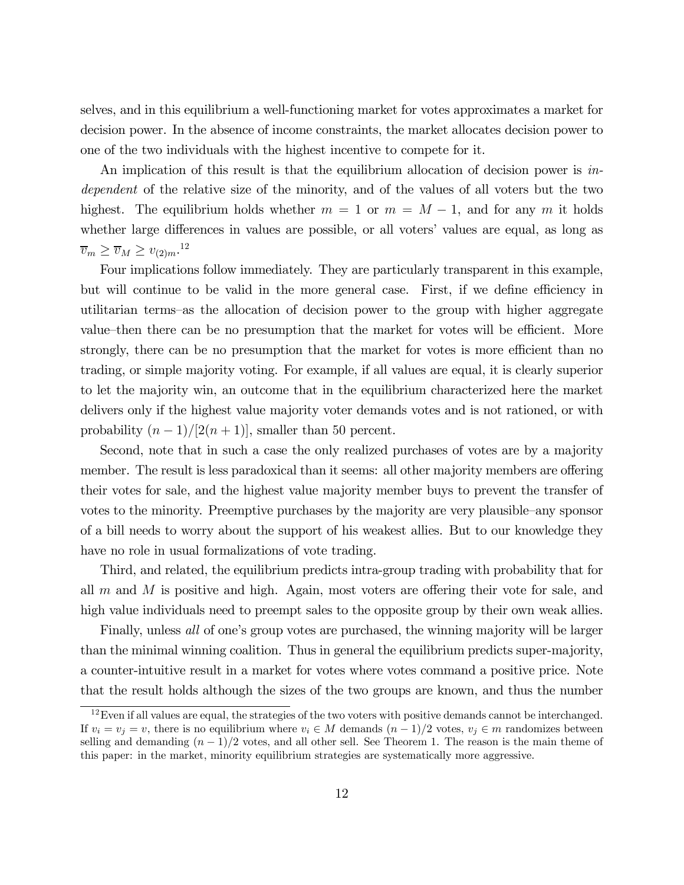selves, and in this equilibrium a well-functioning market for votes approximates a market for decision power. In the absence of income constraints, the market allocates decision power to one of the two individuals with the highest incentive to compete for it.

An implication of this result is that the equilibrium allocation of decision power is *independent* of the relative size of the minority, and of the values of all voters but the two highest. The equilibrium holds whether $m = 1$ or $m = M - 1$, and for any $m$ it holds whether large differences in values are possible, or all voters' values are equal, as long as $\overline{v}_m \geq \overline{v}_M \geq v_{(2)m}$.[12]

Four implications follow immediately. They are particularly transparent in this example, but will continue to be valid in the more general case. First, if we define efficiency in utilitarian terms–as the allocation of decision power to the group with higher aggregate value–then there can be no presumption that the market for votes will be efficient. More strongly, there can be no presumption that the market for votes is more efficient than no trading, or simple majority voting. For example, if all values are equal, it is clearly superior to let the majority win, an outcome that in the equilibrium characterized here the market delivers only if the highest value majority voter demands votes and is not rationed, or with probability $(n-1)/[2(n+1)]$, smaller than 50 percent.

Second, note that in such a case the only realized purchases of votes are by a majority member. The result is less paradoxical than it seems: all other majority members are offering their votes for sale, and the highest value majority member buys to prevent the transfer of votes to the minority. Preemptive purchases by the majority are very plausible–any sponsor of a bill needs to worry about the support of his weakest allies. But to our knowledge they have no role in usual formalizations of vote trading.

Third, and related, the equilibrium predicts intra-group trading with probability that for all $m$ and $M$ is positive and high. Again, most voters are offering their vote for sale, and high value individuals need to preempt sales to the opposite group by their own weak allies.

Finally, unless *all* of one's group votes are purchased, the winning majority will be larger than the minimal winning coalition. Thus in general the equilibrium predicts super-majority, a counter-intuitive result in a market for votes where votes command a positive price. Note that the result holds although the sizes of the two groups are known, and thus the number

---

[12] Even if all values are equal, the strategies of the two voters with positive demands cannot be interchanged. If $v_i = v_j = v$, there is no equilibrium where $v_i \in M$ demands $(n-1)/2$ votes, $v_j \in m$ randomizes between selling and demanding $(n-1)/2$ votes, and all other sell. See Theorem 1. The reason is the main theme of this paper: in the market, minority equilibrium strategies are systematically more aggressive.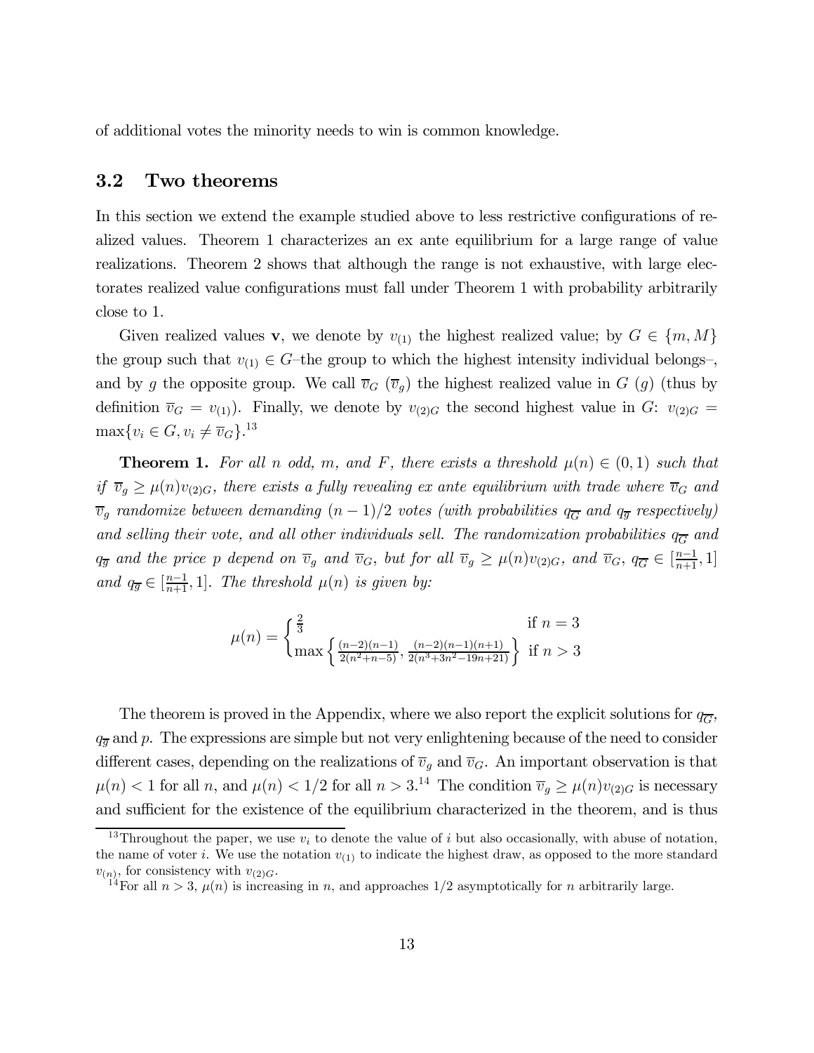of additional votes the minority needs to win is common knowledge.

### 3.2 Two theorems

In this section we extend the example studied above to less restrictive configurations of realized values. Theorem 1 characterizes an ex ante equilibrium for a large range of value realizations. Theorem 2 shows that although the range is not exhaustive, with large electorates realized value configurations must fall under Theorem 1 with probability arbitrarily close to 1.

Given realized values $\mathbf{v}$, we denote by $v_{(1)}$ the highest realized value; by $G \in \{m, M\}$ the group such that $v_{(1)} \in G$–the group to which the highest intensity individual belongs–, and by $g$ the opposite group. We call $\overline{v}_G$ ($\overline{v}_g$) the highest realized value in $G$ ($g$) (thus by definition $\overline{v}_G = v_{(1)}$). Finally, we denote by $v_{(2)G}$ the second highest value in $G$: $v_{(2)G} = \max\{v_i \in G, v_i \neq \overline{v}_G\}$.[13]

**Theorem 1.** *For all $n$ odd, $m$, and $F$, there exists a threshold $\mu(n) \in (0,1)$ such that if $\overline{v}_g \geq \mu(n)v_{(2)G}$, there exists a fully revealing ex ante equilibrium with trade where $\overline{v}_G$ and $\overline{v}_g$ randomize between demanding $(n-1)/2$ votes (with probabilities $q_{\overline{G}}$ and $q_{\overline{g}}$ respectively) and selling their vote, and all other individuals sell. The randomization probabilities $q_{\overline{G}}$ and $q_{\overline{g}}$ and the price $p$ depend on $\overline{v}_g$ and $\overline{v}_G$, but for all $\overline{v}_g \geq \mu(n)v_{(2)G}$, and $\overline{v}_G$, $q_{\overline{G}} \in [\frac{n-1}{n+1}, 1]$ and $q_{\overline{g}} \in [\frac{n-1}{n+1}, 1]$. The threshold $\mu(n)$ is given by:*

$$\mu(n) = \begin{cases} \frac{2}{3} & \text{if } n = 3 \\ \max\left\{\frac{(n-2)(n-1)}{2(n^2+n-5)}, \frac{(n-2)(n-1)(n+1)}{2(n^3+3n^2-19n+21)}\right\} & \text{if } n > 3 \end{cases}$$

The theorem is proved in the Appendix, where we also report the explicit solutions for $q_{\overline{G}}$, $q_{\overline{g}}$ and $p$. The expressions are simple but not very enlightening because of the need to consider different cases, depending on the realizations of $\overline{v}_g$ and $\overline{v}_G$. An important observation is that $\mu(n) < 1$ for all $n$, and $\mu(n) < 1/2$ for all $n > 3$.[14] The condition $\overline{v}_g \geq \mu(n)v_{(2)G}$ is necessary and sufficient for the existence of the equilibrium characterized in the theorem, and is thus

[13] Throughout the paper, we use $v_i$ to denote the value of $i$ but also occasionally, with abuse of notation, the name of voter $i$. We use the notation $v_{(1)}$ to indicate the highest draw, as opposed to the more standard $v_{(n)}$, for consistency with $v_{(2)G}$.

[14] For all $n > 3$, $\mu(n)$ is increasing in $n$, and approaches $1/2$ asymptotically for $n$ arbitrarily large.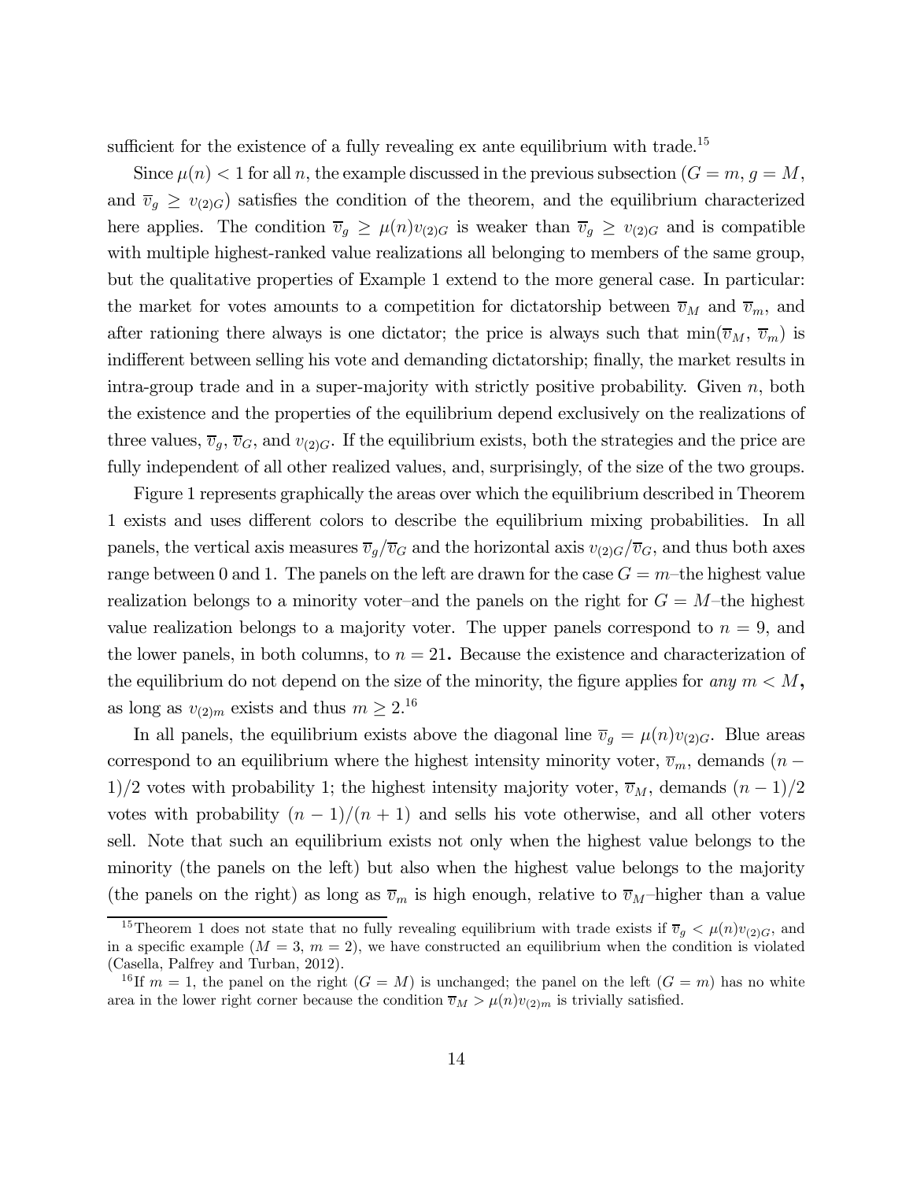sufficient for the existence of a fully revealing ex ante equilibrium with trade.[15]

Since $\mu(n) < 1$ for all $n$, the example discussed in the previous subsection ($G = m$, $g = M$, and $\overline{v}_g \geq v_{(2)G}$) satisfies the condition of the theorem, and the equilibrium characterized here applies. The condition $\overline{v}_g \geq \mu(n)v_{(2)G}$ is weaker than $\overline{v}_g \geq v_{(2)G}$ and is compatible with multiple highest-ranked value realizations all belonging to members of the same group, but the qualitative properties of Example 1 extend to the more general case. In particular: the market for votes amounts to a competition for dictatorship between $\overline{v}_M$ and $\overline{v}_m$, and after rationing there always is one dictator; the price is always such that $\min(\overline{v}_M, \overline{v}_m)$ is indifferent between selling his vote and demanding dictatorship; finally, the market results in intra-group trade and in a super-majority with strictly positive probability. Given $n$, both the existence and the properties of the equilibrium depend exclusively on the realizations of three values, $\overline{v}_g$, $\overline{v}_G$, and $v_{(2)G}$. If the equilibrium exists, both the strategies and the price are fully independent of all other realized values, and, surprisingly, of the size of the two groups.

Figure 1 represents graphically the areas over which the equilibrium described in Theorem 1 exists and uses different colors to describe the equilibrium mixing probabilities. In all panels, the vertical axis measures $\overline{v}_g/\overline{v}_G$ and the horizontal axis $v_{(2)G}/\overline{v}_G$, and thus both axes range between 0 and 1. The panels on the left are drawn for the case $G = m$–the highest value realization belongs to a minority voter–and the panels on the right for $G = M$–the highest value realization belongs to a majority voter. The upper panels correspond to $n = 9$, and the lower panels, in both columns, to $n = 21$**.** Because the existence and characterization of the equilibrium do not depend on the size of the minority, the figure applies for *any* $m < M$**,** as long as $v_{(2)m}$ exists and thus $m \geq 2$.[16]

In all panels, the equilibrium exists above the diagonal line $\overline{v}_g = \mu(n)v_{(2)G}$. Blue areas correspond to an equilibrium where the highest intensity minority voter, $\overline{v}_m$, demands $(n-1)/2$ votes with probability 1; the highest intensity majority voter, $\overline{v}_M$, demands $(n-1)/2$ votes with probability $(n-1)/(n+1)$ and sells his vote otherwise, and all other voters sell. Note that such an equilibrium exists not only when the highest value belongs to the minority (the panels on the left) but also when the highest value belongs to the majority (the panels on the right) as long as $\overline{v}_m$ is high enough, relative to $\overline{v}_M$–higher than a value

[15] Theorem 1 does not state that no fully revealing equilibrium with trade exists if $\overline{v}_g < \mu(n)v_{(2)G}$, and in a specific example ($M = 3$, $m = 2$), we have constructed an equilibrium when the condition is violated (Casella, Palfrey and Turban, 2012).

[16] If $m = 1$, the panel on the right ($G = M$) is unchanged; the panel on the left ($G = m$) has no white area in the lower right corner because the condition $\overline{v}_M > \mu(n)v_{(2)m}$ is trivially satisfied.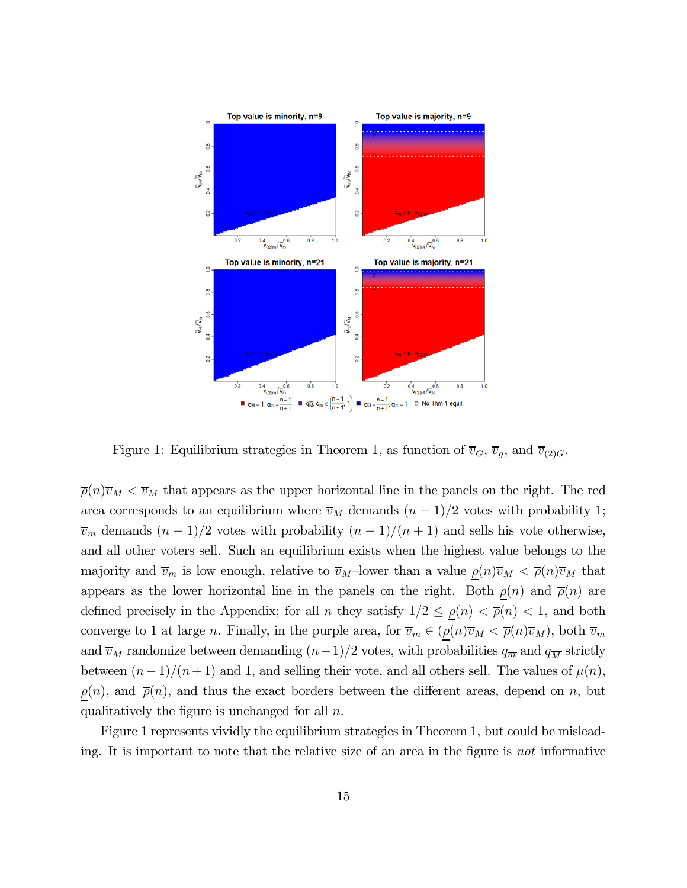Figure 1: Equilibrium strategies in Theorem 1, as function of $\overline{v}_G$, $\overline{v}_g$, and $\overline{v}_{(2)G}$.

$\overline{\rho}(n)\overline{v}_M < \overline{v}_M$ that appears as the upper horizontal line in the panels on the right. The red area corresponds to an equilibrium where $\overline{v}_M$ demands $(n-1)/2$ votes with probability 1; $\overline{v}_m$ demands $(n-1)/2$ votes with probability $(n-1)/(n+1)$ and sells his vote otherwise, and all other voters sell. Such an equilibrium exists when the highest value belongs to the majority and $\overline{v}_m$ is low enough, relative to $\overline{v}_M$–lower than a value $\underline{\rho}(n)\overline{v}_M < \overline{\rho}(n)\overline{v}_M$ that appears as the lower horizontal line in the panels on the right. Both $\underline{\rho}(n)$ and $\overline{\rho}(n)$ are defined precisely in the Appendix; for all $n$ they satisfy $1/2 \leq \underline{\rho}(n) < \overline{\rho}(n) < 1$, and both converge to 1 at large $n$. Finally, in the purple area, for $\overline{v}_m \in (\underline{\rho}(n)\overline{v}_M < \overline{\rho}(n)\overline{v}_M)$, both $\overline{v}_m$ and $\overline{v}_M$ randomize between demanding $(n-1)/2$ votes, with probabilities $q_{\overline{m}}$ and $q_{\overline{M}}$ strictly between $(n-1)/(n+1)$ and 1, and selling their vote, and all others sell. The values of $\mu(n)$, $\underline{\rho}(n)$, and $\overline{\rho}(n)$, and thus the exact borders between the different areas, depend on $n$, but qualitatively the figure is unchanged for all $n$.

Figure 1 represents vividly the equilibrium strategies in Theorem 1, but could be misleading. It is important to note that the relative size of an area in the figure is *not* informative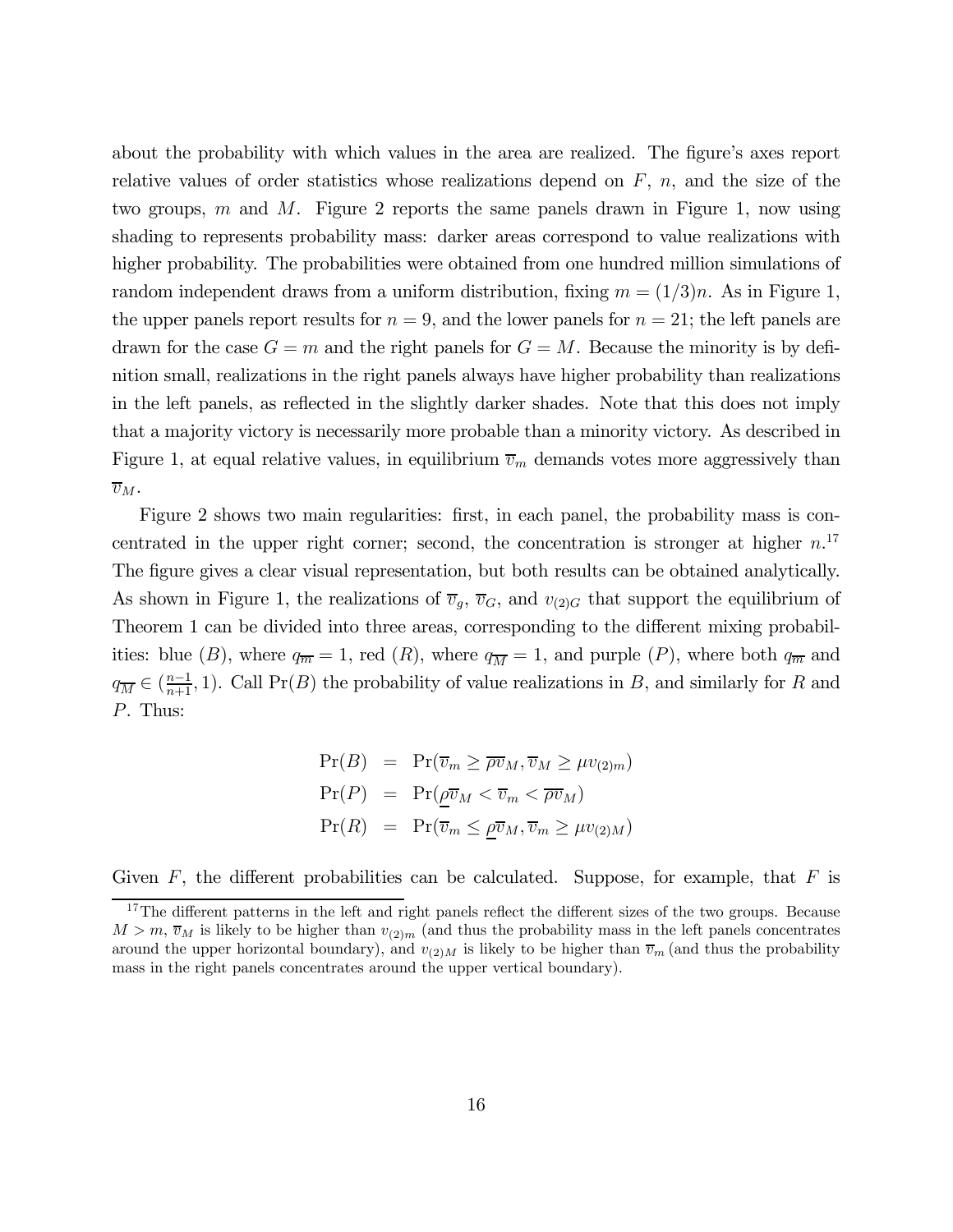about the probability with which values in the area are realized. The figure's axes report relative values of order statistics whose realizations depend on $F$, $n$, and the size of the two groups, $m$ and $M$. Figure 2 reports the same panels drawn in Figure 1, now using shading to represents probability mass: darker areas correspond to value realizations with higher probability. The probabilities were obtained from one hundred million simulations of random independent draws from a uniform distribution, fixing $m = (1/3)n$. As in Figure 1, the upper panels report results for $n = 9$, and the lower panels for $n = 21$; the left panels are drawn for the case $G = m$ and the right panels for $G = M$. Because the minority is by definition small, realizations in the right panels always have higher probability than realizations in the left panels, as reflected in the slightly darker shades. Note that this does not imply that a majority victory is necessarily more probable than a minority victory. As described in Figure 1, at equal relative values, in equilibrium $\overline{v}_m$ demands votes more aggressively than $\overline{v}_M$.

Figure 2 shows two main regularities: first, in each panel, the probability mass is concentrated in the upper right corner; second, the concentration is stronger at higher $n$.[17] The figure gives a clear visual representation, but both results can be obtained analytically. As shown in Figure 1, the realizations of $\overline{v}_g$, $\overline{v}_G$, and $v_{(2)G}$ that support the equilibrium of Theorem 1 can be divided into three areas, corresponding to the different mixing probabilities: blue ($B$), where $q_{\overline{m}} = 1$, red ($R$), where $q_{\overline{M}} = 1$, and purple ($P$), where both $q_{\overline{m}}$ and $q_{\overline{M}} \in (\frac{n-1}{n+1}, 1)$. Call $\Pr(B)$ the probability of value realizations in $B$, and similarly for $R$ and $P$. Thus:

$$
\begin{aligned}
\Pr(B) &= \Pr(\overline{v}_m \geq \overline{\rho}\overline{v}_M, \overline{v}_M \geq \mu v_{(2)m}) \\
\Pr(P) &= \Pr(\underline{\rho}\overline{v}_M < \overline{v}_m < \overline{\rho}\overline{v}_M) \\
\Pr(R) &= \Pr(\overline{v}_m \leq \underline{\rho}\overline{v}_M, \overline{v}_m \geq \mu v_{(2)M})
\end{aligned}
$$

Given $F$, the different probabilities can be calculated. Suppose, for example, that $F$ is

[17] The different patterns in the left and right panels reflect the different sizes of the two groups. Because $M > m$, $\overline{v}_M$ is likely to be higher than $v_{(2)m}$ (and thus the probability mass in the left panels concentrates around the upper horizontal boundary), and $v_{(2)M}$ is likely to be higher than $\overline{v}_m$ (and thus the probability mass in the right panels concentrates around the upper vertical boundary).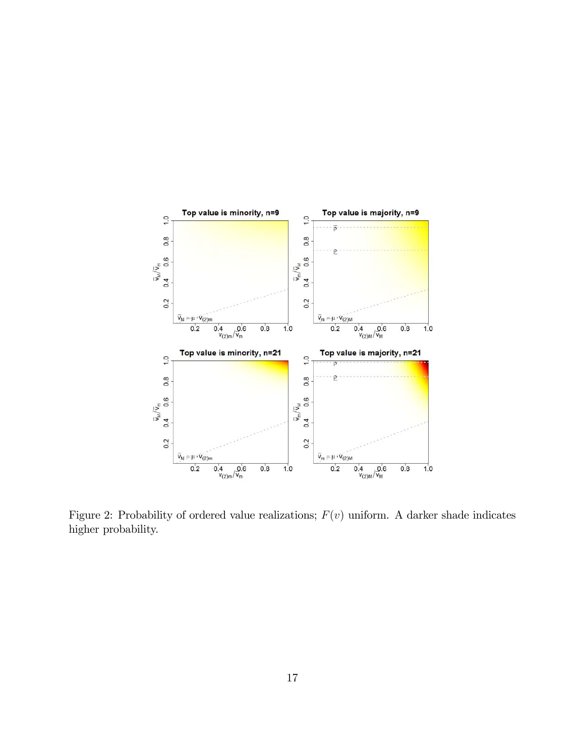Figure 2: Probability of ordered value realizations; $F(v)$ uniform. A darker shade indicates higher probability.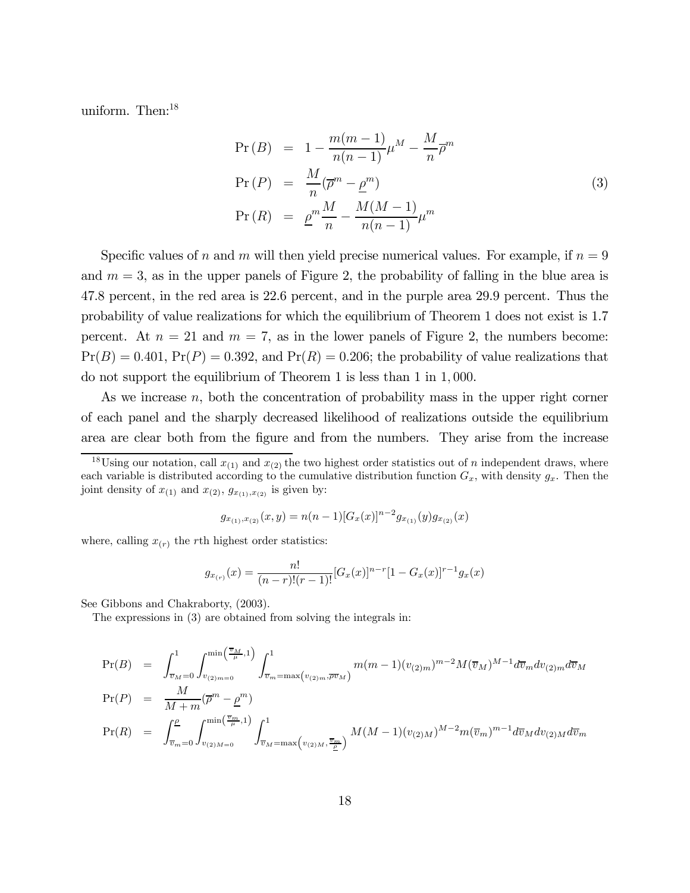uniform. Then:[18]

$$
\begin{aligned}
\Pr(B) &= 1 - \frac{m(m-1)}{n(n-1)}\mu^M - \frac{M}{n}\overline{\rho}^m \\
\Pr(P) &= \frac{M}{n}(\overline{\rho}^m - \underline{\rho}^m) \\
\Pr(R) &= \underline{\rho}^m \frac{M}{n} - \frac{M(M-1)}{n(n-1)}\mu^m
\end{aligned}
\tag{3}
$$

Specific values of $n$ and $m$ will then yield precise numerical values. For example, if $n = 9$ and $m = 3$, as in the upper panels of Figure 2, the probability of falling in the blue area is 47.8 percent, in the red area is 22.6 percent, and in the purple area 29.9 percent. Thus the probability of value realizations for which the equilibrium of Theorem 1 does not exist is 1.7 percent. At $n = 21$ and $m = 7$, as in the lower panels of Figure 2, the numbers become: $\Pr(B) = 0.401$, $\Pr(P) = 0.392$, and $\Pr(R) = 0.206$; the probability of value realizations that do not support the equilibrium of Theorem 1 is less than 1 in 1,000.

As we increase $n$, both the concentration of probability mass in the upper right corner of each panel and the sharply decreased likelihood of realizations outside the equilibrium area are clear both from the figure and from the numbers. They arise from the increase

---

[18] Using our notation, call $x_{(1)}$ and $x_{(2)}$ the two highest order statistics out of $n$ independent draws, where each variable is distributed according to the cumulative distribution function $G_x$, with density $g_x$. Then the joint density of $x_{(1)}$ and $x_{(2)}$, $g_{x_{(1)},x_{(2)}}$ is given by:

$$
g_{x_{(1)},x_{(2)}}(x,y) = n(n-1)[G_x(x)]^{n-2} g_{x_{(1)}}(y) g_{x_{(2)}}(x)
$$

where, calling $x_{(r)}$ the $r$th highest order statistics:

$$
g_{x_{(r)}}(x) = \frac{n!}{(n-r)!(r-1)!}[G_x(x)]^{n-r}[1 - G_x(x)]^{r-1} g_x(x)
$$

See Gibbons and Chakraborty, (2003).

The expressions in (3) are obtained from solving the integrals in:

$$
\begin{aligned}
\Pr(B) &= \int_{\overline{v}_M=0}^{1} \int_{v_{(2)m}=0}^{\min\left(\frac{\overline{v}_M}{\mu},1\right)} \int_{\overline{v}_m=\max\left(v_{(2)m},\overline{\rho}\overline{v}_M\right)}^{1} m(m-1)(v_{(2)m})^{m-2} M(\overline{v}_M)^{M-1} d\overline{v}_m dv_{(2)m} d\overline{v}_M \\
\Pr(P) &= \frac{M}{M+m}(\overline{\rho}^m - \underline{\rho}^m) \\
\Pr(R) &= \int_{\overline{v}_m=0}^{\underline{\rho}} \int_{v_{(2)M}=0}^{\min\left(\frac{\overline{v}_m}{\mu},1\right)} \int_{\overline{v}_M=\max\left(v_{(2)M},\frac{\overline{v}_m}{\underline{\rho}}\right)}^{1} M(M-1)(v_{(2)M})^{M-2} m(\overline{v}_m)^{m-1} d\overline{v}_M dv_{(2)M} d\overline{v}_m
\end{aligned}
$$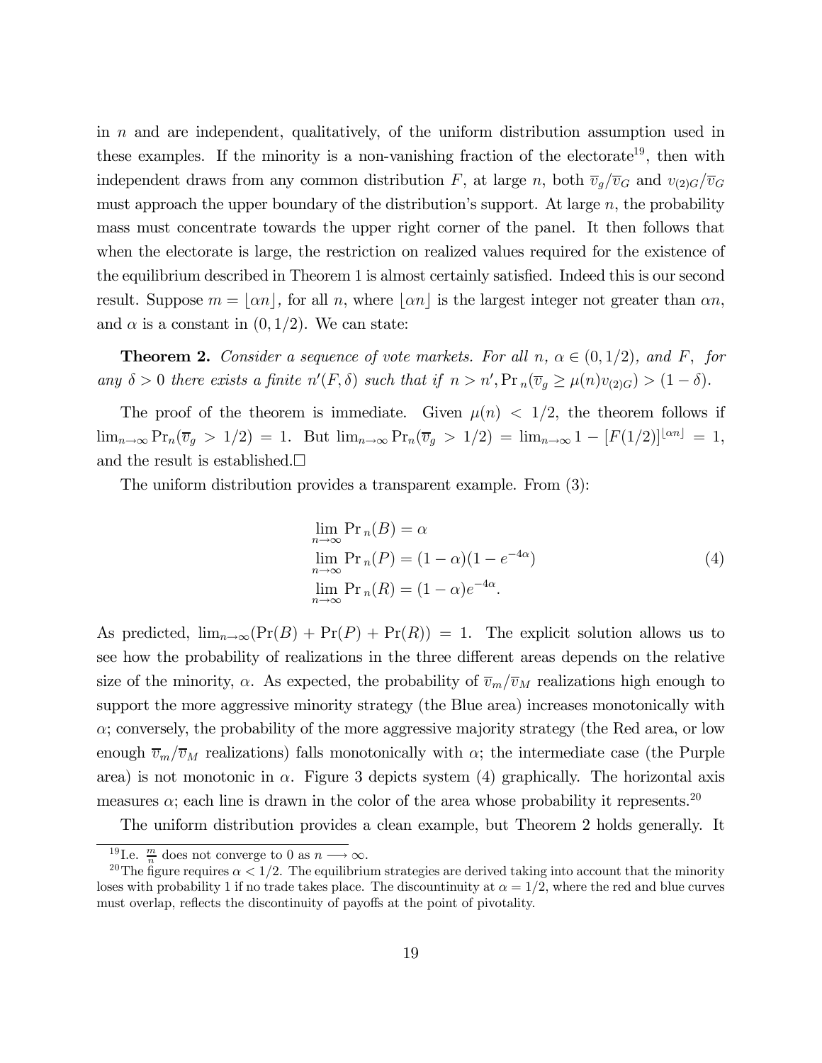in $n$ and are independent, qualitatively, of the uniform distribution assumption used in these examples. If the minority is a non-vanishing fraction of the electorate[19], then with independent draws from any common distribution $F$, at large $n$, both $\overline{v}_g/\overline{v}_G$ and $v_{(2)G}/\overline{v}_G$ must approach the upper boundary of the distribution's support. At large $n$, the probability mass must concentrate towards the upper right corner of the panel. It then follows that when the electorate is large, the restriction on realized values required for the existence of the equilibrium described in Theorem 1 is almost certainly satisfied. Indeed this is our second result. Suppose $m = \lfloor \alpha n \rfloor$, for all $n$, where $\lfloor \alpha n \rfloor$ is the largest integer not greater than $\alpha n$, and $\alpha$ is a constant in $(0, 1/2)$. We can state:

**Theorem 2.** *Consider a sequence of vote markets. For all $n$, $\alpha \in (0, 1/2)$, and $F$, for any $\delta > 0$ there exists a finite $n'(F, \delta)$ such that if $n > n'$, $\Pr_n(\overline{v}_g \geq \mu(n) v_{(2)G}) > (1 - \delta)$.*

The proof of the theorem is immediate. Given $\mu(n) < 1/2$, the theorem follows if $\lim_{n\to\infty} \Pr_n(\overline{v}_g > 1/2) = 1$. But $\lim_{n\to\infty} \Pr_n(\overline{v}_g > 1/2) = \lim_{n\to\infty} 1 - [F(1/2)]^{\lfloor \alpha n \rfloor} = 1$, and the result is established.□

The uniform distribution provides a transparent example. From (3):

$$
\begin{aligned}
&\lim_{n\to\infty} \Pr{}_n(B) = \alpha \\
&\lim_{n\to\infty} \Pr{}_n(P) = (1-\alpha)(1 - e^{-4\alpha}) \\
&\lim_{n\to\infty} \Pr{}_n(R) = (1-\alpha)e^{-4\alpha}.
\end{aligned}
\tag{4}
$$

As predicted, $\lim_{n\to\infty}(\Pr(B) + \Pr(P) + \Pr(R)) = 1$. The explicit solution allows us to see how the probability of realizations in the three different areas depends on the relative size of the minority, $\alpha$. As expected, the probability of $\overline{v}_m/\overline{v}_M$ realizations high enough to support the more aggressive minority strategy (the Blue area) increases monotonically with $\alpha$; conversely, the probability of the more aggressive majority strategy (the Red area, or low enough $\overline{v}_m/\overline{v}_M$ realizations) falls monotonically with $\alpha$; the intermediate case (the Purple area) is not monotonic in $\alpha$. Figure 3 depicts system (4) graphically. The horizontal axis measures $\alpha$; each line is drawn in the color of the area whose probability it represents.[20]

The uniform distribution provides a clean example, but Theorem 2 holds generally. It

[19] I.e. $\frac{m}{n}$ does not converge to 0 as $n \longrightarrow \infty$.

[20] The figure requires $\alpha < 1/2$. The equilibrium strategies are derived taking into account that the minority loses with probability 1 if no trade takes place. The discountinuity at $\alpha = 1/2$, where the red and blue curves must overlap, reflects the discontinuity of payoffs at the point of pivotality.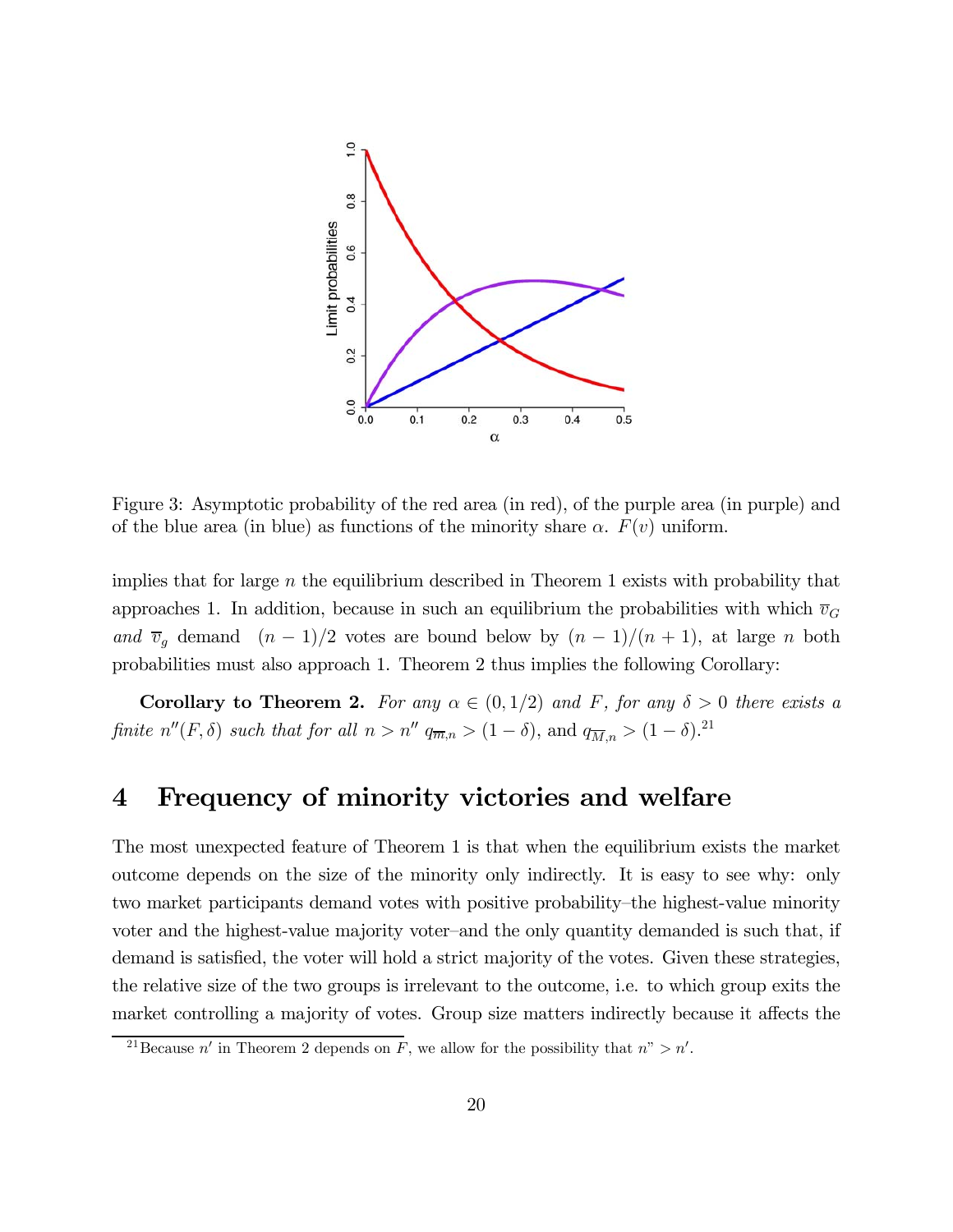Figure 3: Asymptotic probability of the red area (in red), of the purple area (in purple) and of the blue area (in blue) as functions of the minority share $\alpha$. $F(v)$ uniform.

implies that for large $n$ the equilibrium described in Theorem 1 exists with probability that approaches 1. In addition, because in such an equilibrium the probabilities with which $\overline{v}_G$ *and* $\overline{v}_g$ demand $(n-1)/2$ votes are bound below by $(n-1)/(n+1)$, at large $n$ both probabilities must also approach 1. Theorem 2 thus implies the following Corollary:

**Corollary to Theorem 2.** *For any* $\alpha \in (0, 1/2)$ *and* $F$*, for any* $\delta > 0$ *there exists a finite* $n''(F, \delta)$ *such that for all* $n > n''$ $q_{\overline{m},n} > (1-\delta)$, and $q_{\overline{M},n} > (1-\delta)$.[21]

# 4 Frequency of minority victories and welfare

The most unexpected feature of Theorem 1 is that when the equilibrium exists the market outcome depends on the size of the minority only indirectly. It is easy to see why: only two market participants demand votes with positive probability–the highest-value minority voter and the highest-value majority voter–and the only quantity demanded is such that, if demand is satisfied, the voter will hold a strict majority of the votes. Given these strategies, the relative size of the two groups is irrelevant to the outcome, i.e. to which group exits the market controlling a majority of votes. Group size matters indirectly because it affects the

[21] Because $n'$ in Theorem 2 depends on $F$, we allow for the possibility that $n" > n'$.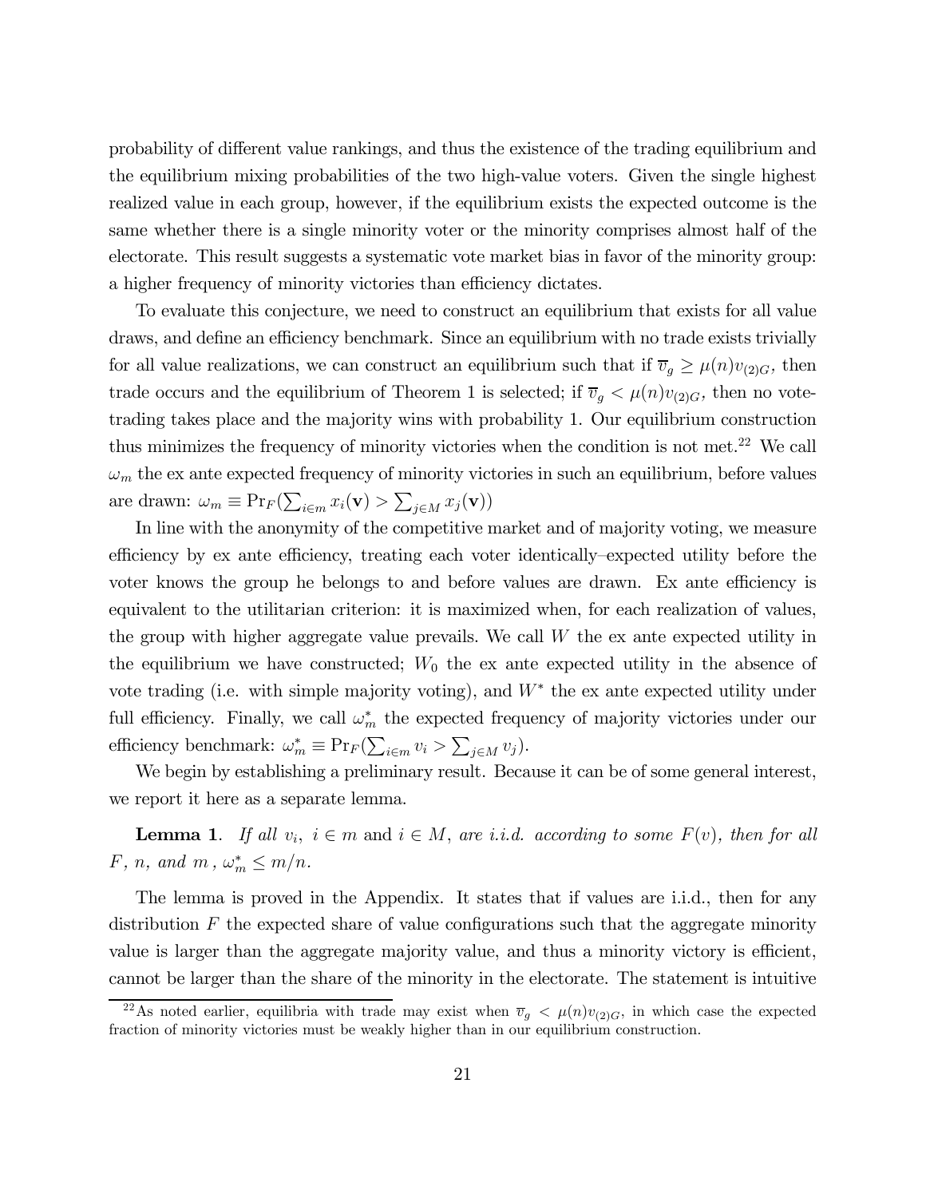probability of different value rankings, and thus the existence of the trading equilibrium and the equilibrium mixing probabilities of the two high-value voters. Given the single highest realized value in each group, however, if the equilibrium exists the expected outcome is the same whether there is a single minority voter or the minority comprises almost half of the electorate. This result suggests a systematic vote market bias in favor of the minority group: a higher frequency of minority victories than efficiency dictates.

To evaluate this conjecture, we need to construct an equilibrium that exists for all value draws, and define an efficiency benchmark. Since an equilibrium with no trade exists trivially for all value realizations, we can construct an equilibrium such that if $\overline{v}_g \geq \mu(n)v_{(2)G}$, then trade occurs and the equilibrium of Theorem 1 is selected; if $\overline{v}_g < \mu(n)v_{(2)G}$, then no vote-trading takes place and the majority wins with probability 1. Our equilibrium construction thus minimizes the frequency of minority victories when the condition is not met.[22] We call $\omega_m$ the ex ante expected frequency of minority victories in such an equilibrium, before values are drawn: $\omega_m \equiv \Pr_F(\sum_{i \in m} x_i(\mathbf{v}) > \sum_{j \in M} x_j(\mathbf{v}))$

In line with the anonymity of the competitive market and of majority voting, we measure efficiency by ex ante efficiency, treating each voter identically–expected utility before the voter knows the group he belongs to and before values are drawn. Ex ante efficiency is equivalent to the utilitarian criterion: it is maximized when, for each realization of values, the group with higher aggregate value prevails. We call $W$ the ex ante expected utility in the equilibrium we have constructed; $W_0$ the ex ante expected utility in the absence of vote trading (i.e. with simple majority voting), and $W^*$ the ex ante expected utility under full efficiency. Finally, we call $\omega_m^*$ the expected frequency of majority victories under our efficiency benchmark: $\omega_m^* \equiv \Pr_F(\sum_{i \in m} v_i > \sum_{j \in M} v_j)$.

We begin by establishing a preliminary result. Because it can be of some general interest, we report it here as a separate lemma.

**Lemma 1**. *If all $v_i$, $i \in m$ and $i \in M$, are i.i.d. according to some $F(v)$, then for all $F$, $n$, and $m$, $\omega_m^* \leq m/n$.*

The lemma is proved in the Appendix. It states that if values are i.i.d., then for any distribution $F$ the expected share of value configurations such that the aggregate minority value is larger than the aggregate majority value, and thus a minority victory is efficient, cannot be larger than the share of the minority in the electorate. The statement is intuitive

[22] As noted earlier, equilibria with trade may exist when $\overline{v}_g < \mu(n)v_{(2)G}$, in which case the expected fraction of minority victories must be weakly higher than in our equilibrium construction.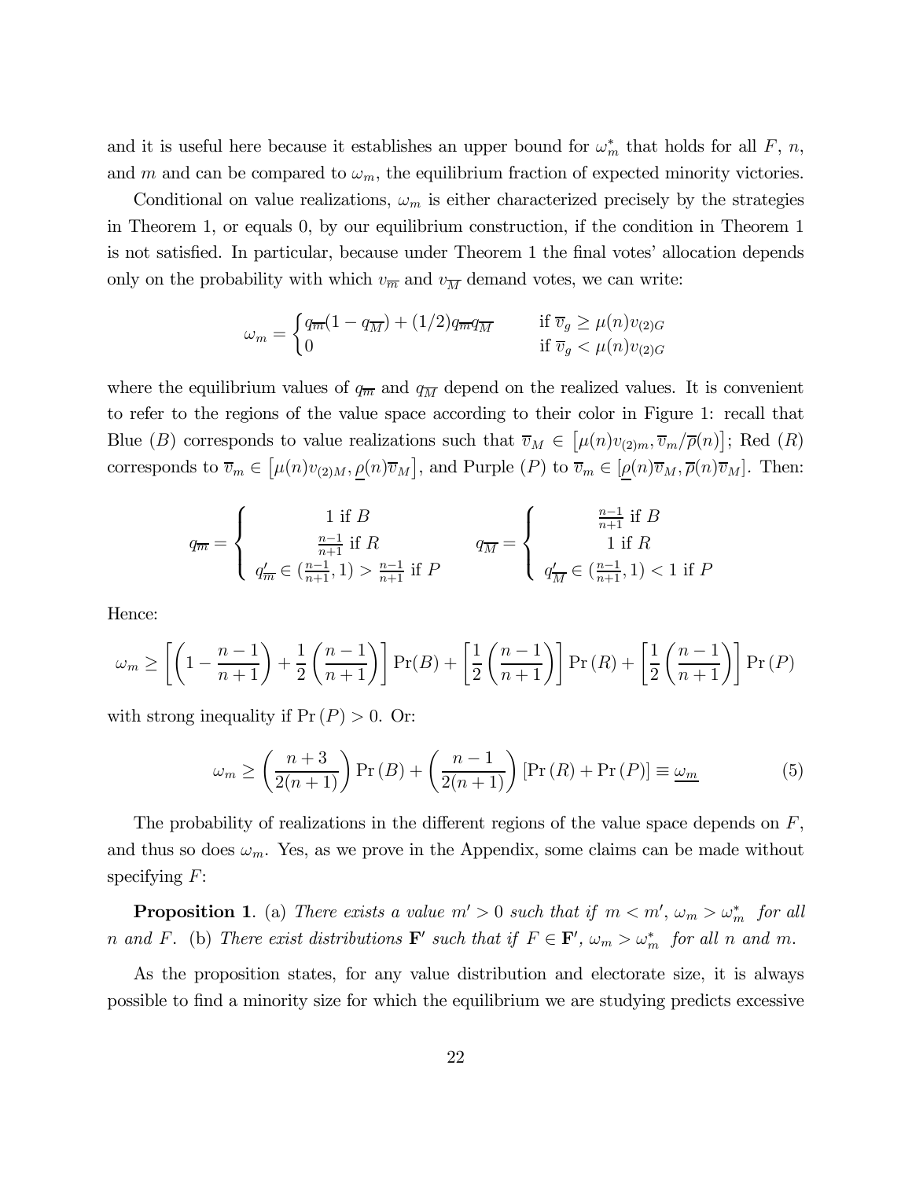and it is useful here because it establishes an upper bound for $\omega_m^*$ that holds for all $F$, $n$, and $m$ and can be compared to $\omega_m$, the equilibrium fraction of expected minority victories.

Conditional on value realizations, $\omega_m$ is either characterized precisely by the strategies in Theorem 1, or equals 0, by our equilibrium construction, if the condition in Theorem 1 is not satisfied. In particular, because under Theorem 1 the final votes' allocation depends only on the probability with which $v_{\overline{m}}$ and $v_{\overline{M}}$ demand votes, we can write:

$$\omega_m = \begin{cases} q_{\overline{m}}(1-q_{\overline{M}}) + (1/2)q_{\overline{m}}q_{\overline{M}} & \text{if } \overline{v}_g \geq \mu(n)v_{(2)G} \\ 0 & \text{if } \overline{v}_g < \mu(n)v_{(2)G} \end{cases}$$

where the equilibrium values of $q_{\overline{m}}$ and $q_{\overline{M}}$ depend on the realized values. It is convenient to refer to the regions of the value space according to their color in Figure 1: recall that Blue ($B$) corresponds to value realizations such that $\overline{v}_M \in \left[\mu(n)v_{(2)m}, \overline{v}_m/\overline{\rho}(n)\right]$; Red ($R$) corresponds to $\overline{v}_m \in \left[\mu(n)v_{(2)M}, \underline{\rho}(n)\overline{v}_M\right]$, and Purple ($P$) to $\overline{v}_m \in [\underline{\rho}(n)\overline{v}_M, \overline{\rho}(n)\overline{v}_M]$. Then:

$$q_{\overline{m}} = \begin{cases} 1 \text{ if } B \\ \frac{n-1}{n+1} \text{ if } R \\ q'_{\overline{m}} \in (\frac{n-1}{n+1}, 1) > \frac{n-1}{n+1} \text{ if } P \end{cases} \qquad q_{\overline{M}} = \begin{cases} \frac{n-1}{n+1} \text{ if } B \\ 1 \text{ if } R \\ q'_{\overline{M}} \in (\frac{n-1}{n+1}, 1) < 1 \text{ if } P \end{cases}$$

Hence:

$$\omega_m \geq \left[\left(1 - \frac{n-1}{n+1}\right) + \frac{1}{2}\left(\frac{n-1}{n+1}\right)\right]\Pr(B) + \left[\frac{1}{2}\left(\frac{n-1}{n+1}\right)\right]\Pr(R) + \left[\frac{1}{2}\left(\frac{n-1}{n+1}\right)\right]\Pr(P)$$

with strong inequality if $\Pr(P) > 0$. Or:

$$\omega_m \geq \left(\frac{n+3}{2(n+1)}\right)\Pr(B) + \left(\frac{n-1}{2(n+1)}\right)\left[\Pr(R) + \Pr(P)\right] \equiv \underline{\omega_m} \tag{5}$$

The probability of realizations in the different regions of the value space depends on $F$, and thus so does $\omega_m$. Yes, as we prove in the Appendix, some claims can be made without specifying $F$:

**Proposition 1**. (a) *There exists a value $m' > 0$ such that if $m < m'$, $\omega_m > \omega_m^*$ for all $n$ and $F$.* (b) *There exist distributions $\mathbf{F}'$ such that if $F \in \mathbf{F}'$, $\omega_m > \omega_m^*$ for all $n$ and $m$.*

As the proposition states, for any value distribution and electorate size, it is always possible to find a minority size for which the equilibrium we are studying predicts excessive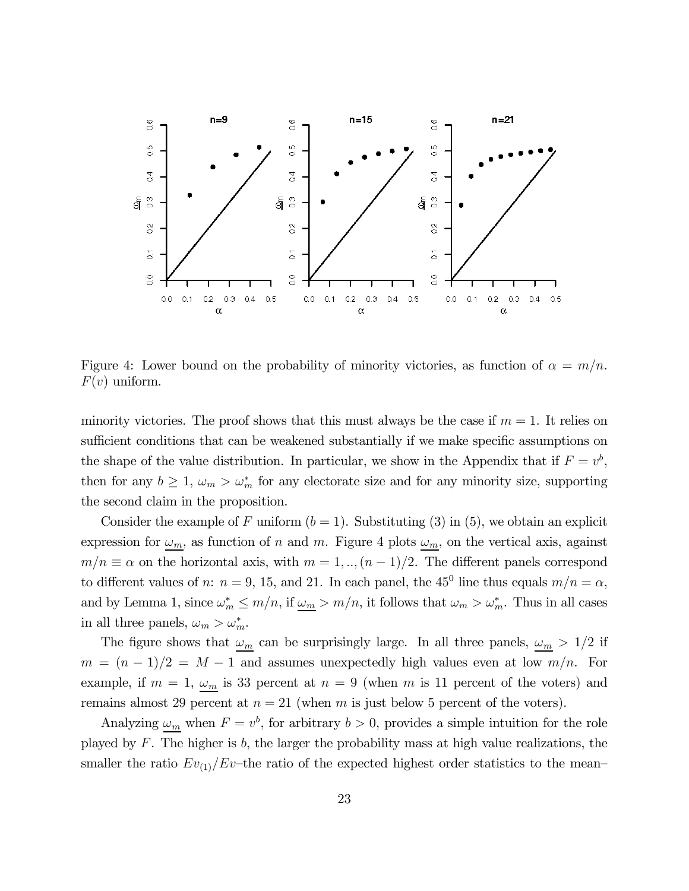Figure 4: Lower bound on the probability of minority victories, as function of $\alpha = m/n$. $F(v)$ uniform.

minority victories. The proof shows that this must always be the case if $m = 1$. It relies on sufficient conditions that can be weakened substantially if we make specific assumptions on the shape of the value distribution. In particular, we show in the Appendix that if $F = v^b$, then for any $b \geq 1$, $\omega_m > \omega_m^*$ for any electorate size and for any minority size, supporting the second claim in the proposition.

Consider the example of $F$ uniform ($b = 1$). Substituting (3) in (5), we obtain an explicit expression for $\underline{\omega_m}$, as function of $n$ and $m$. Figure 4 plots $\underline{\omega_m}$, on the vertical axis, against $m/n \equiv \alpha$ on the horizontal axis, with $m = 1, .., (n-1)/2$. The different panels correspond to different values of $n$: $n = 9$, 15, and 21. In each panel, the $45^0$ line thus equals $m/n = \alpha$, and by Lemma 1, since $\omega_m^* \leq m/n$, if $\underline{\omega_m} > m/n$, it follows that $\omega_m > \omega_m^*$. Thus in all cases in all three panels, $\omega_m > \omega_m^*$.

The figure shows that $\underline{\omega_m}$ can be surprisingly large. In all three panels, $\underline{\omega_m} > 1/2$ if $m = (n-1)/2 = M - 1$ and assumes unexpectedly high values even at low $m/n$. For example, if $m = 1$, $\underline{\omega_m}$ is 33 percent at $n = 9$ (when $m$ is 11 percent of the voters) and remains almost 29 percent at $n = 21$ (when $m$ is just below 5 percent of the voters).

Analyzing $\underline{\omega_m}$ when $F = v^b$, for arbitrary $b > 0$, provides a simple intuition for the role played by $F$. The higher is $b$, the larger the probability mass at high value realizations, the smaller the ratio $Ev_{(1)}/Ev$–the ratio of the expected highest order statistics to the mean–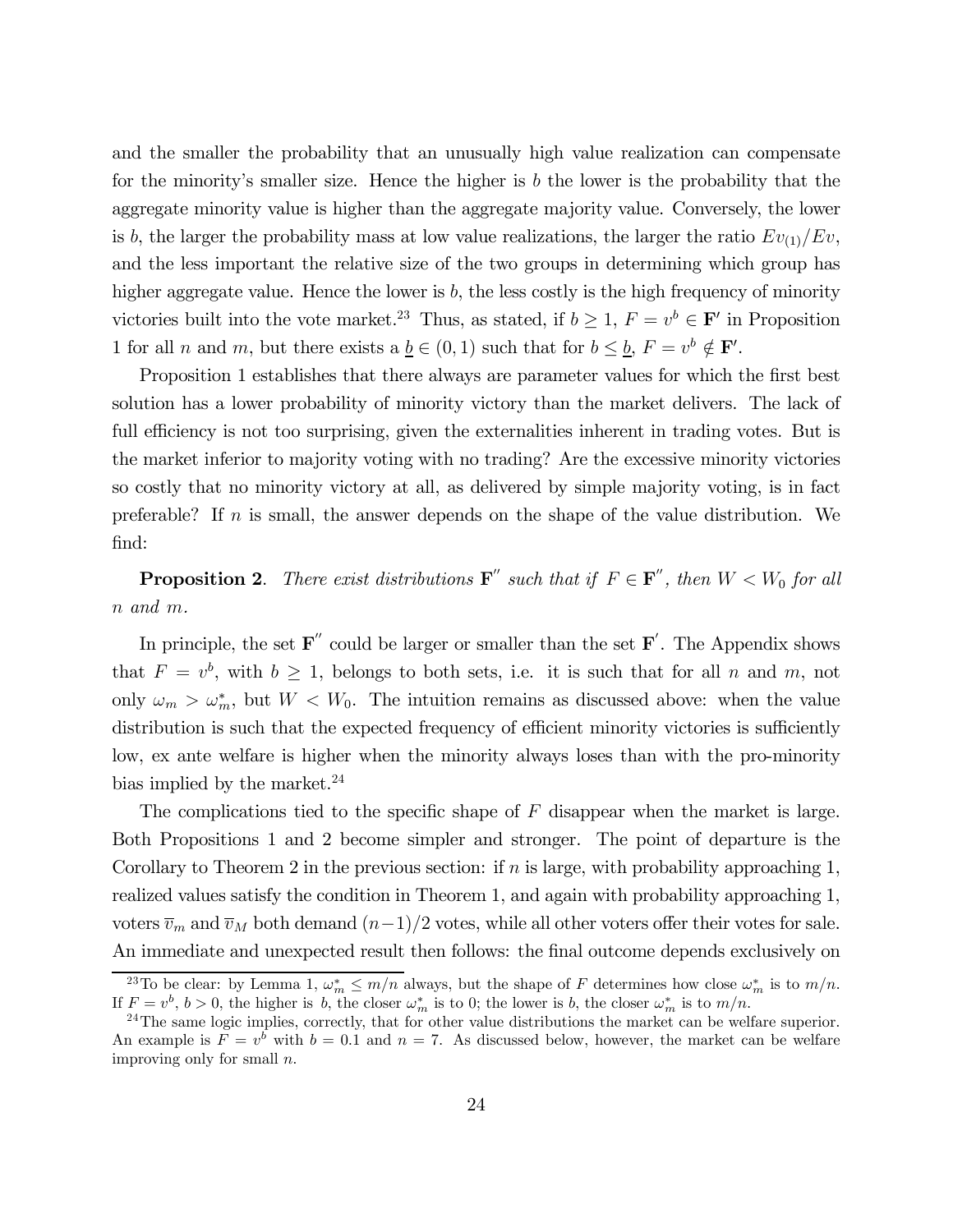and the smaller the probability that an unusually high value realization can compensate for the minority's smaller size. Hence the higher is $b$ the lower is the probability that the aggregate minority value is higher than the aggregate majority value. Conversely, the lower is $b$, the larger the probability mass at low value realizations, the larger the ratio $Ev_{(1)}/Ev$, and the less important the relative size of the two groups in determining which group has higher aggregate value. Hence the lower is $b$, the less costly is the high frequency of minority victories built into the vote market.[23] Thus, as stated, if $b \geq 1$, $F = v^b \in \mathbf{F}'$ in Proposition 1 for all $n$ and $m$, but there exists a $\underline{b} \in (0, 1)$ such that for $b \leq \underline{b}$, $F = v^b \notin \mathbf{F}'$.

Proposition 1 establishes that there always are parameter values for which the first best solution has a lower probability of minority victory than the market delivers. The lack of full efficiency is not too surprising, given the externalities inherent in trading votes. But is the market inferior to majority voting with no trading? Are the excessive minority victories so costly that no minority victory at all, as delivered by simple majority voting, is in fact preferable? If $n$ is small, the answer depends on the shape of the value distribution. We find:

**Proposition 2**. *There exist distributions* $\mathbf{F}''$ *such that if* $F \in \mathbf{F}''$, *then* $W < W_0$ *for all* $n$ *and* $m$.

In principle, the set $\mathbf{F}''$ could be larger or smaller than the set $\mathbf{F}'$. The Appendix shows that $F = v^b$, with $b \geq 1$, belongs to both sets, i.e. it is such that for all $n$ and $m$, not only $\omega_m > \omega_m^*$, but $W < W_0$. The intuition remains as discussed above: when the value distribution is such that the expected frequency of efficient minority victories is sufficiently low, ex ante welfare is higher when the minority always loses than with the pro-minority bias implied by the market.[24]

The complications tied to the specific shape of $F$ disappear when the market is large. Both Propositions 1 and 2 become simpler and stronger. The point of departure is the Corollary to Theorem 2 in the previous section: if $n$ is large, with probability approaching 1, realized values satisfy the condition in Theorem 1, and again with probability approaching 1, voters $\overline{v}_m$ and $\overline{v}_M$ both demand $(n-1)/2$ votes, while all other voters offer their votes for sale. An immediate and unexpected result then follows: the final outcome depends exclusively on

[23] To be clear: by Lemma 1, $\omega_m^* \leq m/n$ always, but the shape of $F$ determines how close $\omega_m^*$ is to $m/n$. If $F = v^b$, $b > 0$, the higher is $b$, the closer $\omega_m^*$ is to 0; the lower is $b$, the closer $\omega_m^*$ is to $m/n$.

[24] The same logic implies, correctly, that for other value distributions the market can be welfare superior. An example is $F = v^b$ with $b = 0.1$ and $n = 7$. As discussed below, however, the market can be welfare improving only for small $n$.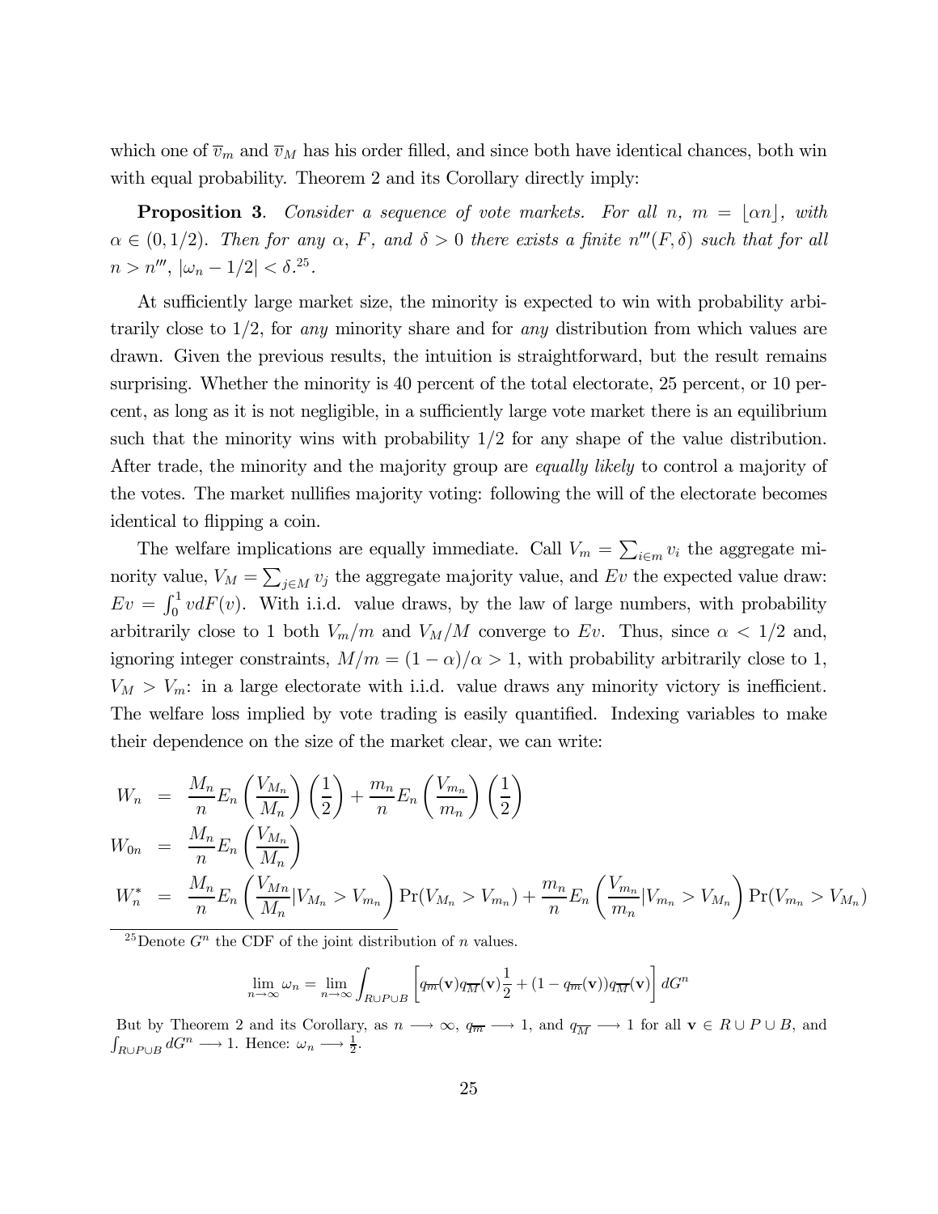which one of $\overline{v}_m$ and $\overline{v}_M$ has his order filled, and since both have identical chances, both win with equal probability. Theorem 2 and its Corollary directly imply:

**Proposition 3**. *Consider a sequence of vote markets. For all $n$, $m = \lfloor \alpha n \rfloor$, with $\alpha \in (0, 1/2)$. Then for any $\alpha$, $F$, and $\delta > 0$ there exists a finite $n'''(F, \delta)$ such that for all $n > n'''$, $|\omega_n - 1/2| < \delta$.*[25]

At sufficiently large market size, the minority is expected to win with probability arbitrarily close to 1/2, for *any* minority share and for *any* distribution from which values are drawn. Given the previous results, the intuition is straightforward, but the result remains surprising. Whether the minority is 40 percent of the total electorate, 25 percent, or 10 percent, as long as it is not negligible, in a sufficiently large vote market there is an equilibrium such that the minority wins with probability 1/2 for any shape of the value distribution. After trade, the minority and the majority group are *equally likely* to control a majority of the votes. The market nullifies majority voting: following the will of the electorate becomes identical to flipping a coin.

The welfare implications are equally immediate. Call $V_m = \sum_{i \in m} v_i$ the aggregate minority value, $V_M = \sum_{j \in M} v_j$ the aggregate majority value, and $Ev$ the expected value draw: $Ev = \int_0^1 v dF(v)$. With i.i.d. value draws, by the law of large numbers, with probability arbitrarily close to 1 both $V_m/m$ and $V_M/M$ converge to $Ev$. Thus, since $\alpha < 1/2$ and, ignoring integer constraints, $M/m = (1-\alpha)/\alpha > 1$, with probability arbitrarily close to 1, $V_M > V_m$: in a large electorate with i.i.d. value draws any minority victory is inefficient. The welfare loss implied by vote trading is easily quantified. Indexing variables to make their dependence on the size of the market clear, we can write:

$$
\begin{aligned}
W_n &= \frac{M_n}{n} E_n\left(\frac{V_{M_n}}{M_n}\right)\left(\frac{1}{2}\right) + \frac{m_n}{n} E_n\left(\frac{V_{m_n}}{m_n}\right)\left(\frac{1}{2}\right) \\
W_{0n} &= \frac{M_n}{n} E_n\left(\frac{V_{M_n}}{M_n}\right) \\
W_n^* &= \frac{M_n}{n} E_n\left(\frac{V_{Mn}}{M_n} | V_{M_n} > V_{m_n}\right) \Pr(V_{M_n} > V_{m_n}) + \frac{m_n}{n} E_n\left(\frac{V_{m_n}}{m_n} | V_{m_n} > V_{M_n}\right) \Pr(V_{m_n} > V_{M_n})
\end{aligned}
$$

[25] Denote $G^n$ the CDF of the joint distribution of $n$ values.

$$
\lim_{n \to \infty} \omega_n = \lim_{n \to \infty} \int_{R \cup P \cup B} \left[ q_{\overline{m}}(\mathbf{v}) q_{\overline{M}}(\mathbf{v}) \frac{1}{2} + (1 - q_{\overline{m}}(\mathbf{v})) q_{\overline{M}}(\mathbf{v}) \right] dG^n
$$

But by Theorem 2 and its Corollary, as $n \longrightarrow \infty$, $q_{\overline{m}} \longrightarrow 1$, and $q_{\overline{M}} \longrightarrow 1$ for all $\mathbf{v} \in R \cup P \cup B$, and $\int_{R \cup P \cup B} dG^n \longrightarrow 1$. Hence: $\omega_n \longrightarrow \frac{1}{2}$.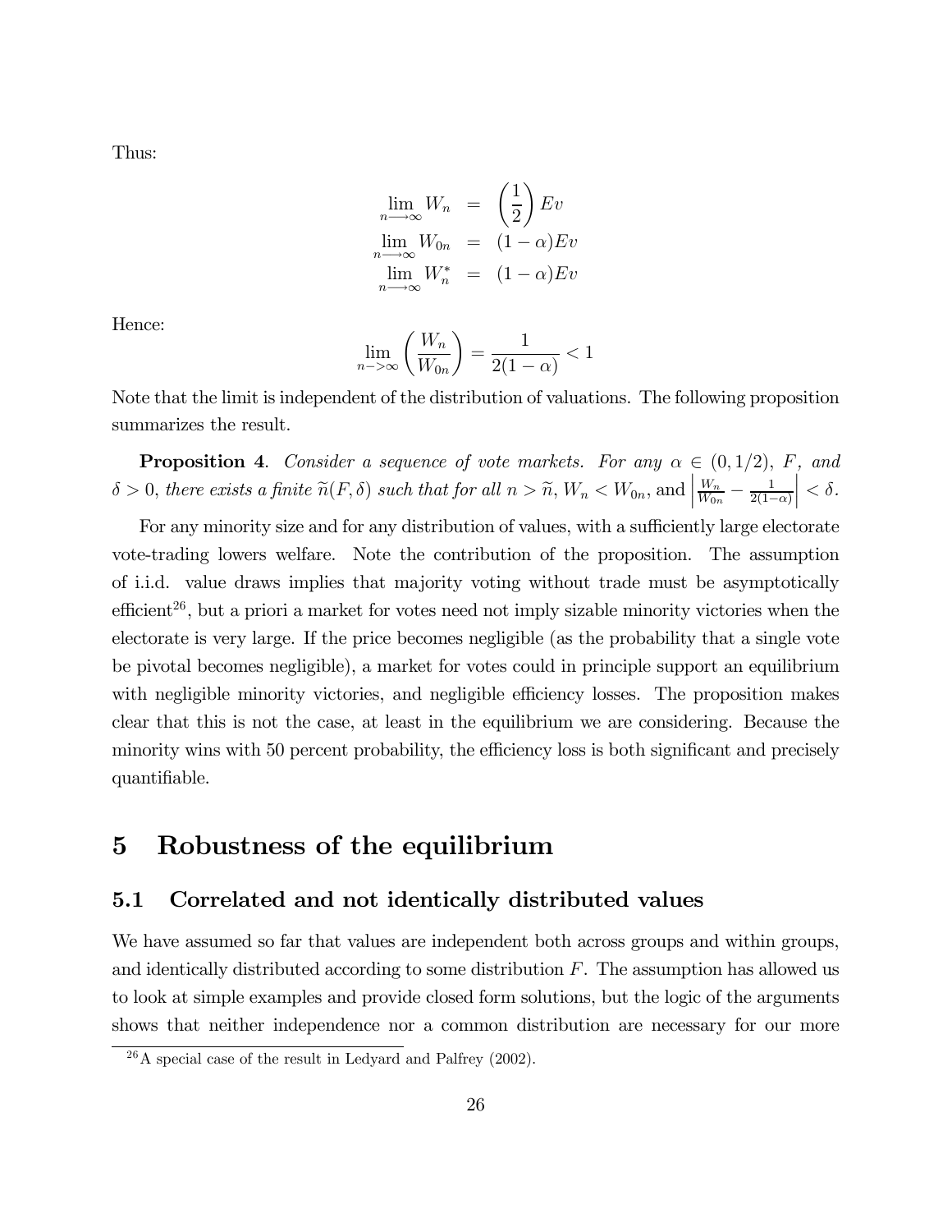Thus:

$$
\begin{aligned}
\lim_{n \longrightarrow \infty} W_n &= \left(\frac{1}{2}\right) Ev \\
\lim_{n \longrightarrow \infty} W_{0n} &= (1-\alpha) Ev \\
\lim_{n \longrightarrow \infty} W_n^* &= (1-\alpha) Ev
\end{aligned}
$$

Hence:

$$
\lim_{n->\infty} \left(\frac{W_n}{W_{0n}}\right) = \frac{1}{2(1-\alpha)} < 1
$$

Note that the limit is independent of the distribution of valuations. The following proposition summarizes the result.

**Proposition 4**. *Consider a sequence of vote markets. For any $\alpha \in (0, 1/2)$, $F$, and $\delta > 0$, there exists a finite $\widetilde{n}(F, \delta)$ such that for all $n > \widetilde{n}$, $W_n < W_{0n}$,* and $\left|\frac{W_n}{W_{0n}} - \frac{1}{2(1-\alpha)}\right| < \delta$.

For any minority size and for any distribution of values, with a sufficiently large electorate vote-trading lowers welfare. Note the contribution of the proposition. The assumption of i.i.d. value draws implies that majority voting without trade must be asymptotically efficient[26], but a priori a market for votes need not imply sizable minority victories when the electorate is very large. If the price becomes negligible (as the probability that a single vote be pivotal becomes negligible), a market for votes could in principle support an equilibrium with negligible minority victories, and negligible efficiency losses. The proposition makes clear that this is not the case, at least in the equilibrium we are considering. Because the minority wins with 50 percent probability, the efficiency loss is both significant and precisely quantifiable.

# 5 Robustness of the equilibrium

## 5.1 Correlated and not identically distributed values

We have assumed so far that values are independent both across groups and within groups, and identically distributed according to some distribution $F$. The assumption has allowed us to look at simple examples and provide closed form solutions, but the logic of the arguments shows that neither independence nor a common distribution are necessary for our more

[26] A special case of the result in Ledyard and Palfrey (2002).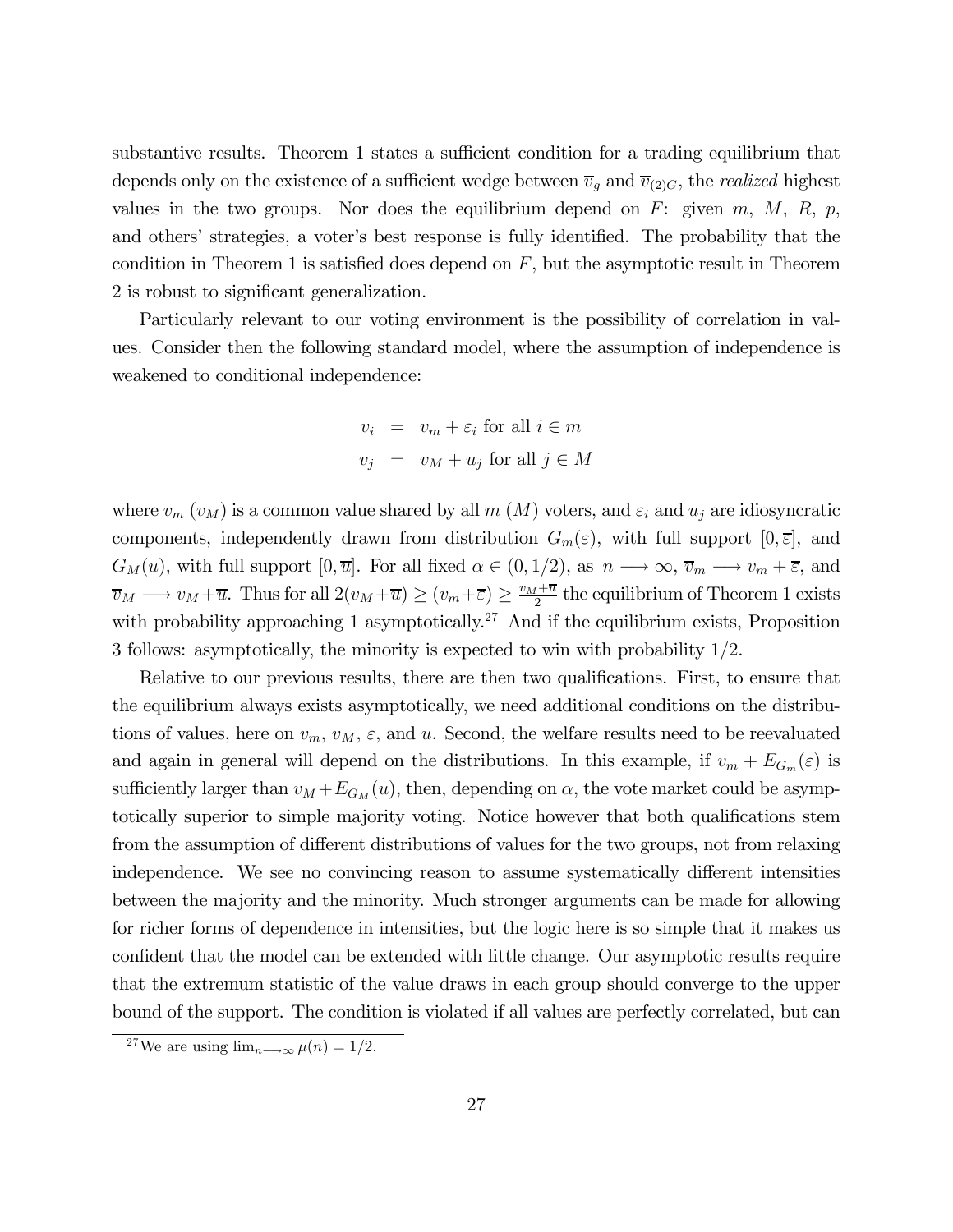substantive results. Theorem 1 states a sufficient condition for a trading equilibrium that depends only on the existence of a sufficient wedge between $\overline{v}_g$ and $\overline{v}_{(2)G}$, the *realized* highest values in the two groups. Nor does the equilibrium depend on $F$: given $m$, $M$, $R$, $p$, and others' strategies, a voter's best response is fully identified. The probability that the condition in Theorem 1 is satisfied does depend on $F$, but the asymptotic result in Theorem 2 is robust to significant generalization.

Particularly relevant to our voting environment is the possibility of correlation in values. Consider then the following standard model, where the assumption of independence is weakened to conditional independence:

$$
\begin{aligned}
v_i &= v_m + \varepsilon_i \text{ for all } i \in m \\
v_j &= v_M + u_j \text{ for all } j \in M
\end{aligned}
$$

where $v_m$ ($v_M$) is a common value shared by all $m$ ($M$) voters, and $\varepsilon_i$ and $u_j$ are idiosyncratic components, independently drawn from distribution $G_m(\varepsilon)$, with full support $[0, \overline{\varepsilon}]$, and $G_M(u)$, with full support $[0, \overline{u}]$. For all fixed $\alpha \in (0, 1/2)$, as $n \longrightarrow \infty$, $\overline{v}_m \longrightarrow v_m + \overline{\varepsilon}$, and $\overline{v}_M \longrightarrow v_M + \overline{u}$. Thus for all $2(v_M + \overline{u}) \geq (v_m + \overline{\varepsilon}) \geq \frac{v_M + \overline{u}}{2}$ the equilibrium of Theorem 1 exists with probability approaching 1 asymptotically.[27] And if the equilibrium exists, Proposition 3 follows: asymptotically, the minority is expected to win with probability 1/2.

Relative to our previous results, there are then two qualifications. First, to ensure that the equilibrium always exists asymptotically, we need additional conditions on the distributions of values, here on $v_m$, $\overline{v}_M$, $\overline{\varepsilon}$, and $\overline{u}$. Second, the welfare results need to be reevaluated and again in general will depend on the distributions. In this example, if $v_m + E_{G_m}(\varepsilon)$ is sufficiently larger than $v_M + E_{G_M}(u)$, then, depending on $\alpha$, the vote market could be asymptotically superior to simple majority voting. Notice however that both qualifications stem from the assumption of different distributions of values for the two groups, not from relaxing independence. We see no convincing reason to assume systematically different intensities between the majority and the minority. Much stronger arguments can be made for allowing for richer forms of dependence in intensities, but the logic here is so simple that it makes us confident that the model can be extended with little change. Our asymptotic results require that the extremum statistic of the value draws in each group should converge to the upper bound of the support. The condition is violated if all values are perfectly correlated, but can

[27] We are using $\lim_{n \longrightarrow \infty} \mu(n) = 1/2$.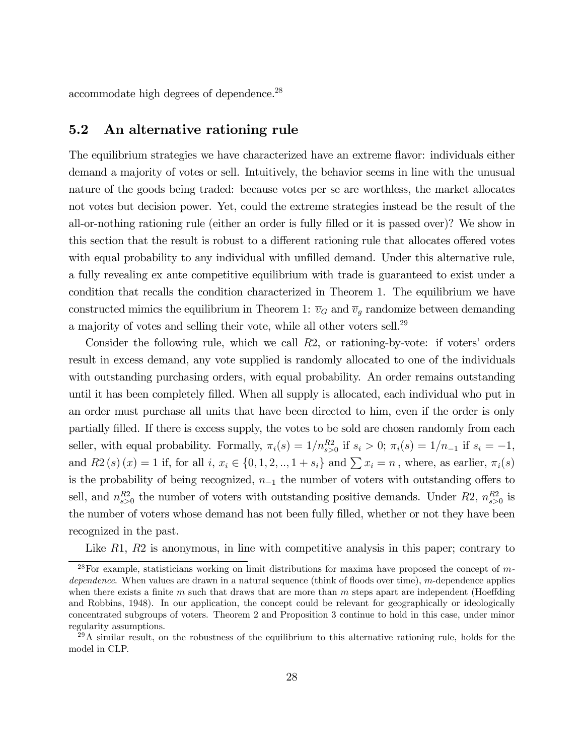accommodate high degrees of dependence.[28]

## 5.2 An alternative rationing rule

The equilibrium strategies we have characterized have an extreme flavor: individuals either demand a majority of votes or sell. Intuitively, the behavior seems in line with the unusual nature of the goods being traded: because votes per se are worthless, the market allocates not votes but decision power. Yet, could the extreme strategies instead be the result of the all-or-nothing rationing rule (either an order is fully filled or it is passed over)? We show in this section that the result is robust to a different rationing rule that allocates offered votes with equal probability to any individual with unfilled demand. Under this alternative rule, a fully revealing ex ante competitive equilibrium with trade is guaranteed to exist under a condition that recalls the condition characterized in Theorem 1. The equilibrium we have constructed mimics the equilibrium in Theorem 1: $\overline{v}_G$ and $\overline{v}_g$ randomize between demanding a majority of votes and selling their vote, while all other voters sell.[29]

Consider the following rule, which we call $R2$, or rationing-by-vote: if voters' orders result in excess demand, any vote supplied is randomly allocated to one of the individuals with outstanding purchasing orders, with equal probability. An order remains outstanding until it has been completely filled. When all supply is allocated, each individual who put in an order must purchase all units that have been directed to him, even if the order is only partially filled. If there is excess supply, the votes to be sold are chosen randomly from each seller, with equal probability. Formally, $\pi_i(s) = 1/n_{s>0}^{R2}$ if $s_i > 0$; $\pi_i(s) = 1/n_{-1}$ if $s_i = -1$, and $R2(s)(x) = 1$ if, for all $i$, $x_i \in \{0, 1, 2, .., 1 + s_i\}$ and $\sum x_i = n$ , where, as earlier, $\pi_i(s)$ is the probability of being recognized, $n_{-1}$ the number of voters with outstanding offers to sell, and $n_{s>0}^{R2}$ the number of voters with outstanding positive demands. Under $R2$, $n_{s>0}^{R2}$ is the number of voters whose demand has not been fully filled, whether or not they have been recognized in the past.

Like $R1$, $R2$ is anonymous, in line with competitive analysis in this paper; contrary to

[28] For example, statisticians working on limit distributions for maxima have proposed the concept of $m$-*dependence*. When values are drawn in a natural sequence (think of floods over time), $m$-dependence applies when there exists a finite $m$ such that draws that are more than $m$ steps apart are independent (Hoeffding and Robbins, 1948). In our application, the concept could be relevant for geographically or ideologically concentrated subgroups of voters. Theorem 2 and Proposition 3 continue to hold in this case, under minor regularity assumptions.

[29] A similar result, on the robustness of the equilibrium to this alternative rationing rule, holds for the model in CLP.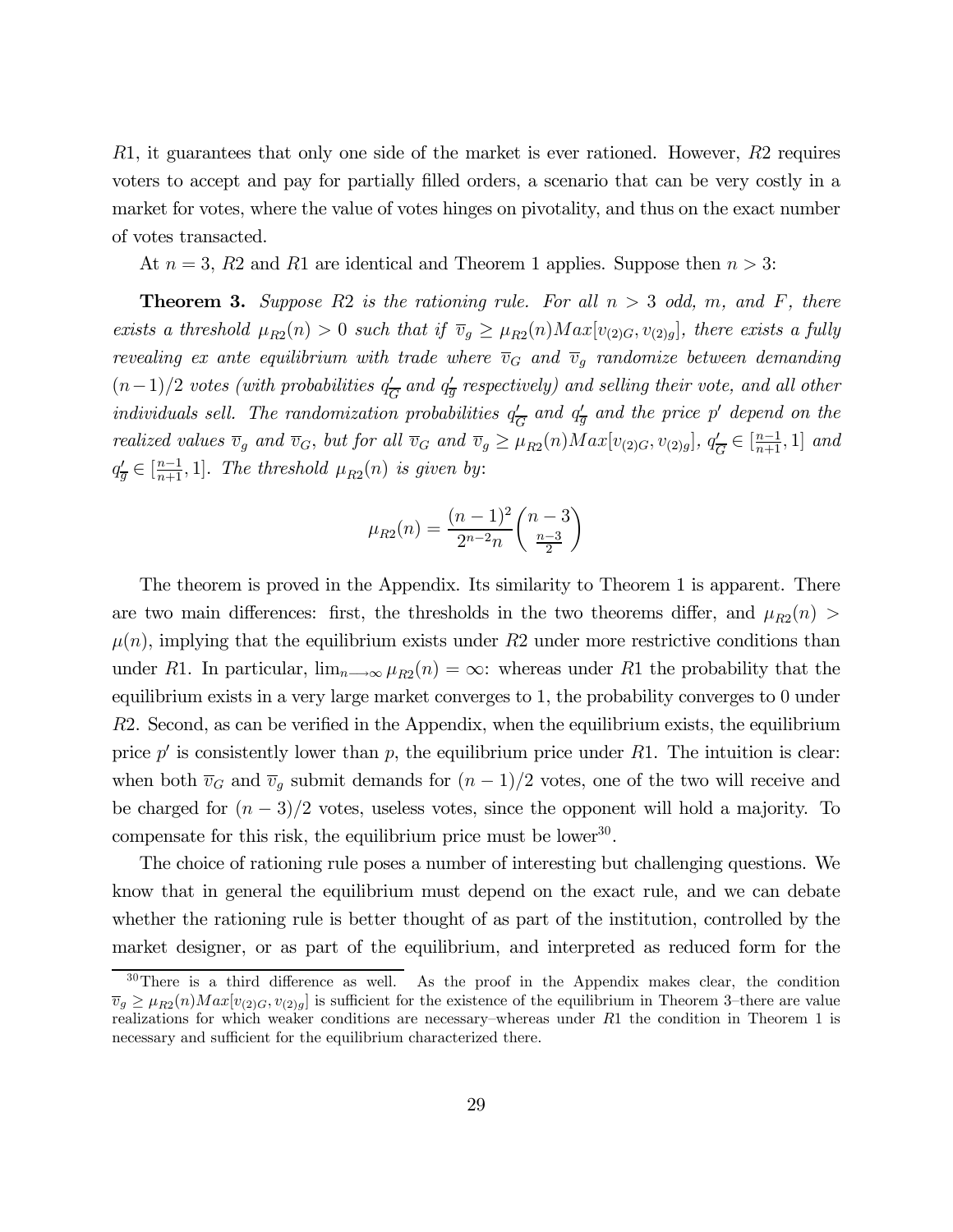$R1$, it guarantees that only one side of the market is ever rationed. However, $R2$ requires voters to accept and pay for partially filled orders, a scenario that can be very costly in a market for votes, where the value of votes hinges on pivotality, and thus on the exact number of votes transacted.

At $n = 3$, $R2$ and $R1$ are identical and Theorem 1 applies. Suppose then $n > 3$:

**Theorem 3.** *Suppose $R2$ is the rationing rule. For all $n > 3$ odd, $m$, and $F$, there exists a threshold $\mu_{R2}(n) > 0$ such that if $\overline{v}_g \geq \mu_{R2}(n)Max[v_{(2)G}, v_{(2)g}]$, there exists a fully revealing ex ante equilibrium with trade where $\overline{v}_G$ and $\overline{v}_g$ randomize between demanding $(n-1)/2$ votes (with probabilities $q'_{\overline{G}}$ and $q'_{\overline{g}}$ respectively) and selling their vote, and all other individuals sell. The randomization probabilities $q'_{\overline{G}}$ and $q'_{\overline{g}}$ and the price $p'$ depend on the realized values $\overline{v}_g$ and $\overline{v}_G$, but for all $\overline{v}_G$ and $\overline{v}_g \geq \mu_{R2}(n)Max[v_{(2)G}, v_{(2)g}]$, $q'_{\overline{G}} \in [\frac{n-1}{n+1}, 1]$ and $q'_{\overline{g}} \in [\frac{n-1}{n+1}, 1]$. The threshold $\mu_{R2}(n)$ is given by:*

$$\mu_{R2}(n) = \frac{(n-1)^2}{2^{n-2}n}\binom{n-3}{\frac{n-3}{2}}$$

The theorem is proved in the Appendix. Its similarity to Theorem 1 is apparent. There are two main differences: first, the thresholds in the two theorems differ, and $\mu_{R2}(n) > \mu(n)$, implying that the equilibrium exists under $R2$ under more restrictive conditions than under $R1$. In particular, $\lim_{n\longrightarrow\infty} \mu_{R2}(n) = \infty$: whereas under $R1$ the probability that the equilibrium exists in a very large market converges to 1, the probability converges to 0 under $R2$. Second, as can be verified in the Appendix, when the equilibrium exists, the equilibrium price $p'$ is consistently lower than $p$, the equilibrium price under $R1$. The intuition is clear: when both $\overline{v}_G$ and $\overline{v}_g$ submit demands for $(n-1)/2$ votes, one of the two will receive and be charged for $(n-3)/2$ votes, useless votes, since the opponent will hold a majority. To compensate for this risk, the equilibrium price must be lower[30].

The choice of rationing rule poses a number of interesting but challenging questions. We know that in general the equilibrium must depend on the exact rule, and we can debate whether the rationing rule is better thought of as part of the institution, controlled by the market designer, or as part of the equilibrium, and interpreted as reduced form for the

[30] There is a third difference as well. As the proof in the Appendix makes clear, the condition $\overline{v}_g \geq \mu_{R2}(n)Max[v_{(2)G}, v_{(2)g}]$ is sufficient for the existence of the equilibrium in Theorem 3–there are value realizations for which weaker conditions are necessary–whereas under $R1$ the condition in Theorem 1 is necessary and sufficient for the equilibrium characterized there.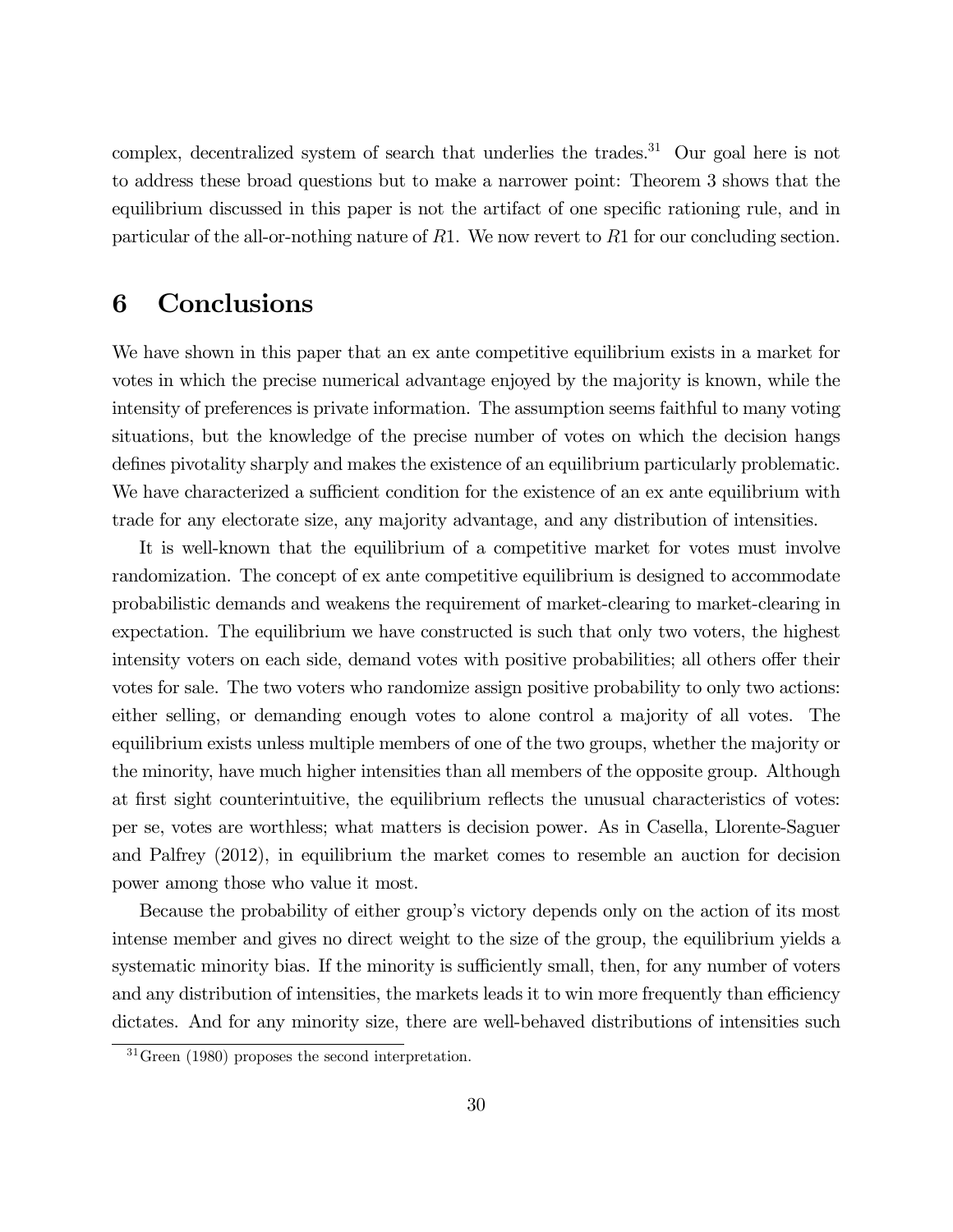complex, decentralized system of search that underlies the trades.[31] Our goal here is not to address these broad questions but to make a narrower point: Theorem 3 shows that the equilibrium discussed in this paper is not the artifact of one specific rationing rule, and in particular of the all-or-nothing nature of $R1$. We now revert to $R1$ for our concluding section.

# 6 Conclusions

We have shown in this paper that an ex ante competitive equilibrium exists in a market for votes in which the precise numerical advantage enjoyed by the majority is known, while the intensity of preferences is private information. The assumption seems faithful to many voting situations, but the knowledge of the precise number of votes on which the decision hangs defines pivotality sharply and makes the existence of an equilibrium particularly problematic. We have characterized a sufficient condition for the existence of an ex ante equilibrium with trade for any electorate size, any majority advantage, and any distribution of intensities.

It is well-known that the equilibrium of a competitive market for votes must involve randomization. The concept of ex ante competitive equilibrium is designed to accommodate probabilistic demands and weakens the requirement of market-clearing to market-clearing in expectation. The equilibrium we have constructed is such that only two voters, the highest intensity voters on each side, demand votes with positive probabilities; all others offer their votes for sale. The two voters who randomize assign positive probability to only two actions: either selling, or demanding enough votes to alone control a majority of all votes. The equilibrium exists unless multiple members of one of the two groups, whether the majority or the minority, have much higher intensities than all members of the opposite group. Although at first sight counterintuitive, the equilibrium reflects the unusual characteristics of votes: per se, votes are worthless; what matters is decision power. As in Casella, Llorente-Saguer and Palfrey (2012), in equilibrium the market comes to resemble an auction for decision power among those who value it most.

Because the probability of either group's victory depends only on the action of its most intense member and gives no direct weight to the size of the group, the equilibrium yields a systematic minority bias. If the minority is sufficiently small, then, for any number of voters and any distribution of intensities, the markets leads it to win more frequently than efficiency dictates. And for any minority size, there are well-behaved distributions of intensities such

[31] Green (1980) proposes the second interpretation.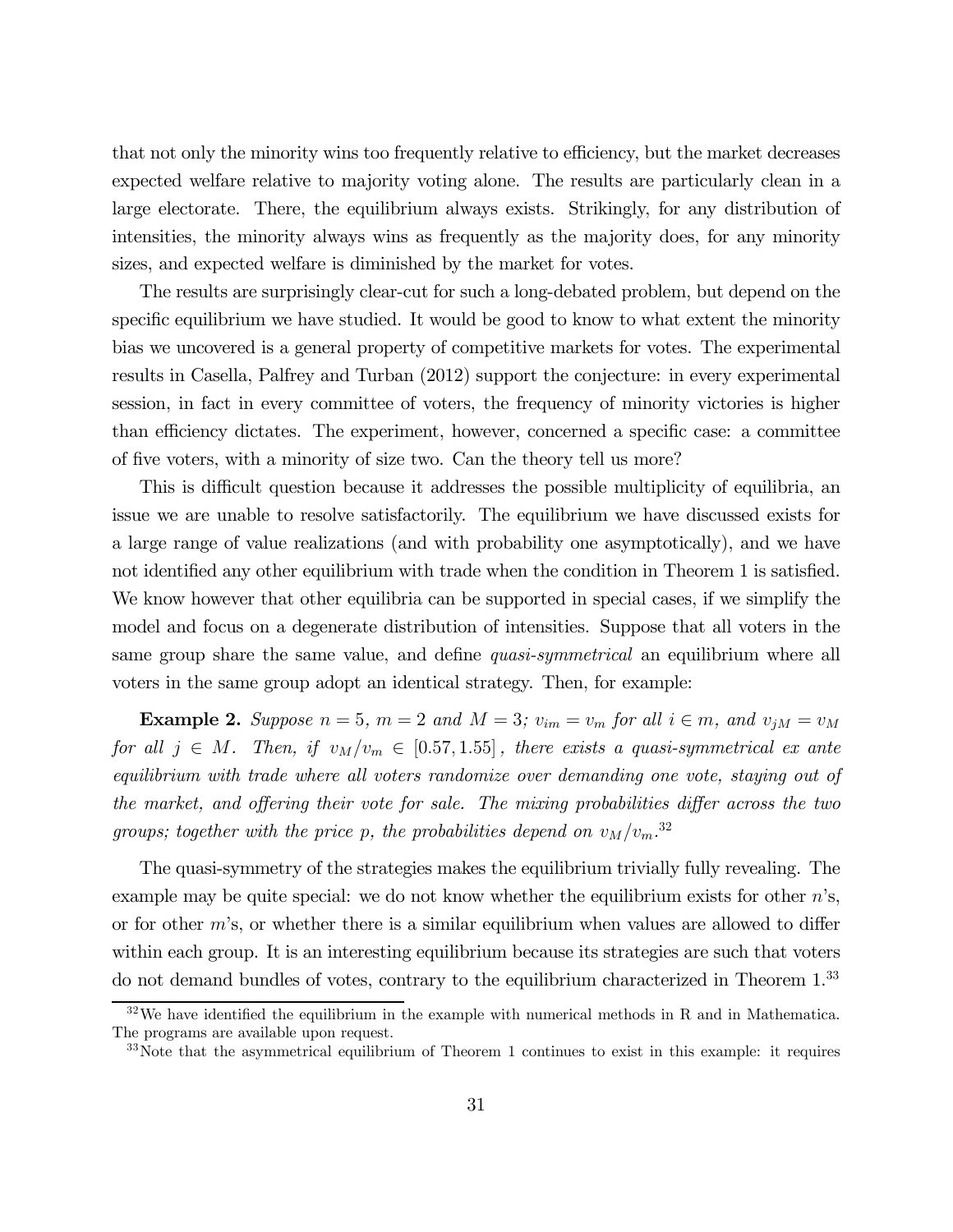that not only the minority wins too frequently relative to efficiency, but the market decreases expected welfare relative to majority voting alone. The results are particularly clean in a large electorate. There, the equilibrium always exists. Strikingly, for any distribution of intensities, the minority always wins as frequently as the majority does, for any minority sizes, and expected welfare is diminished by the market for votes.

The results are surprisingly clear-cut for such a long-debated problem, but depend on the specific equilibrium we have studied. It would be good to know to what extent the minority bias we uncovered is a general property of competitive markets for votes. The experimental results in Casella, Palfrey and Turban (2012) support the conjecture: in every experimental session, in fact in every committee of voters, the frequency of minority victories is higher than efficiency dictates. The experiment, however, concerned a specific case: a committee of five voters, with a minority of size two. Can the theory tell us more?

This is difficult question because it addresses the possible multiplicity of equilibria, an issue we are unable to resolve satisfactorily. The equilibrium we have discussed exists for a large range of value realizations (and with probability one asymptotically), and we have not identified any other equilibrium with trade when the condition in Theorem 1 is satisfied. We know however that other equilibria can be supported in special cases, if we simplify the model and focus on a degenerate distribution of intensities. Suppose that all voters in the same group share the same value, and define *quasi-symmetrical* an equilibrium where all voters in the same group adopt an identical strategy. Then, for example:

**Example 2.** *Suppose $n = 5$, $m = 2$ and $M = 3$; $v_{im} = v_m$ for all $i \in m$, and $v_{jM} = v_M$ for all $j \in M$. Then, if $v_M/v_m \in [0.57, 1.55]$, there exists a quasi-symmetrical ex ante equilibrium with trade where all voters randomize over demanding one vote, staying out of the market, and offering their vote for sale. The mixing probabilities differ across the two groups; together with the price p, the probabilities depend on $v_M/v_m$.*[32]

The quasi-symmetry of the strategies makes the equilibrium trivially fully revealing. The example may be quite special: we do not know whether the equilibrium exists for other $n$'s, or for other $m$'s, or whether there is a similar equilibrium when values are allowed to differ within each group. It is an interesting equilibrium because its strategies are such that voters do not demand bundles of votes, contrary to the equilibrium characterized in Theorem 1.[33]

[32] We have identified the equilibrium in the example with numerical methods in R and in Mathematica. The programs are available upon request.

[33] Note that the asymmetrical equilibrium of Theorem 1 continues to exist in this example: it requires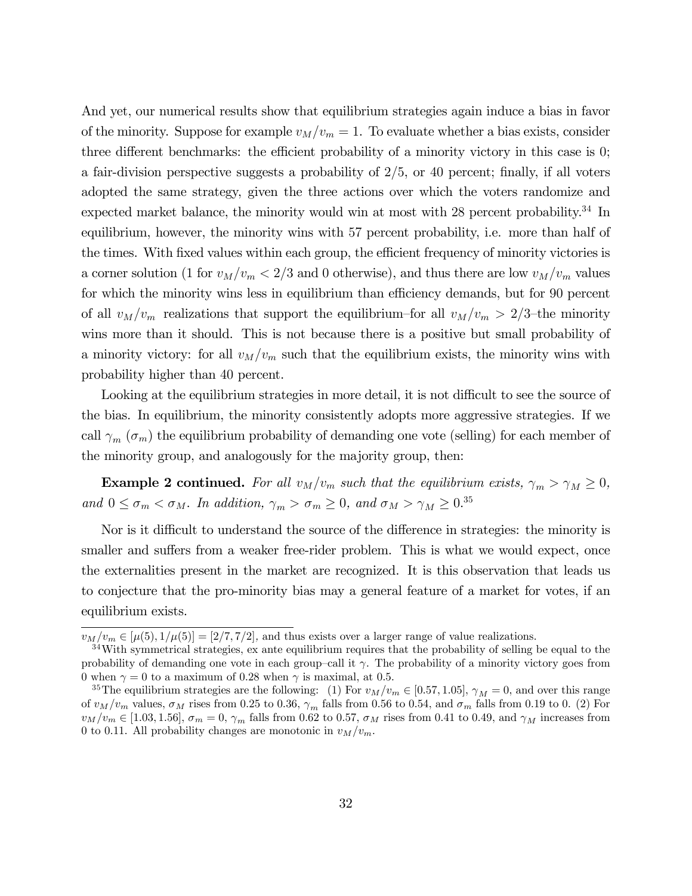And yet, our numerical results show that equilibrium strategies again induce a bias in favor of the minority. Suppose for example $v_M/v_m = 1$. To evaluate whether a bias exists, consider three different benchmarks: the efficient probability of a minority victory in this case is 0; a fair-division perspective suggests a probability of 2/5, or 40 percent; finally, if all voters adopted the same strategy, given the three actions over which the voters randomize and expected market balance, the minority would win at most with 28 percent probability.[34] In equilibrium, however, the minority wins with 57 percent probability, i.e. more than half of the times. With fixed values within each group, the efficient frequency of minority victories is a corner solution (1 for $v_M/v_m < 2/3$ and 0 otherwise), and thus there are low $v_M/v_m$ values for which the minority wins less in equilibrium than efficiency demands, but for 90 percent of all $v_M/v_m$ realizations that support the equilibrium–for all $v_M/v_m > 2/3$–the minority wins more than it should. This is not because there is a positive but small probability of a minority victory: for all $v_M/v_m$ such that the equilibrium exists, the minority wins with probability higher than 40 percent.

Looking at the equilibrium strategies in more detail, it is not difficult to see the source of the bias. In equilibrium, the minority consistently adopts more aggressive strategies. If we call $\gamma_m$ ($\sigma_m$) the equilibrium probability of demanding one vote (selling) for each member of the minority group, and analogously for the majority group, then:

**Example 2 continued.** *For all $v_M/v_m$ such that the equilibrium exists, $\gamma_m > \gamma_M \geq 0$, and $0 \leq \sigma_m < \sigma_M$. In addition, $\gamma_m > \sigma_m \geq 0$, and $\sigma_M > \gamma_M \geq 0$.*[35]

Nor is it difficult to understand the source of the difference in strategies: the minority is smaller and suffers from a weaker free-rider problem. This is what we would expect, once the externalities present in the market are recognized. It is this observation that leads us to conjecture that the pro-minority bias may a general feature of a market for votes, if an equilibrium exists.

---

$v_M/v_m \in [\mu(5), 1/\mu(5)] = [2/7, 7/2]$, and thus exists over a larger range of value realizations.

[34] With symmetrical strategies, ex ante equilibrium requires that the probability of selling be equal to the probability of demanding one vote in each group–call it $\gamma$. The probability of a minority victory goes from 0 when $\gamma = 0$ to a maximum of 0.28 when $\gamma$ is maximal, at 0.5.

[35] The equilibrium strategies are the following: (1) For $v_M/v_m \in [0.57, 1.05]$, $\gamma_M = 0$, and over this range of $v_M/v_m$ values, $\sigma_M$ rises from 0.25 to 0.36, $\gamma_m$ falls from 0.56 to 0.54, and $\sigma_m$ falls from 0.19 to 0. (2) For $v_M/v_m \in [1.03, 1.56]$, $\sigma_m = 0$, $\gamma_m$ falls from 0.62 to 0.57, $\sigma_M$ rises from 0.41 to 0.49, and $\gamma_M$ increases from 0 to 0.11. All probability changes are monotonic in $v_M/v_m$.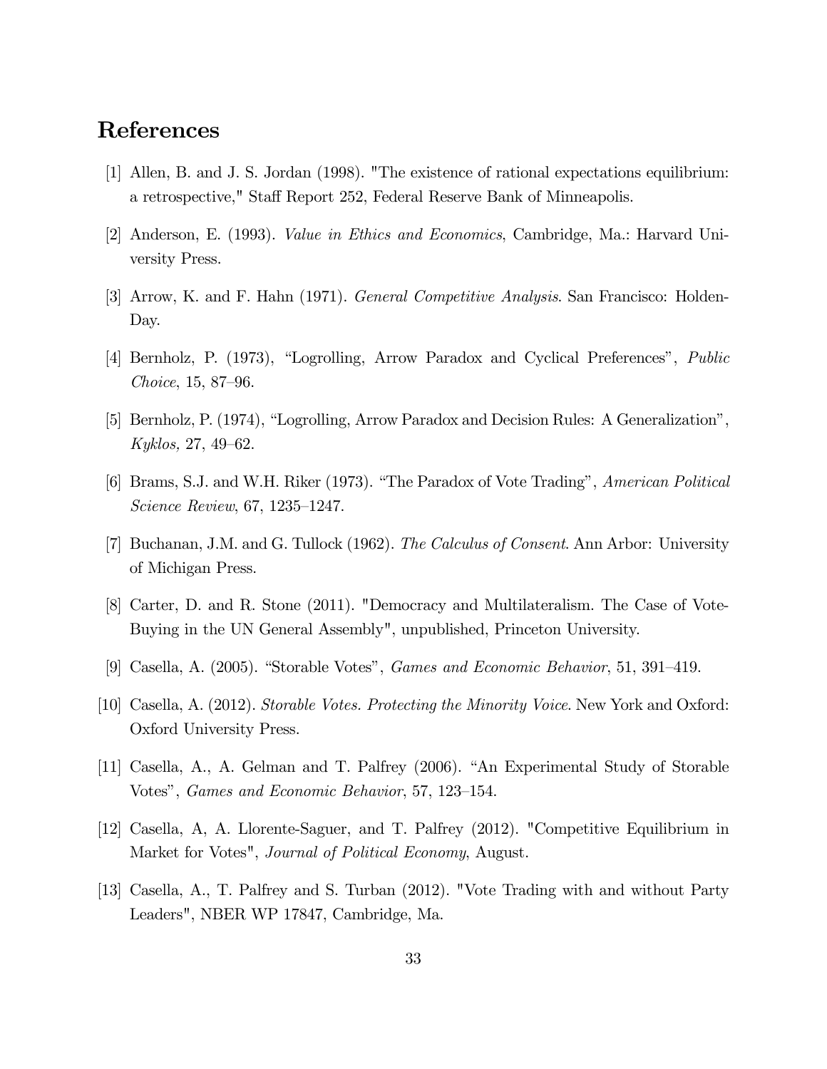# References

[1] Allen, B. and J. S. Jordan (1998). "The existence of rational expectations equilibrium: a retrospective," Staff Report 252, Federal Reserve Bank of Minneapolis.

[2] Anderson, E. (1993). *Value in Ethics and Economics*, Cambridge, Ma.: Harvard University Press.

[3] Arrow, K. and F. Hahn (1971). *General Competitive Analysis*. San Francisco: Holden-Day.

[4] Bernholz, P. (1973), "Logrolling, Arrow Paradox and Cyclical Preferences", *Public Choice*, 15, 87–96.

[5] Bernholz, P. (1974), "Logrolling, Arrow Paradox and Decision Rules: A Generalization", *Kyklos,* 27, 49–62.

[6] Brams, S.J. and W.H. Riker (1973). "The Paradox of Vote Trading", *American Political Science Review*, 67, 1235–1247.

[7] Buchanan, J.M. and G. Tullock (1962). *The Calculus of Consent*. Ann Arbor: University of Michigan Press.

[8] Carter, D. and R. Stone (2011). "Democracy and Multilateralism. The Case of Vote-Buying in the UN General Assembly", unpublished, Princeton University.

[9] Casella, A. (2005). "Storable Votes", *Games and Economic Behavior*, 51, 391–419.

[10] Casella, A. (2012). *Storable Votes. Protecting the Minority Voice*. New York and Oxford: Oxford University Press.

[11] Casella, A., A. Gelman and T. Palfrey (2006). "An Experimental Study of Storable Votes", *Games and Economic Behavior*, 57, 123–154.

[12] Casella, A, A. Llorente-Saguer, and T. Palfrey (2012). "Competitive Equilibrium in Market for Votes", *Journal of Political Economy*, August.

[13] Casella, A., T. Palfrey and S. Turban (2012). "Vote Trading with and without Party Leaders", NBER WP 17847, Cambridge, Ma.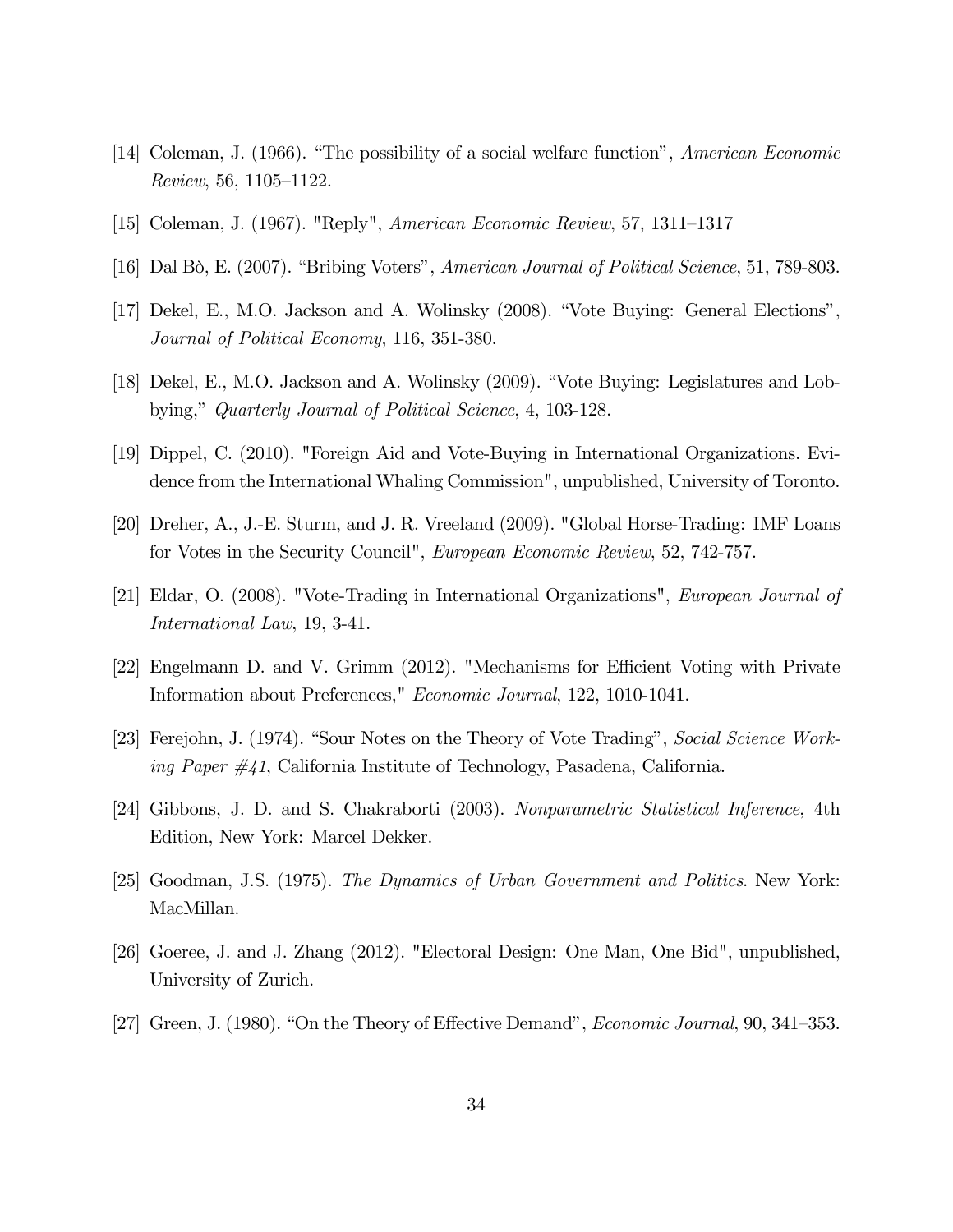[14] Coleman, J. (1966). "The possibility of a social welfare function", *American Economic Review*, 56, 1105–1122.

[15] Coleman, J. (1967). "Reply", *American Economic Review*, 57, 1311–1317

[16] Dal Bò, E. (2007). "Bribing Voters", *American Journal of Political Science*, 51, 789-803.

[17] Dekel, E., M.O. Jackson and A. Wolinsky (2008). "Vote Buying: General Elections", *Journal of Political Economy*, 116, 351-380.

[18] Dekel, E., M.O. Jackson and A. Wolinsky (2009). "Vote Buying: Legislatures and Lobbying," *Quarterly Journal of Political Science*, 4, 103-128.

[19] Dippel, C. (2010). "Foreign Aid and Vote-Buying in International Organizations. Evidence from the International Whaling Commission", unpublished, University of Toronto.

[20] Dreher, A., J.-E. Sturm, and J. R. Vreeland (2009). "Global Horse-Trading: IMF Loans for Votes in the Security Council", *European Economic Review*, 52, 742-757.

[21] Eldar, O. (2008). "Vote-Trading in International Organizations", *European Journal of International Law*, 19, 3-41.

[22] Engelmann D. and V. Grimm (2012). "Mechanisms for Efficient Voting with Private Information about Preferences," *Economic Journal*, 122, 1010-1041.

[23] Ferejohn, J. (1974). "Sour Notes on the Theory of Vote Trading", *Social Science Working Paper #41*, California Institute of Technology, Pasadena, California.

[24] Gibbons, J. D. and S. Chakraborti (2003). *Nonparametric Statistical Inference*, 4th Edition, New York: Marcel Dekker.

[25] Goodman, J.S. (1975). *The Dynamics of Urban Government and Politics*. New York: MacMillan.

[26] Goeree, J. and J. Zhang (2012). "Electoral Design: One Man, One Bid", unpublished, University of Zurich.

[27] Green, J. (1980). "On the Theory of Effective Demand", *Economic Journal*, 90, 341–353.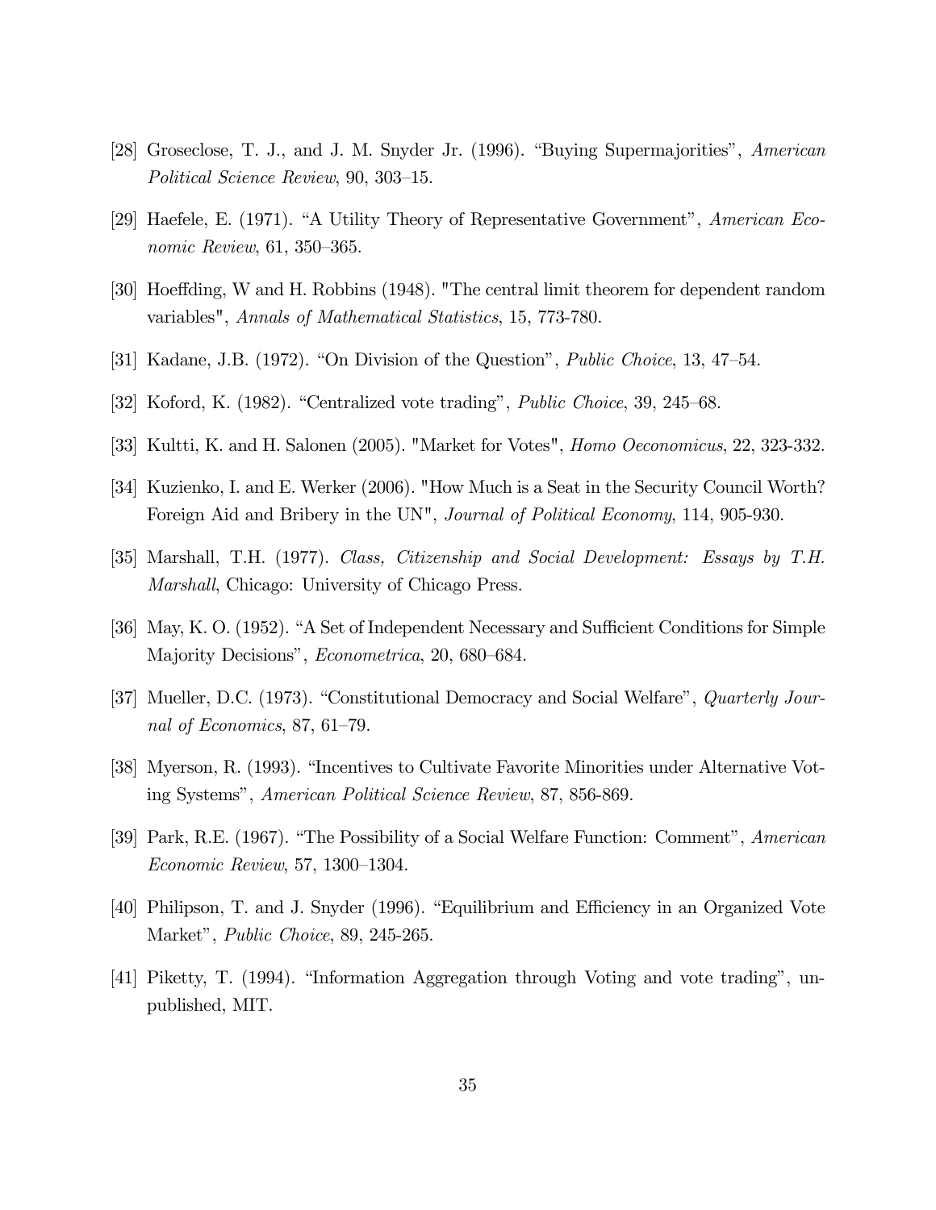[28] Groseclose, T. J., and J. M. Snyder Jr. (1996). “Buying Supermajorities”, *American Political Science Review*, 90, 303–15.

[29] Haefele, E. (1971). “A Utility Theory of Representative Government”, *American Economic Review*, 61, 350–365.

[30] Hoeffding, W and H. Robbins (1948). "The central limit theorem for dependent random variables", *Annals of Mathematical Statistics*, 15, 773-780.

[31] Kadane, J.B. (1972). “On Division of the Question”, *Public Choice*, 13, 47–54.

[32] Koford, K. (1982). “Centralized vote trading”, *Public Choice*, 39, 245–68.

[33] Kultti, K. and H. Salonen (2005). "Market for Votes", *Homo Oeconomicus*, 22, 323-332.

[34] Kuzienko, I. and E. Werker (2006). "How Much is a Seat in the Security Council Worth? Foreign Aid and Bribery in the UN", *Journal of Political Economy*, 114, 905-930.

[35] Marshall, T.H. (1977). *Class, Citizenship and Social Development: Essays by T.H. Marshall*, Chicago: University of Chicago Press.

[36] May, K. O. (1952). “A Set of Independent Necessary and Sufficient Conditions for Simple Majority Decisions”, *Econometrica*, 20, 680–684.

[37] Mueller, D.C. (1973). “Constitutional Democracy and Social Welfare”, *Quarterly Journal of Economics*, 87, 61–79.

[38] Myerson, R. (1993). “Incentives to Cultivate Favorite Minorities under Alternative Voting Systems”, *American Political Science Review*, 87, 856-869.

[39] Park, R.E. (1967). “The Possibility of a Social Welfare Function: Comment”, *American Economic Review*, 57, 1300–1304.

[40] Philipson, T. and J. Snyder (1996). “Equilibrium and Efficiency in an Organized Vote Market”, *Public Choice*, 89, 245-265.

[41] Piketty, T. (1994). “Information Aggregation through Voting and vote trading”, unpublished, MIT.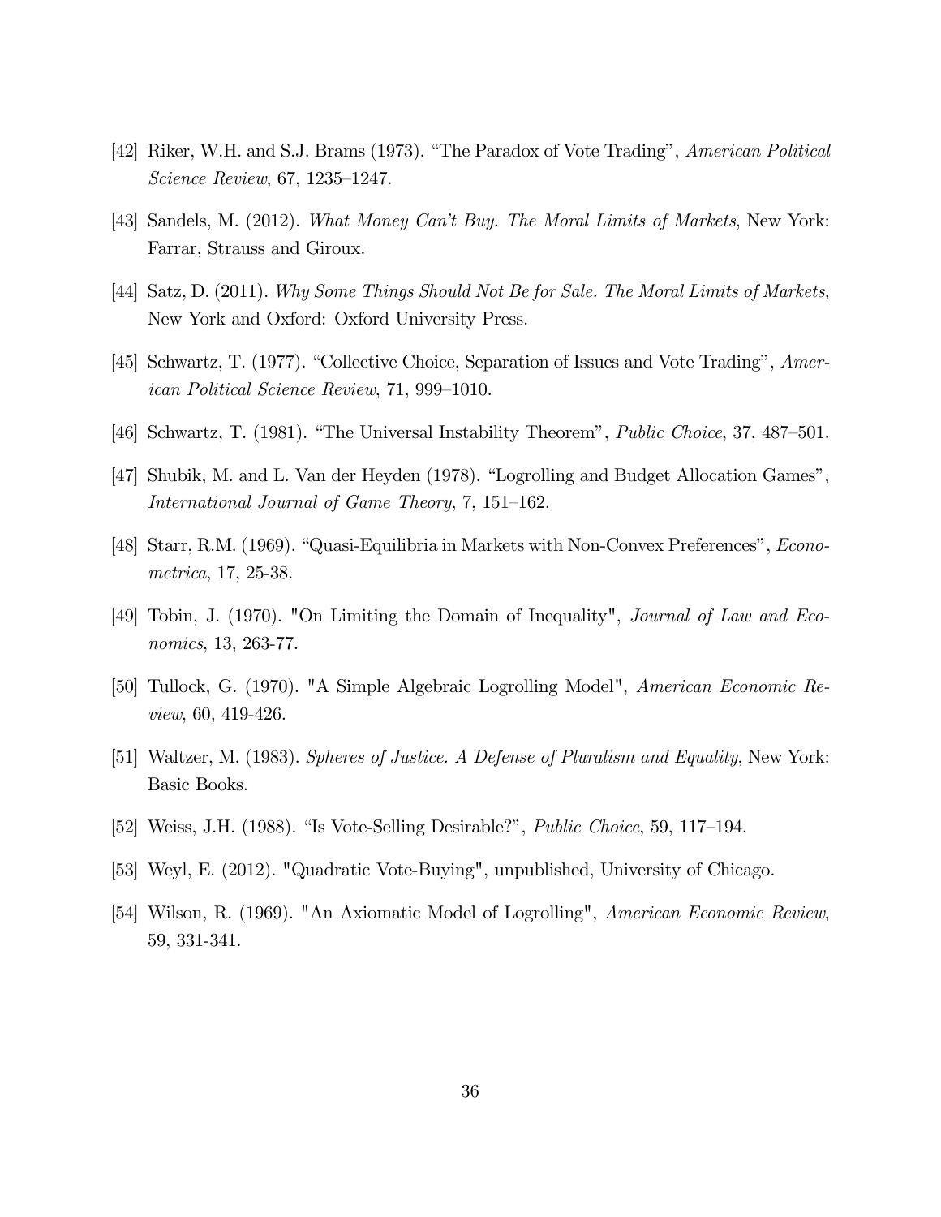[42] Riker, W.H. and S.J. Brams (1973). "The Paradox of Vote Trading", *American Political Science Review*, 67, 1235–1247.

[43] Sandels, M. (2012). *What Money Can't Buy. The Moral Limits of Markets*, New York: Farrar, Strauss and Giroux.

[44] Satz, D. (2011). *Why Some Things Should Not Be for Sale. The Moral Limits of Markets*, New York and Oxford: Oxford University Press.

[45] Schwartz, T. (1977). "Collective Choice, Separation of Issues and Vote Trading", *American Political Science Review*, 71, 999–1010.

[46] Schwartz, T. (1981). "The Universal Instability Theorem", *Public Choice*, 37, 487–501.

[47] Shubik, M. and L. Van der Heyden (1978). "Logrolling and Budget Allocation Games", *International Journal of Game Theory*, 7, 151–162.

[48] Starr, R.M. (1969). "Quasi-Equilibria in Markets with Non-Convex Preferences", *Econometrica*, 17, 25-38.

[49] Tobin, J. (1970). "On Limiting the Domain of Inequality", *Journal of Law and Economics*, 13, 263-77.

[50] Tullock, G. (1970). "A Simple Algebraic Logrolling Model", *American Economic Review*, 60, 419-426.

[51] Waltzer, M. (1983). *Spheres of Justice. A Defense of Pluralism and Equality*, New York: Basic Books.

[52] Weiss, J.H. (1988). "Is Vote-Selling Desirable?", *Public Choice*, 59, 117–194.

[53] Weyl, E. (2012). "Quadratic Vote-Buying", unpublished, University of Chicago.

[54] Wilson, R. (1969). "An Axiomatic Model of Logrolling", *American Economic Review*, 59, 331-341.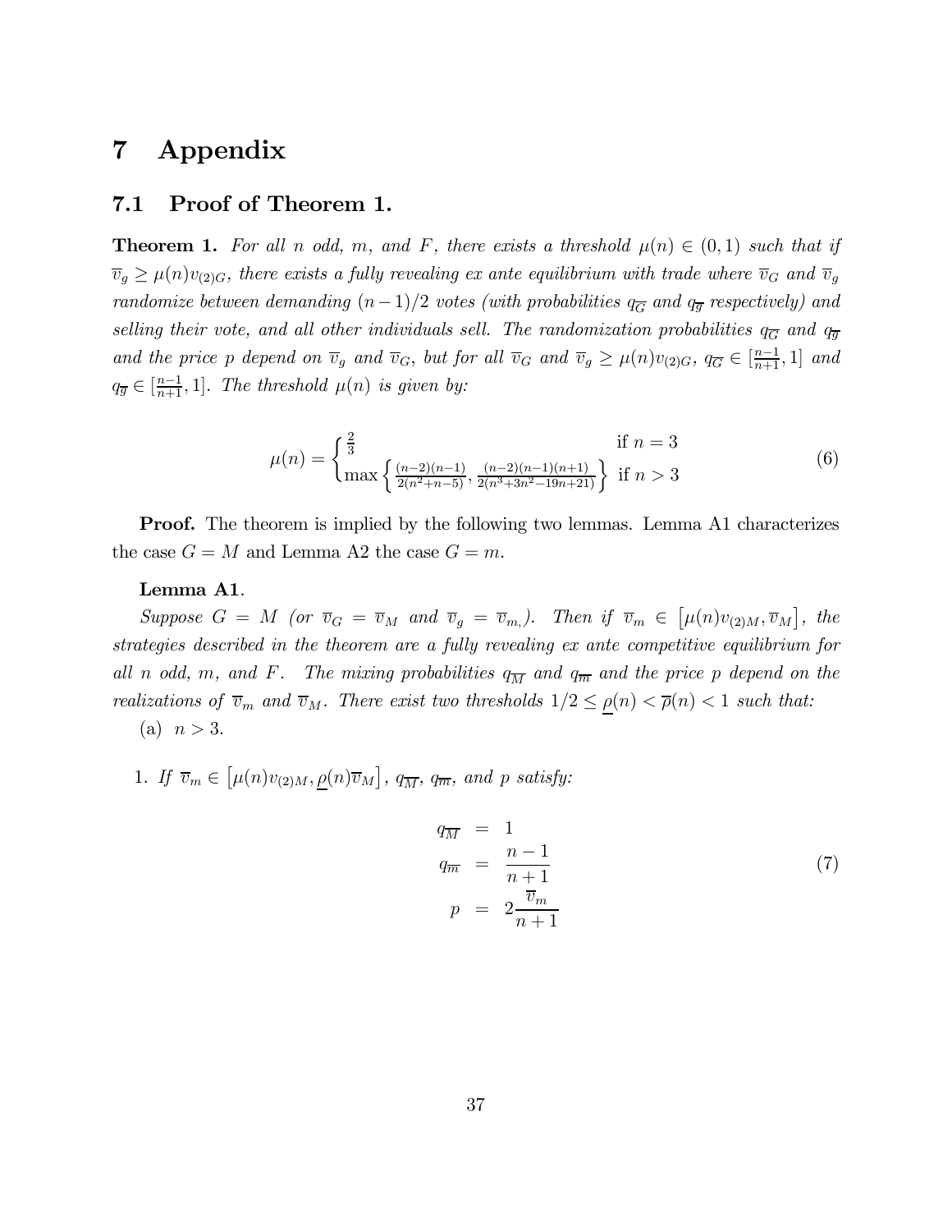# 7 Appendix

## 7.1 Proof of Theorem 1.

**Theorem 1.** *For all $n$ odd, $m$, and $F$, there exists a threshold $\mu(n) \in (0,1)$ such that if $\overline{v}_g \geq \mu(n) v_{(2)G}$, there exists a fully revealing ex ante equilibrium with trade where $\overline{v}_G$ and $\overline{v}_g$ randomize between demanding $(n-1)/2$ votes (with probabilities $q_{\overline{G}}$ and $q_{\overline{g}}$ respectively) and selling their vote, and all other individuals sell. The randomization probabilities $q_{\overline{G}}$ and $q_{\overline{g}}$ and the price $p$ depend on $\overline{v}_g$ and $\overline{v}_G$, but for all $\overline{v}_G$ and $\overline{v}_g \geq \mu(n) v_{(2)G}$, $q_{\overline{G}} \in [\frac{n-1}{n+1}, 1]$ and $q_{\overline{g}} \in [\frac{n-1}{n+1}, 1]$. The threshold $\mu(n)$ is given by:*

$$
\mu(n) = \begin{cases} \frac{2}{3} & \text{if } n = 3 \\ \max\left\{ \frac{(n-2)(n-1)}{2(n^2+n-5)}, \frac{(n-2)(n-1)(n+1)}{2(n^3+3n^2-19n+21)} \right\} & \text{if } n > 3 \end{cases} \tag{6}
$$

**Proof.** The theorem is implied by the following two lemmas. Lemma A1 characterizes the case $G = M$ and Lemma A2 the case $G = m$.

**Lemma A1**.

*Suppose $G = M$ (or $\overline{v}_G = \overline{v}_M$ and $\overline{v}_g = \overline{v}_m$). Then if $\overline{v}_m \in \left[\mu(n) v_{(2)M}, \overline{v}_M\right]$, the strategies described in the theorem are a fully revealing ex ante competitive equilibrium for all $n$ odd, $m$, and $F$. The mixing probabilities $q_{\overline{M}}$ and $q_{\overline{m}}$ and the price $p$ depend on the realizations of $\overline{v}_m$ and $\overline{v}_M$. There exist two thresholds $1/2 \leq \underline{\rho}(n) < \overline{\rho}(n) < 1$ such that:*

(a) $n > 3$.

1. *If $\overline{v}_m \in \left[\mu(n) v_{(2)M}, \underline{\rho}(n) \overline{v}_M\right]$, $q_{\overline{M}}$, $q_{\overline{m}}$, and $p$ satisfy:*

$$
\begin{aligned}
q_{\overline{M}} &= 1 \\
q_{\overline{m}} &= \frac{n-1}{n+1} \\
p &= 2\frac{\overline{v}_m}{n+1}
\end{aligned} \tag{7}
$$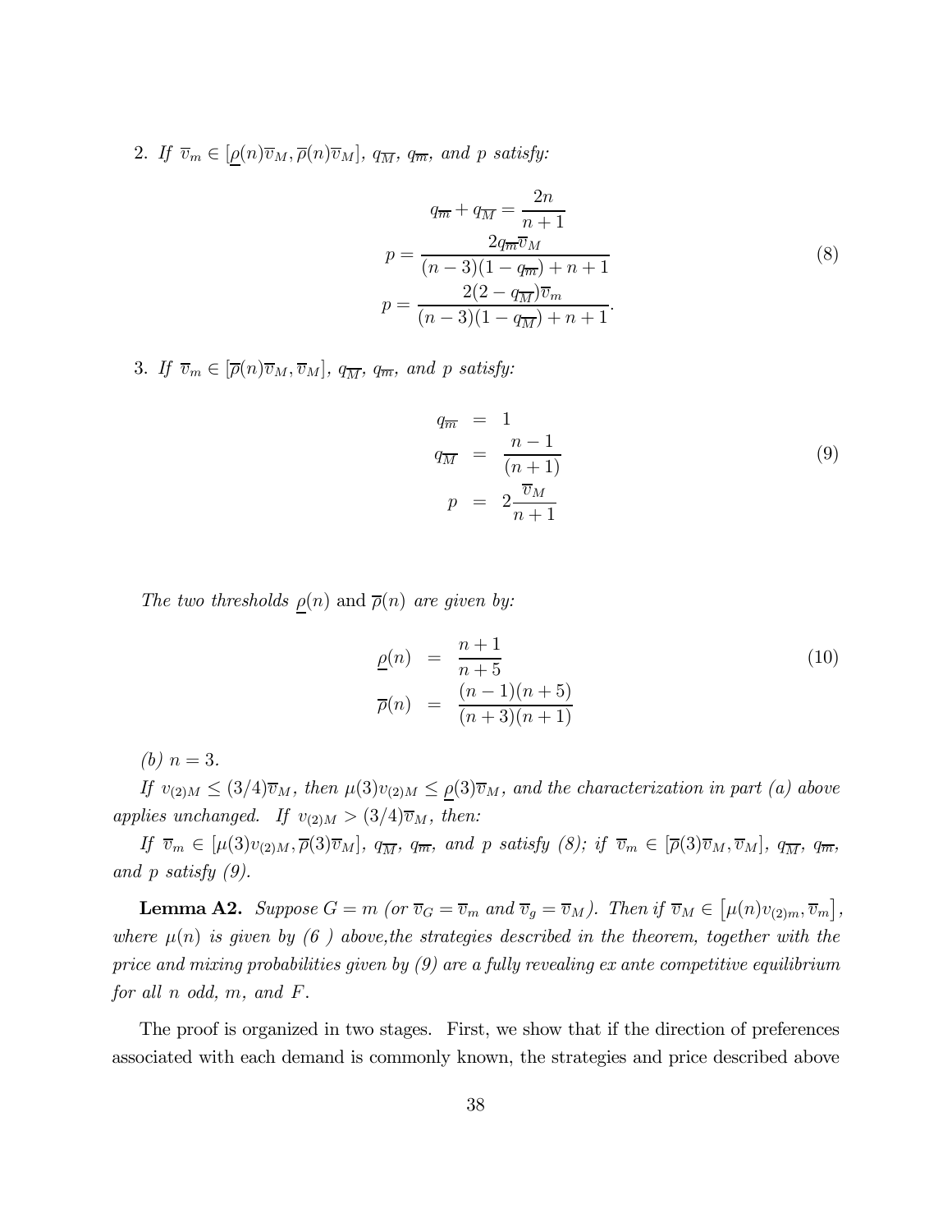2. *If $\overline{v}_m \in [\underline{\rho}(n)\overline{v}_M, \overline{\rho}(n)\overline{v}_M]$, $q_{\overline{M}}$, $q_{\overline{m}}$, and $p$ satisfy:*

$$
\begin{aligned}
q_{\overline{m}} + q_{\overline{M}} &= \frac{2n}{n+1} \\
p &= \frac{2q_{\overline{m}}\overline{v}_M}{(n-3)(1-q_{\overline{m}}) + n + 1} \\
p &= \frac{2(2-q_{\overline{M}})\overline{v}_m}{(n-3)(1-q_{\overline{M}}) + n + 1}.
\end{aligned}
\tag{8}
$$

3. *If $\overline{v}_m \in [\overline{\rho}(n)\overline{v}_M, \overline{v}_M]$, $q_{\overline{M}}$, $q_{\overline{m}}$, and $p$ satisfy:*

$$
\begin{aligned}
q_{\overline{m}} &= 1 \\
q_{\overline{M}} &= \frac{n-1}{(n+1)} \\
p &= 2\frac{\overline{v}_M}{n+1}
\end{aligned}
\tag{9}
$$

*The two thresholds $\underline{\rho}(n)$ and $\overline{\rho}(n)$ are given by:*

$$
\begin{aligned}
\underline{\rho}(n) &= \frac{n+1}{n+5} \\
\overline{\rho}(n) &= \frac{(n-1)(n+5)}{(n+3)(n+1)}
\end{aligned}
\tag{10}
$$

*(b) $n = 3$.*

*If $v_{(2)M} \leq (3/4)\overline{v}_M$, then $\mu(3)v_{(2)M} \leq \underline{\rho}(3)\overline{v}_M$, and the characterization in part (a) above applies unchanged. If $v_{(2)M} > (3/4)\overline{v}_M$, then:*

*If $\overline{v}_m \in [\mu(3)v_{(2)M}, \overline{\rho}(3)\overline{v}_M]$, $q_{\overline{M}}$, $q_{\overline{m}}$, and $p$ satisfy (8); if $\overline{v}_m \in [\overline{\rho}(3)\overline{v}_M, \overline{v}_M]$, $q_{\overline{M}}$, $q_{\overline{m}}$, and $p$ satisfy (9).*

**Lemma A2.** *Suppose $G = m$ (or $\overline{v}_G = \overline{v}_m$ and $\overline{v}_g = \overline{v}_M$). Then if $\overline{v}_M \in \left[\mu(n)v_{(2)m}, \overline{v}_m\right]$, where $\mu(n)$ is given by (6 ) above,the strategies described in the theorem, together with the price and mixing probabilities given by (9) are a fully revealing ex ante competitive equilibrium for all $n$ odd, $m$, and $F$.*

The proof is organized in two stages. First, we show that if the direction of preferences associated with each demand is commonly known, the strategies and price described above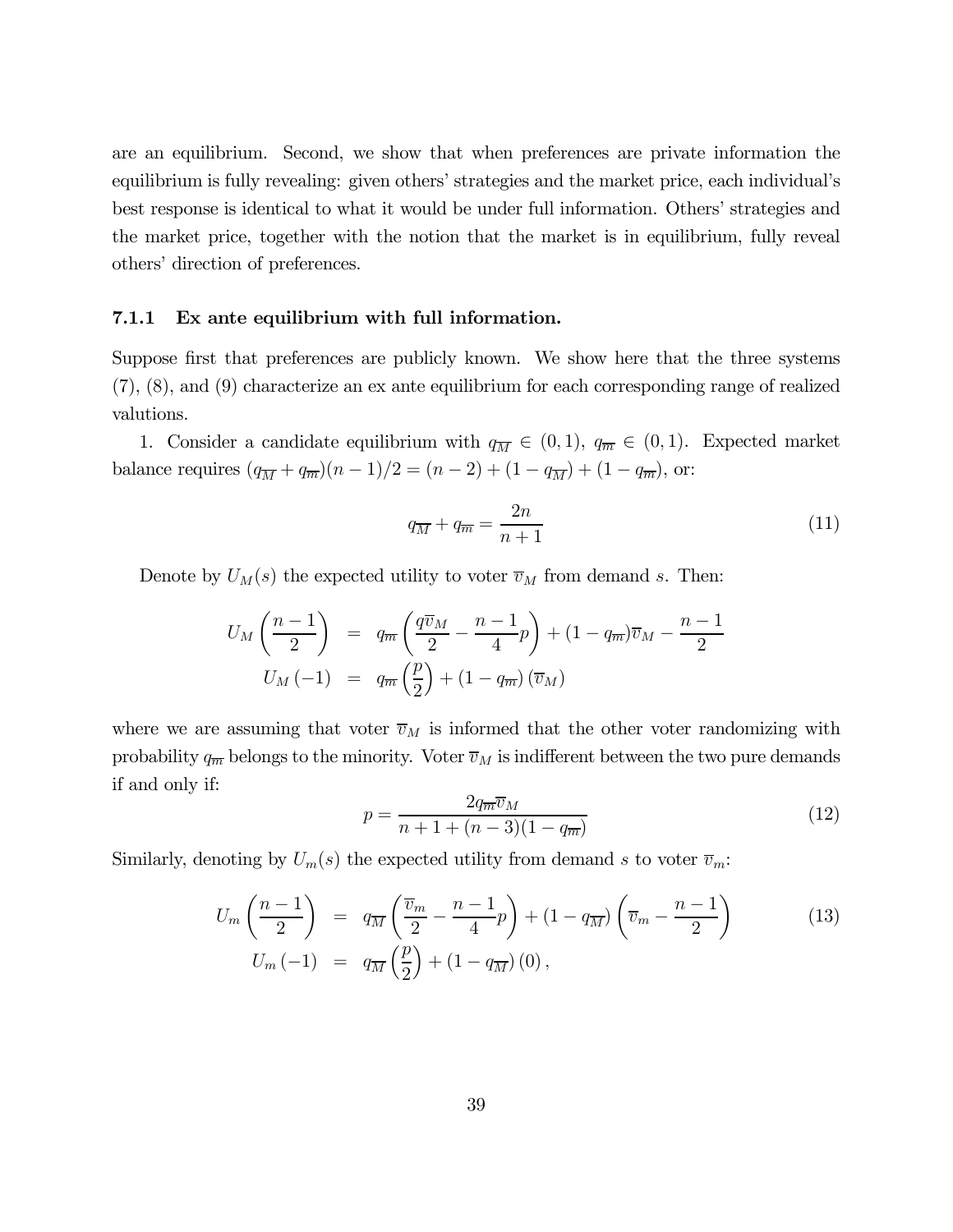are an equilibrium. Second, we show that when preferences are private information the equilibrium is fully revealing: given others' strategies and the market price, each individual's best response is identical to what it would be under full information. Others' strategies and the market price, together with the notion that the market is in equilibrium, fully reveal others' direction of preferences.

### 7.1.1 Ex ante equilibrium with full information.

Suppose first that preferences are publicly known. We show here that the three systems (7), (8), and (9) characterize an ex ante equilibrium for each corresponding range of realized valutions.

1. Consider a candidate equilibrium with $q_{\overline{M}} \in (0,1)$, $q_{\overline{m}} \in (0,1)$. Expected market balance requires $(q_{\overline{M}} + q_{\overline{m}})(n-1)/2 = (n-2) + (1-q_{\overline{M}}) + (1-q_{\overline{m}})$, or:

$$q_{\overline{M}} + q_{\overline{m}} = \frac{2n}{n+1} \tag{11}$$

Denote by $U_M(s)$ the expected utility to voter $\overline{v}_M$ from demand $s$. Then:

$$\begin{aligned} U_M\left(\frac{n-1}{2}\right) &= q_{\overline{m}}\left(\frac{q\overline{v}_M}{2} - \frac{n-1}{4}p\right) + (1-q_{\overline{m}})\overline{v}_M - \frac{n-1}{2} \\ U_M(-1) &= q_{\overline{m}}\left(\frac{p}{2}\right) + (1-q_{\overline{m}})(\overline{v}_M) \end{aligned}$$

where we are assuming that voter $\overline{v}_M$ is informed that the other voter randomizing with probability $q_{\overline{m}}$ belongs to the minority. Voter $\overline{v}_M$ is indifferent between the two pure demands if and only if:

$$p = \frac{2q_{\overline{m}}\overline{v}_M}{n+1+(n-3)(1-q_{\overline{m}})} \tag{12}$$

Similarly, denoting by $U_m(s)$ the expected utility from demand $s$ to voter $\overline{v}_m$:

$$\begin{aligned} U_m\left(\frac{n-1}{2}\right) &= q_{\overline{M}}\left(\frac{\overline{v}_m}{2} - \frac{n-1}{4}p\right) + (1-q_{\overline{M}})\left(\overline{v}_m - \frac{n-1}{2}\right) \\ U_m(-1) &= q_{\overline{M}}\left(\frac{p}{2}\right) + (1-q_{\overline{M}})(0), \end{aligned} \tag{13}$$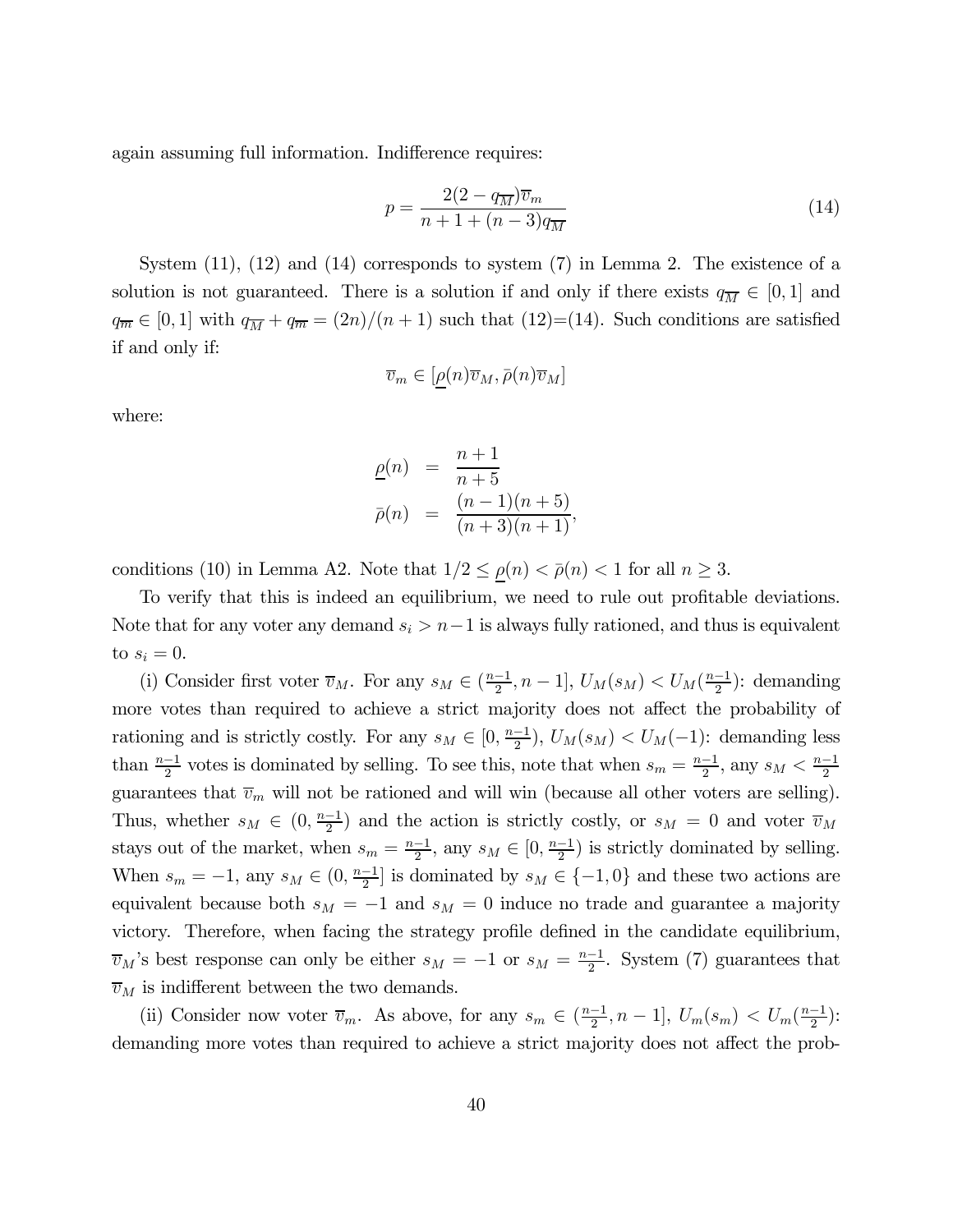again assuming full information. Indifference requires:

$$p = \frac{2(2 - q_{\overline{M}})\overline{v}_m}{n + 1 + (n - 3)q_{\overline{M}}} \tag{14}$$

System (11), (12) and (14) corresponds to system (7) in Lemma 2. The existence of a solution is not guaranteed. There is a solution if and only if there exists $q_{\overline{M}} \in [0, 1]$ and $q_{\overline{m}} \in [0, 1]$ with $q_{\overline{M}} + q_{\overline{m}} = (2n)/(n + 1)$ such that (12)=(14). Such conditions are satisfied if and only if:

$$\overline{v}_m \in [\underline{\rho}(n)\overline{v}_M, \bar{\rho}(n)\overline{v}_M]$$

where:

$$\begin{aligned} \underline{\rho}(n) &= \frac{n+1}{n+5} \\ \bar{\rho}(n) &= \frac{(n-1)(n+5)}{(n+3)(n+1)}, \end{aligned}$$

conditions (10) in Lemma A2. Note that $1/2 \leq \underline{\rho}(n) < \bar{\rho}(n) < 1$ for all $n \geq 3$.

To verify that this is indeed an equilibrium, we need to rule out profitable deviations. Note that for any voter any demand $s_i > n-1$ is always fully rationed, and thus is equivalent to $s_i = 0$.

(i) Consider first voter $\overline{v}_M$. For any $s_M \in (\frac{n-1}{2}, n-1]$, $U_M(s_M) < U_M(\frac{n-1}{2})$: demanding more votes than required to achieve a strict majority does not affect the probability of rationing and is strictly costly. For any $s_M \in [0, \frac{n-1}{2})$, $U_M(s_M) < U_M(-1)$: demanding less than $\frac{n-1}{2}$ votes is dominated by selling. To see this, note that when $s_m = \frac{n-1}{2}$, any $s_M < \frac{n-1}{2}$ guarantees that $\overline{v}_m$ will not be rationed and will win (because all other voters are selling). Thus, whether $s_M \in (0, \frac{n-1}{2})$ and the action is strictly costly, or $s_M = 0$ and voter $\overline{v}_M$ stays out of the market, when $s_m = \frac{n-1}{2}$, any $s_M \in [0, \frac{n-1}{2})$ is strictly dominated by selling. When $s_m = -1$, any $s_M \in (0, \frac{n-1}{2}]$ is dominated by $s_M \in \{-1, 0\}$ and these two actions are equivalent because both $s_M = -1$ and $s_M = 0$ induce no trade and guarantee a majority victory. Therefore, when facing the strategy profile defined in the candidate equilibrium, $\overline{v}_M$'s best response can only be either $s_M = -1$ or $s_M = \frac{n-1}{2}$. System (7) guarantees that $\overline{v}_M$ is indifferent between the two demands.

(ii) Consider now voter $\overline{v}_m$. As above, for any $s_m \in (\frac{n-1}{2}, n-1]$, $U_m(s_m) < U_m(\frac{n-1}{2})$: demanding more votes than required to achieve a strict majority does not affect the prob-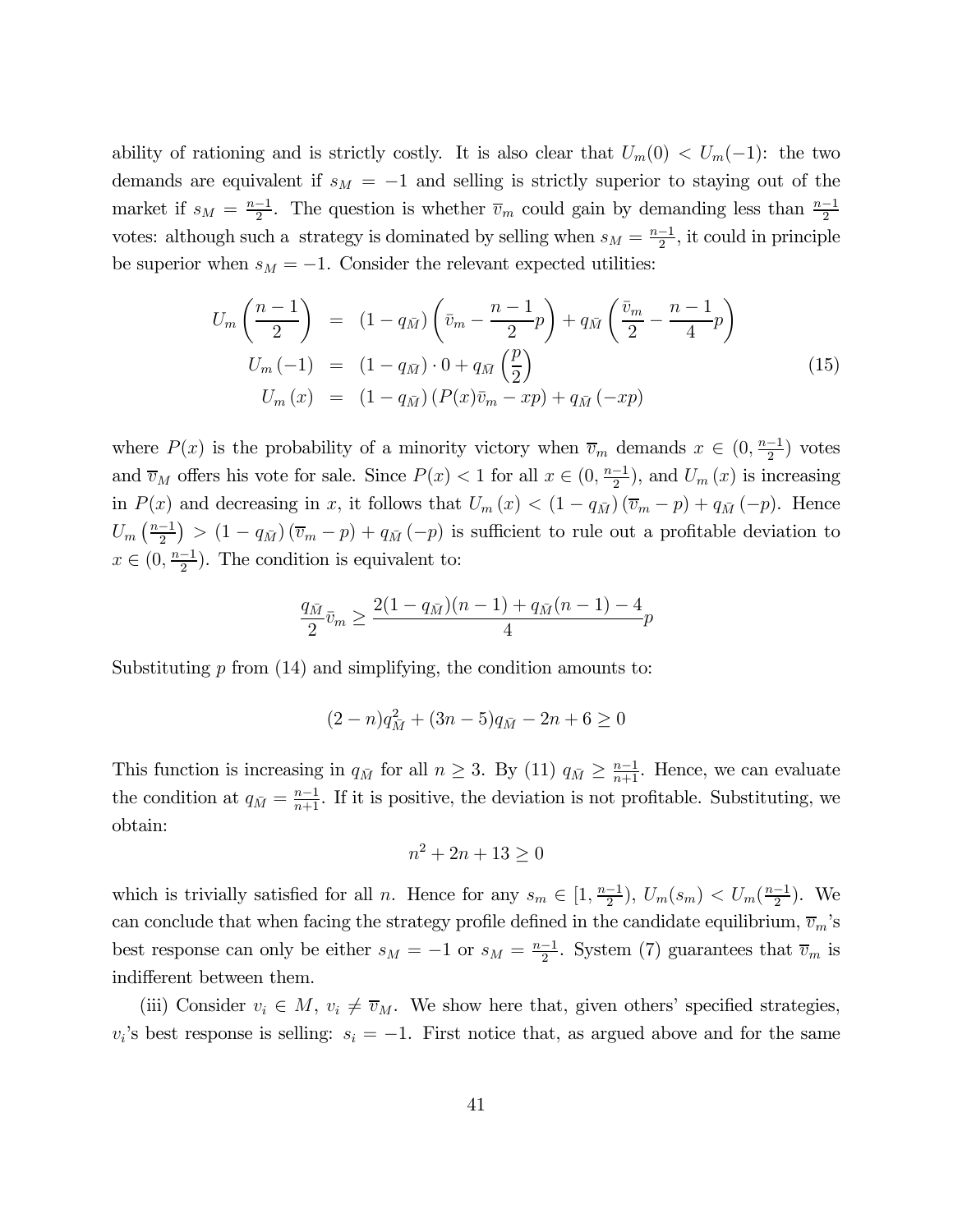ability of rationing and is strictly costly. It is also clear that $U_m(0) < U_m(-1)$: the two demands are equivalent if $s_M = -1$ and selling is strictly superior to staying out of the market if $s_M = \frac{n-1}{2}$. The question is whether $\overline{v}_m$ could gain by demanding less than $\frac{n-1}{2}$ votes: although such a strategy is dominated by selling when $s_M = \frac{n-1}{2}$, it could in principle be superior when $s_M = -1$. Consider the relevant expected utilities:

$$
\begin{aligned}
U_m\left(\frac{n-1}{2}\right) &= (1-q_{\bar{M}})\left(\bar{v}_m - \frac{n-1}{2}p\right) + q_{\bar{M}}\left(\frac{\bar{v}_m}{2} - \frac{n-1}{4}p\right) \\
U_m(-1) &= (1-q_{\bar{M}}) \cdot 0 + q_{\bar{M}}\left(\frac{p}{2}\right) \\
U_m(x) &= (1-q_{\bar{M}})\left(P(x)\bar{v}_m - xp\right) + q_{\bar{M}}\left(-xp\right)
\end{aligned}
\tag{15}
$$

where $P(x)$ is the probability of a minority victory when $\overline{v}_m$ demands $x \in (0, \frac{n-1}{2})$ votes and $\overline{v}_M$ offers his vote for sale. Since $P(x) < 1$ for all $x \in (0, \frac{n-1}{2})$, and $U_m(x)$ is increasing in $P(x)$ and decreasing in $x$, it follows that $U_m(x) < (1-q_{\bar{M}})(\overline{v}_m - p) + q_{\bar{M}}(-p)$. Hence $U_m\left(\frac{n-1}{2}\right) > (1-q_{\bar{M}})(\overline{v}_m - p) + q_{\bar{M}}(-p)$ is sufficient to rule out a profitable deviation to $x \in (0, \frac{n-1}{2})$. The condition is equivalent to:

$$
\frac{q_{\bar{M}}}{2}\bar{v}_m \geq \frac{2(1-q_{\bar{M}})(n-1) + q_{\bar{M}}(n-1) - 4}{4}p
$$

Substituting $p$ from (14) and simplifying, the condition amounts to:

$$
(2-n)q_{\bar{M}}^2 + (3n-5)q_{\bar{M}} - 2n + 6 \geq 0
$$

This function is increasing in $q_{\bar{M}}$ for all $n \geq 3$. By (11) $q_{\bar{M}} \geq \frac{n-1}{n+1}$. Hence, we can evaluate the condition at $q_{\bar{M}} = \frac{n-1}{n+1}$. If it is positive, the deviation is not profitable. Substituting, we obtain:

$$
n^2 + 2n + 13 \geq 0
$$

which is trivially satisfied for all $n$. Hence for any $s_m \in [1, \frac{n-1}{2})$, $U_m(s_m) < U_m(\frac{n-1}{2})$. We can conclude that when facing the strategy profile defined in the candidate equilibrium, $\overline{v}_m$'s best response can only be either $s_M = -1$ or $s_M = \frac{n-1}{2}$. System (7) guarantees that $\overline{v}_m$ is indifferent between them.

(iii) Consider $v_i \in M$, $v_i \neq \overline{v}_M$. We show here that, given others' specified strategies, $v_i$'s best response is selling: $s_i = -1$. First notice that, as argued above and for the same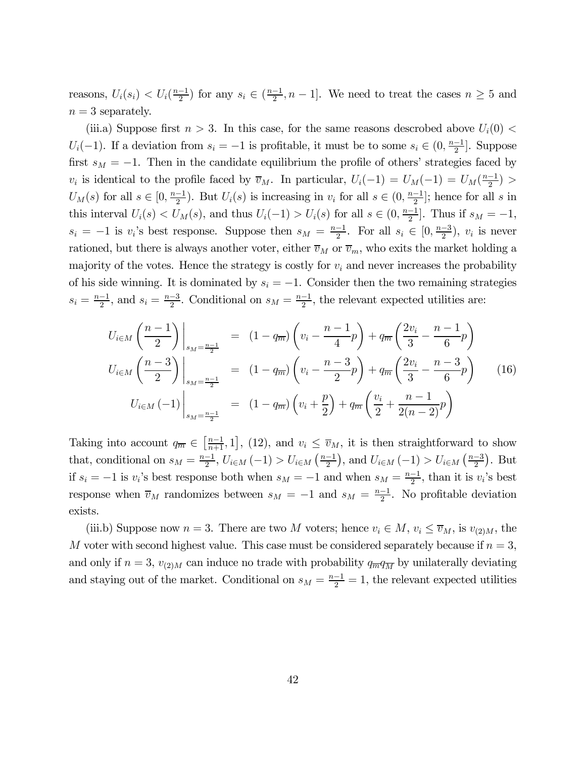reasons, $U_i(s_i) < U_i(\frac{n-1}{2})$ for any $s_i \in (\frac{n-1}{2}, n-1]$. We need to treat the cases $n \geq 5$ and $n = 3$ separately.

(iii.a) Suppose first $n > 3$. In this case, for the same reasons descrobed above $U_i(0) < U_i(-1)$. If a deviation from $s_i = -1$ is profitable, it must be to some $s_i \in (0, \frac{n-1}{2}]$. Suppose first $s_M = -1$. Then in the candidate equilibrium the profile of others' strategies faced by $v_i$ is identical to the profile faced by $\overline{v}_M$. In particular, $U_i(-1) = U_M(-1) = U_M(\frac{n-1}{2}) > U_M(s)$ for all $s \in [0, \frac{n-1}{2})$. But $U_i(s)$ is increasing in $v_i$ for all $s \in (0, \frac{n-1}{2}]$; hence for all $s$ in this interval $U_i(s) < U_M(s)$, and thus $U_i(-1) > U_i(s)$ for all $s \in (0, \frac{n-1}{2}]$. Thus if $s_M = -1$, $s_i = -1$ is $v_i$'s best response. Suppose then $s_M = \frac{n-1}{2}$. For all $s_i \in [0, \frac{n-3}{2})$, $v_i$ is never rationed, but there is always another voter, either $\overline{v}_M$ or $\overline{v}_m$, who exits the market holding a majority of the votes. Hence the strategy is costly for $v_i$ and never increases the probability of his side winning. It is dominated by $s_i = -1$. Consider then the two remaining strategies $s_i = \frac{n-1}{2}$, and $s_i = \frac{n-3}{2}$. Conditional on $s_M = \frac{n-1}{2}$, the relevant expected utilities are:

$$
\begin{aligned}
U_{i\in M}\left(\frac{n-1}{2}\right)\Bigg|_{s_M=\frac{n-1}{2}} &= (1-q_{\overline{m}})\left(v_i - \frac{n-1}{4}p\right) + q_{\overline{m}}\left(\frac{2v_i}{3} - \frac{n-1}{6}p\right) \\
U_{i\in M}\left(\frac{n-3}{2}\right)\Bigg|_{s_M=\frac{n-1}{2}} &= (1-q_{\overline{m}})\left(v_i - \frac{n-3}{2}p\right) + q_{\overline{m}}\left(\frac{2v_i}{3} - \frac{n-3}{6}p\right) \\
U_{i\in M}\left(-1\right)\Bigg|_{s_M=\frac{n-1}{2}} &= (1-q_{\overline{m}})\left(v_i + \frac{p}{2}\right) + q_{\overline{m}}\left(\frac{v_i}{2} + \frac{n-1}{2(n-2)}p\right)
\end{aligned}
\qquad (16)
$$

Taking into account $q_{\overline{m}} \in \left[\frac{n-1}{n+1}, 1\right]$, (12), and $v_i \leq \overline{v}_M$, it is then straightforward to show that, conditional on $s_M = \frac{n-1}{2}$, $U_{i\in M}(-1) > U_{i\in M}\left(\frac{n-1}{2}\right)$, and $U_{i\in M}(-1) > U_{i\in M}\left(\frac{n-3}{2}\right)$. But if $s_i = -1$ is $v_i$'s best response both when $s_M = -1$ and when $s_M = \frac{n-1}{2}$, than it is $v_i$'s best response when $\overline{v}_M$ randomizes between $s_M = -1$ and $s_M = \frac{n-1}{2}$. No profitable deviation exists.

(iii.b) Suppose now $n = 3$. There are two $M$ voters; hence $v_i \in M$, $v_i \leq \overline{v}_M$, is $v_{(2)M}$, the $M$ voter with second highest value. This case must be considered separately because if $n = 3$, and only if $n = 3$, $v_{(2)M}$ can induce no trade with probability $q_{\overline{m}}q_{\overline{M}}$ by unilaterally deviating and staying out of the market. Conditional on $s_M = \frac{n-1}{2} = 1$, the relevant expected utilities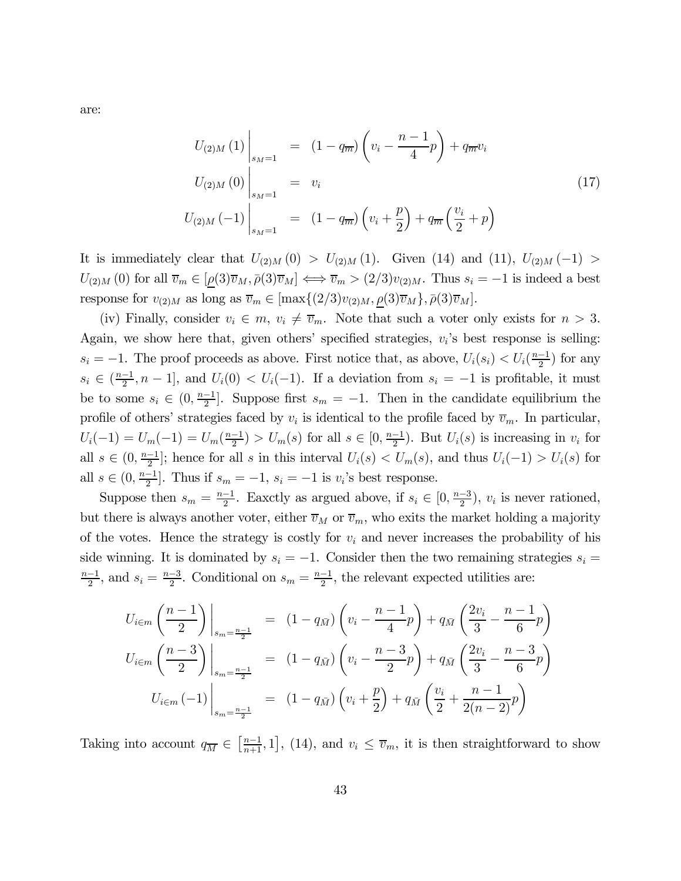are:

$$
\begin{aligned}
U_{(2)M}(1)\Big|_{s_M=1} &= (1-q_{\overline{m}})\left(v_i - \frac{n-1}{4}p\right) + q_{\overline{m}} v_i \\
U_{(2)M}(0)\Big|_{s_M=1} &= v_i \\
U_{(2)M}(-1)\Big|_{s_M=1} &= (1-q_{\overline{m}})\left(v_i + \frac{p}{2}\right) + q_{\overline{m}}\left(\frac{v_i}{2} + p\right)
\end{aligned}
\tag{17}
$$

It is immediately clear that $U_{(2)M}(0) > U_{(2)M}(1)$. Given (14) and (11), $U_{(2)M}(-1) > U_{(2)M}(0)$ for all $\overline{v}_m \in [\underline{\rho}(3)\overline{v}_M, \bar{\rho}(3)\overline{v}_M] \Longleftrightarrow \overline{v}_m > (2/3)v_{(2)M}$. Thus $s_i = -1$ is indeed a best response for $v_{(2)M}$ as long as $\overline{v}_m \in [\max\{(2/3)v_{(2)M}, \underline{\rho}(3)\overline{v}_M\}, \bar{\rho}(3)\overline{v}_M]$.

(iv) Finally, consider $v_i \in m$, $v_i \neq \overline{v}_m$. Note that such a voter only exists for $n > 3$. Again, we show here that, given others' specified strategies, $v_i$'s best response is selling: $s_i = -1$. The proof proceeds as above. First notice that, as above, $U_i(s_i) < U_i(\frac{n-1}{2})$ for any $s_i \in (\frac{n-1}{2}, n-1]$, and $U_i(0) < U_i(-1)$. If a deviation from $s_i = -1$ is profitable, it must be to some $s_i \in (0, \frac{n-1}{2}]$. Suppose first $s_m = -1$. Then in the candidate equilibrium the profile of others' strategies faced by $v_i$ is identical to the profile faced by $\overline{v}_m$. In particular, $U_i(-1) = U_m(-1) = U_m(\frac{n-1}{2}) > U_m(s)$ for all $s \in [0, \frac{n-1}{2})$. But $U_i(s)$ is increasing in $v_i$ for all $s \in (0, \frac{n-1}{2}]$; hence for all $s$ in this interval $U_i(s) < U_m(s)$, and thus $U_i(-1) > U_i(s)$ for all $s \in (0, \frac{n-1}{2}]$. Thus if $s_m = -1$, $s_i = -1$ is $v_i$'s best response.

Suppose then $s_m = \frac{n-1}{2}$. Eaxctly as argued above, if $s_i \in [0, \frac{n-3}{2})$, $v_i$ is never rationed, but there is always another voter, either $\overline{v}_M$ or $\overline{v}_m$, who exits the market holding a majority of the votes. Hence the strategy is costly for $v_i$ and never increases the probability of his side winning. It is dominated by $s_i = -1$. Consider then the two remaining strategies $s_i = \frac{n-1}{2}$, and $s_i = \frac{n-3}{2}$. Conditional on $s_m = \frac{n-1}{2}$, the relevant expected utilities are:

$$
\begin{aligned}
U_{i\in m}\left(\frac{n-1}{2}\right)\Big|_{s_m=\frac{n-1}{2}} &= (1-q_{\bar{M}})\left(v_i - \frac{n-1}{4}p\right) + q_{\bar{M}}\left(\frac{2v_i}{3} - \frac{n-1}{6}p\right) \\
U_{i\in m}\left(\frac{n-3}{2}\right)\Big|_{s_m=\frac{n-1}{2}} &= (1-q_{\bar{M}})\left(v_i - \frac{n-3}{2}p\right) + q_{\bar{M}}\left(\frac{2v_i}{3} - \frac{n-3}{6}p\right) \\
U_{i\in m}(-1)\Big|_{s_m=\frac{n-1}{2}} &= (1-q_{\bar{M}})\left(v_i + \frac{p}{2}\right) + q_{\bar{M}}\left(\frac{v_i}{2} + \frac{n-1}{2(n-2)}p\right)
\end{aligned}
$$

Taking into account $q_{\overline{M}} \in \left[\frac{n-1}{n+1}, 1\right]$, (14), and $v_i \leq \overline{v}_m$, it is then straightforward to show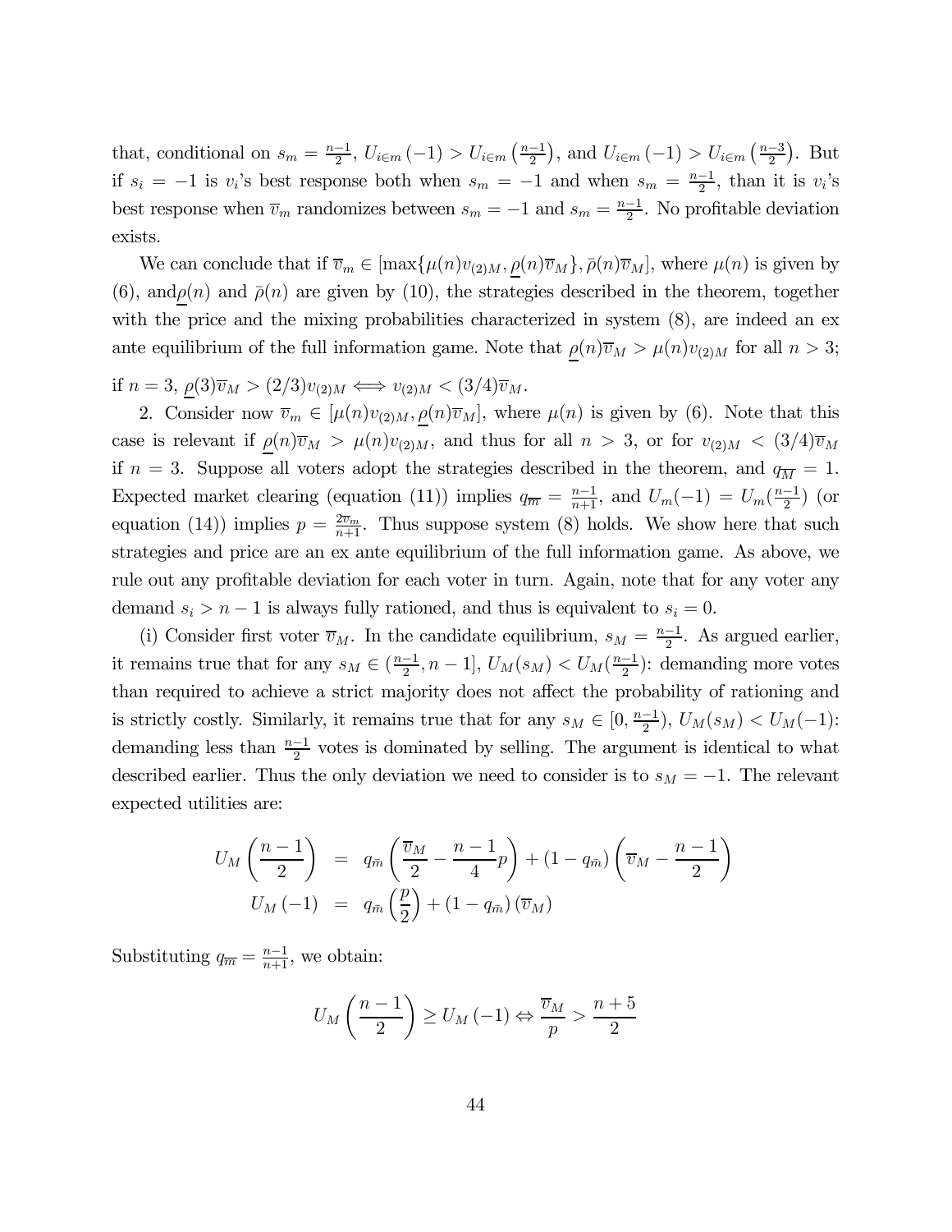that, conditional on $s_m = \frac{n-1}{2}$, $U_{i\in m}(-1) > U_{i\in m}\left(\frac{n-1}{2}\right)$, and $U_{i\in m}(-1) > U_{i\in m}\left(\frac{n-3}{2}\right)$. But if $s_i = -1$ is $v_i$'s best response both when $s_m = -1$ and when $s_m = \frac{n-1}{2}$, than it is $v_i$'s best response when $\overline{v}_m$ randomizes between $s_m = -1$ and $s_m = \frac{n-1}{2}$. No profitable deviation exists.

We can conclude that if $\overline{v}_m \in [\max\{\mu(n)v_{(2)M}, \underline{\rho}(n)\overline{v}_M\}, \bar{\rho}(n)\overline{v}_M]$, where $\mu(n)$ is given by (6), and$\underline{\rho}(n)$ and $\bar{\rho}(n)$ are given by (10), the strategies described in the theorem, together with the price and the mixing probabilities characterized in system (8), are indeed an ex ante equilibrium of the full information game. Note that $\underline{\rho}(n)\overline{v}_M > \mu(n)v_{(2)M}$ for all $n > 3$; if $n = 3$, $\underline{\rho}(3)\overline{v}_M > (2/3)v_{(2)M} \Longleftrightarrow v_{(2)M} < (3/4)\overline{v}_M$.

2. Consider now $\overline{v}_m \in [\mu(n)v_{(2)M}, \underline{\rho}(n)\overline{v}_M]$, where $\mu(n)$ is given by (6). Note that this case is relevant if $\underline{\rho}(n)\overline{v}_M > \mu(n)v_{(2)M}$, and thus for all $n > 3$, or for $v_{(2)M} < (3/4)\overline{v}_M$ if $n = 3$. Suppose all voters adopt the strategies described in the theorem, and $q_{\overline{M}} = 1$. Expected market clearing (equation (11)) implies $q_{\overline{m}} = \frac{n-1}{n+1}$, and $U_m(-1) = U_m(\frac{n-1}{2})$ (or equation (14)) implies $p = \frac{2\overline{v}_m}{n+1}$. Thus suppose system (8) holds. We show here that such strategies and price are an ex ante equilibrium of the full information game. As above, we rule out any profitable deviation for each voter in turn. Again, note that for any voter any demand $s_i > n-1$ is always fully rationed, and thus is equivalent to $s_i = 0$.

(i) Consider first voter $\overline{v}_M$. In the candidate equilibrium, $s_M = \frac{n-1}{2}$. As argued earlier, it remains true that for any $s_M \in (\frac{n-1}{2}, n-1]$, $U_M(s_M) < U_M(\frac{n-1}{2})$: demanding more votes than required to achieve a strict majority does not affect the probability of rationing and is strictly costly. Similarly, it remains true that for any $s_M \in [0, \frac{n-1}{2})$, $U_M(s_M) < U_M(-1)$: demanding less than $\frac{n-1}{2}$ votes is dominated by selling. The argument is identical to what described earlier. Thus the only deviation we need to consider is to $s_M = -1$. The relevant expected utilities are:

$$\begin{aligned}
U_M\left(\frac{n-1}{2}\right) &= q_{\bar{m}}\left(\frac{\overline{v}_M}{2} - \frac{n-1}{4}p\right) + (1-q_{\bar{m}})\left(\overline{v}_M - \frac{n-1}{2}\right) \\
U_M(-1) &= q_{\bar{m}}\left(\frac{p}{2}\right) + (1-q_{\bar{m}})\left(\overline{v}_M\right)
\end{aligned}$$

Substituting $q_{\overline{m}} = \frac{n-1}{n+1}$, we obtain:

$$U_M\left(\frac{n-1}{2}\right) \geq U_M(-1) \Leftrightarrow \frac{\overline{v}_M}{p} > \frac{n+5}{2}$$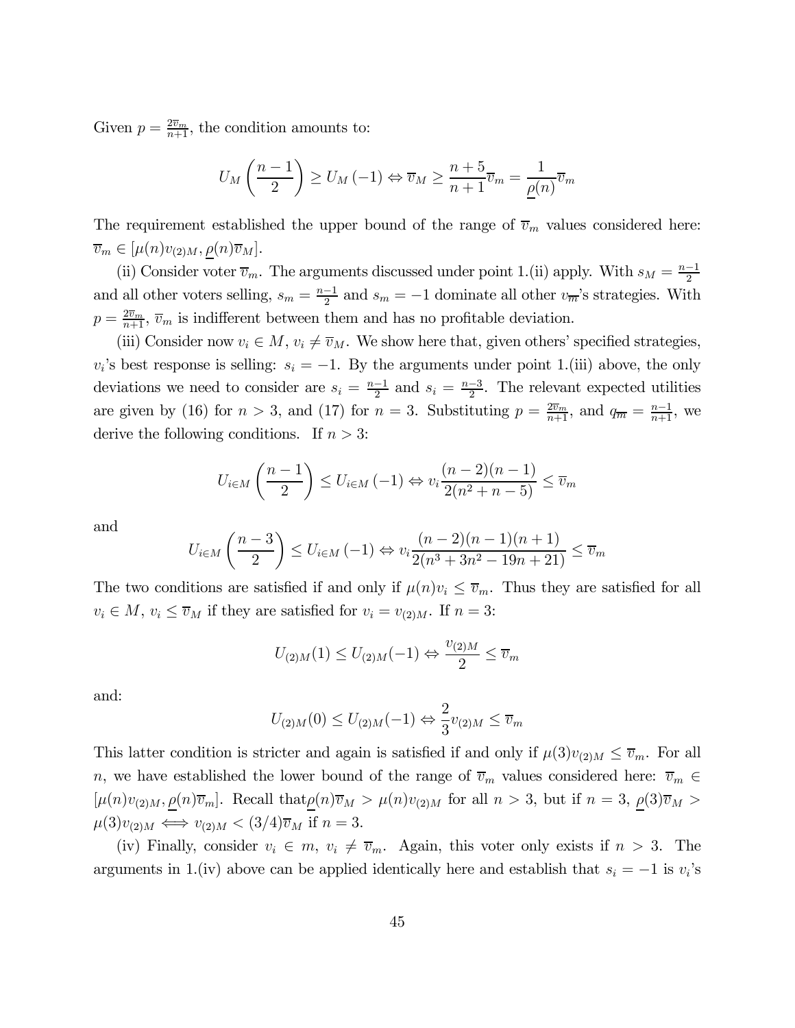Given $p = \frac{2\overline{v}_m}{n+1}$, the condition amounts to:

$$U_M\left(\frac{n-1}{2}\right) \geq U_M(-1) \Leftrightarrow \overline{v}_M \geq \frac{n+5}{n+1}\overline{v}_m = \frac{1}{\underline{\rho}(n)}\overline{v}_m$$

The requirement established the upper bound of the range of $\overline{v}_m$ values considered here: $\overline{v}_m \in [\mu(n)v_{(2)M}, \underline{\rho}(n)\overline{v}_M]$.

(ii) Consider voter $\overline{v}_m$. The arguments discussed under point 1.(ii) apply. With $s_M = \frac{n-1}{2}$ and all other voters selling, $s_m = \frac{n-1}{2}$ and $s_m = -1$ dominate all other $v_{\overline{m}}$'s strategies. With $p = \frac{2\overline{v}_m}{n+1}$, $\overline{v}_m$ is indifferent between them and has no profitable deviation.

(iii) Consider now $v_i \in M$, $v_i \neq \overline{v}_M$. We show here that, given others' specified strategies, $v_i$'s best response is selling: $s_i = -1$. By the arguments under point 1.(iii) above, the only deviations we need to consider are $s_i = \frac{n-1}{2}$ and $s_i = \frac{n-3}{2}$. The relevant expected utilities are given by (16) for $n > 3$, and (17) for $n = 3$. Substituting $p = \frac{2\overline{v}_m}{n+1}$, and $q_{\overline{m}} = \frac{n-1}{n+1}$, we derive the following conditions. If $n > 3$:

$$U_{i\in M}\left(\frac{n-1}{2}\right) \leq U_{i\in M}(-1) \Leftrightarrow v_i\frac{(n-2)(n-1)}{2(n^2+n-5)} \leq \overline{v}_m$$

and

$$U_{i\in M}\left(\frac{n-3}{2}\right) \leq U_{i\in M}(-1) \Leftrightarrow v_i\frac{(n-2)(n-1)(n+1)}{2(n^3+3n^2-19n+21)} \leq \overline{v}_m$$

The two conditions are satisfied if and only if $\mu(n)v_i \leq \overline{v}_m$. Thus they are satisfied for all $v_i \in M$, $v_i \leq \overline{v}_M$ if they are satisfied for $v_i = v_{(2)M}$. If $n = 3$:

$$U_{(2)M}(1) \leq U_{(2)M}(-1) \Leftrightarrow \frac{v_{(2)M}}{2} \leq \overline{v}_m$$

and:

$$U_{(2)M}(0) \leq U_{(2)M}(-1) \Leftrightarrow \frac{2}{3}v_{(2)M} \leq \overline{v}_m$$

This latter condition is stricter and again is satisfied if and only if $\mu(3)v_{(2)M} \leq \overline{v}_m$. For all $n$, we have established the lower bound of the range of $\overline{v}_m$ values considered here: $\overline{v}_m \in [\mu(n)v_{(2)M}, \underline{\rho}(n)\overline{v}_m]$. Recall that $\underline{\rho}(n)\overline{v}_M > \mu(n)v_{(2)M}$ for all $n > 3$, but if $n = 3$, $\underline{\rho}(3)\overline{v}_M > \mu(3)v_{(2)M} \iff v_{(2)M} < (3/4)\overline{v}_M$ if $n = 3$.

(iv) Finally, consider $v_i \in m$, $v_i \neq \overline{v}_m$. Again, this voter only exists if $n > 3$. The arguments in 1.(iv) above can be applied identically here and establish that $s_i = -1$ is $v_i$'s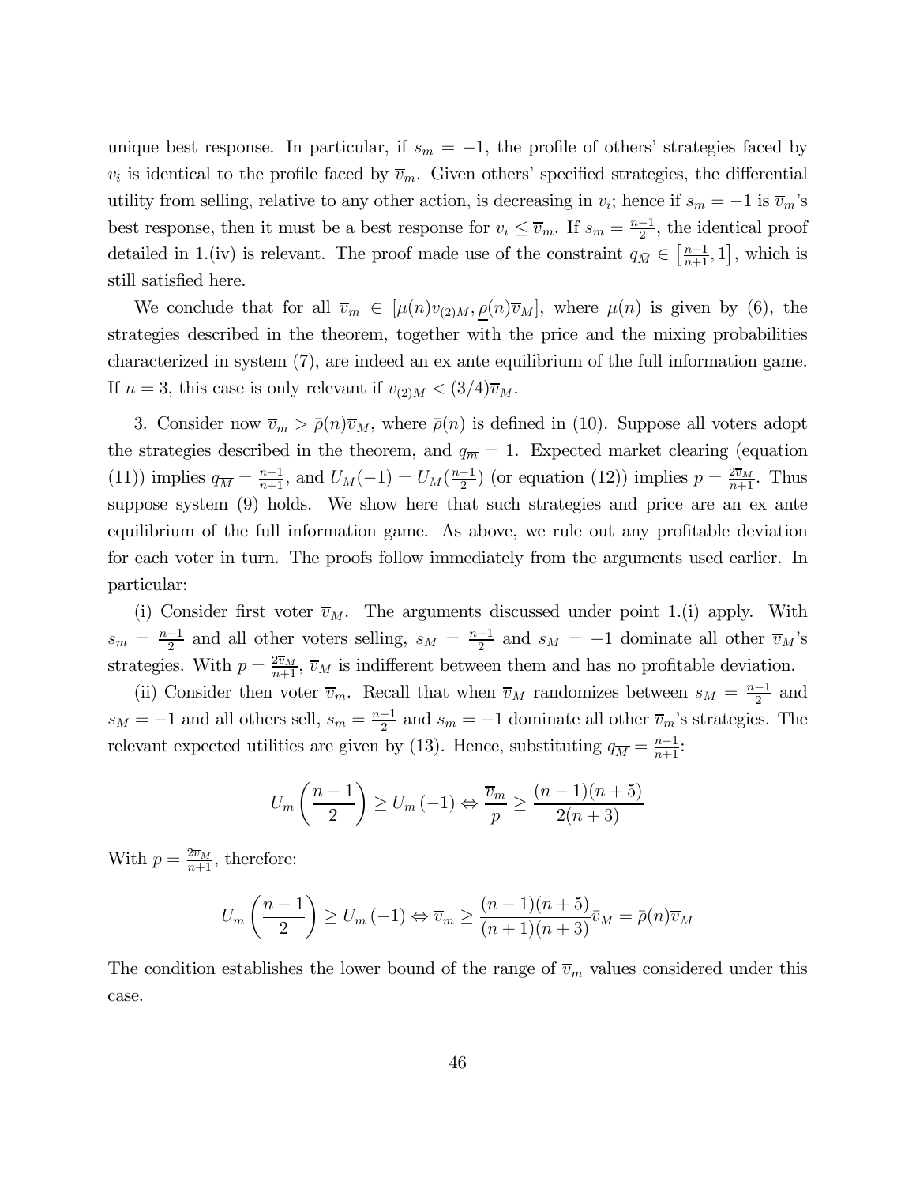unique best response. In particular, if $s_m = -1$, the profile of others' strategies faced by $v_i$ is identical to the profile faced by $\overline{v}_m$. Given others' specified strategies, the differential utility from selling, relative to any other action, is decreasing in $v_i$; hence if $s_m = -1$ is $\overline{v}_m$'s best response, then it must be a best response for $v_i \leq \overline{v}_m$. If $s_m = \frac{n-1}{2}$, the identical proof detailed in 1.(iv) is relevant. The proof made use of the constraint $q_{\bar{M}} \in \left[\frac{n-1}{n+1}, 1\right]$, which is still satisfied here.

We conclude that for all $\overline{v}_m \in [\mu(n)v_{(2)M}, \underline{\rho}(n)\overline{v}_M]$, where $\mu(n)$ is given by (6), the strategies described in the theorem, together with the price and the mixing probabilities characterized in system (7), are indeed an ex ante equilibrium of the full information game. If $n = 3$, this case is only relevant if $v_{(2)M} < (3/4)\overline{v}_M$.

3. Consider now $\overline{v}_m > \bar{\rho}(n)\overline{v}_M$, where $\bar{\rho}(n)$ is defined in (10). Suppose all voters adopt the strategies described in the theorem, and $q_{\overline{m}} = 1$. Expected market clearing (equation (11)) implies $q_{\overline{M}} = \frac{n-1}{n+1}$, and $U_M(-1) = U_M(\frac{n-1}{2})$ (or equation (12)) implies $p = \frac{2\overline{v}_M}{n+1}$. Thus suppose system (9) holds. We show here that such strategies and price are an ex ante equilibrium of the full information game. As above, we rule out any profitable deviation for each voter in turn. The proofs follow immediately from the arguments used earlier. In particular:

(i) Consider first voter $\overline{v}_M$. The arguments discussed under point 1.(i) apply. With $s_m = \frac{n-1}{2}$ and all other voters selling, $s_M = \frac{n-1}{2}$ and $s_M = -1$ dominate all other $\overline{v}_M$'s strategies. With $p = \frac{2\overline{v}_M}{n+1}$, $\overline{v}_M$ is indifferent between them and has no profitable deviation.

(ii) Consider then voter $\overline{v}_m$. Recall that when $\overline{v}_M$ randomizes between $s_M = \frac{n-1}{2}$ and $s_M = -1$ and all others sell, $s_m = \frac{n-1}{2}$ and $s_m = -1$ dominate all other $\overline{v}_m$'s strategies. The relevant expected utilities are given by (13). Hence, substituting $q_{\overline{M}} = \frac{n-1}{n+1}$:

$$U_m\left(\frac{n-1}{2}\right) \geq U_m(-1) \Leftrightarrow \frac{\overline{v}_m}{p} \geq \frac{(n-1)(n+5)}{2(n+3)}$$

With $p = \frac{2\overline{v}_M}{n+1}$, therefore:

$$U_m\left(\frac{n-1}{2}\right) \geq U_m(-1) \Leftrightarrow \overline{v}_m \geq \frac{(n-1)(n+5)}{(n+1)(n+3)}\bar{v}_M = \bar{\rho}(n)\overline{v}_M$$

The condition establishes the lower bound of the range of $\overline{v}_m$ values considered under this case.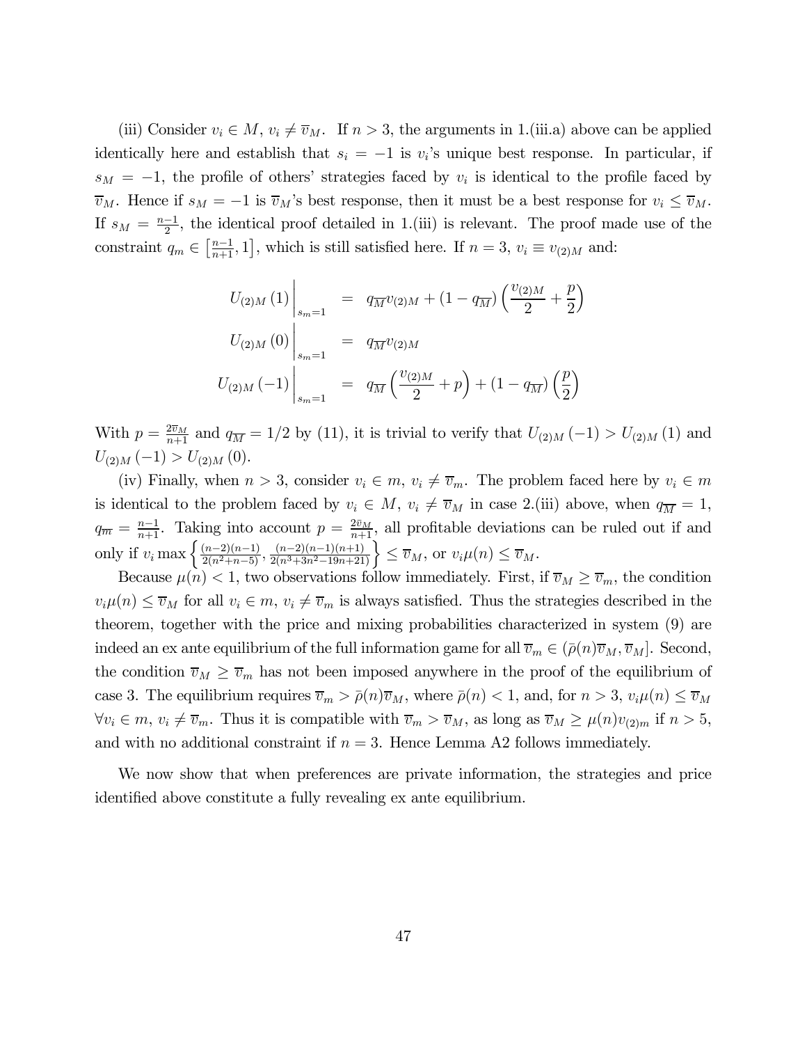(iii) Consider $v_i \in M$, $v_i \neq \overline{v}_M$. If $n > 3$, the arguments in 1.(iii.a) above can be applied identically here and establish that $s_i = -1$ is $v_i$'s unique best response. In particular, if $s_M = -1$, the profile of others' strategies faced by $v_i$ is identical to the profile faced by $\overline{v}_M$. Hence if $s_M = -1$ is $\overline{v}_M$'s best response, then it must be a best response for $v_i \leq \overline{v}_M$. If $s_M = \frac{n-1}{2}$, the identical proof detailed in 1.(iii) is relevant. The proof made use of the constraint $q_m \in \left[\frac{n-1}{n+1}, 1\right]$, which is still satisfied here. If $n = 3$, $v_i \equiv v_{(2)M}$ and:

$$
\begin{aligned}
U_{(2)M}(1)\Big|_{s_m=1} &= q_{\overline{M}} v_{(2)M} + (1 - q_{\overline{M}})\left(\frac{v_{(2)M}}{2} + \frac{p}{2}\right) \\
U_{(2)M}(0)\Big|_{s_m=1} &= q_{\overline{M}} v_{(2)M} \\
U_{(2)M}(-1)\Big|_{s_m=1} &= q_{\overline{M}}\left(\frac{v_{(2)M}}{2} + p\right) + (1 - q_{\overline{M}})\left(\frac{p}{2}\right)
\end{aligned}
$$

With $p = \frac{2\overline{v}_M}{n+1}$ and $q_{\overline{M}} = 1/2$ by (11), it is trivial to verify that $U_{(2)M}(-1) > U_{(2)M}(1)$ and $U_{(2)M}(-1) > U_{(2)M}(0)$.

(iv) Finally, when $n > 3$, consider $v_i \in m$, $v_i \neq \overline{v}_m$. The problem faced here by $v_i \in m$ is identical to the problem faced by $v_i \in M$, $v_i \neq \overline{v}_M$ in case 2.(iii) above, when $q_{\overline{M}} = 1$, $q_{\overline{m}} = \frac{n-1}{n+1}$. Taking into account $p = \frac{2\overline{v}_M}{n+1}$, all profitable deviations can be ruled out if and only if $v_i \max\left\{\frac{(n-2)(n-1)}{2(n^2+n-5)}, \frac{(n-2)(n-1)(n+1)}{2(n^3+3n^2-19n+21)}\right\} \leq \overline{v}_M$, or $v_i \mu(n) \leq \overline{v}_M$.

Because $\mu(n) < 1$, two observations follow immediately. First, if $\overline{v}_M \geq \overline{v}_m$, the condition $v_i \mu(n) \leq \overline{v}_M$ for all $v_i \in m$, $v_i \neq \overline{v}_m$ is always satisfied. Thus the strategies described in the theorem, together with the price and mixing probabilities characterized in system (9) are indeed an ex ante equilibrium of the full information game for all $\overline{v}_m \in (\bar{\rho}(n)\overline{v}_M, \overline{v}_M]$. Second, the condition $\overline{v}_M \geq \overline{v}_m$ has not been imposed anywhere in the proof of the equilibrium of case 3. The equilibrium requires $\overline{v}_m > \bar{\rho}(n)\overline{v}_M$, where $\bar{\rho}(n) < 1$, and, for $n > 3$, $v_i \mu(n) \leq \overline{v}_M$ $\forall v_i \in m$, $v_i \neq \overline{v}_m$. Thus it is compatible with $\overline{v}_m > \overline{v}_M$, as long as $\overline{v}_M \geq \mu(n) v_{(2)m}$ if $n > 5$, and with no additional constraint if $n = 3$. Hence Lemma A2 follows immediately.

We now show that when preferences are private information, the strategies and price identified above constitute a fully revealing ex ante equilibrium.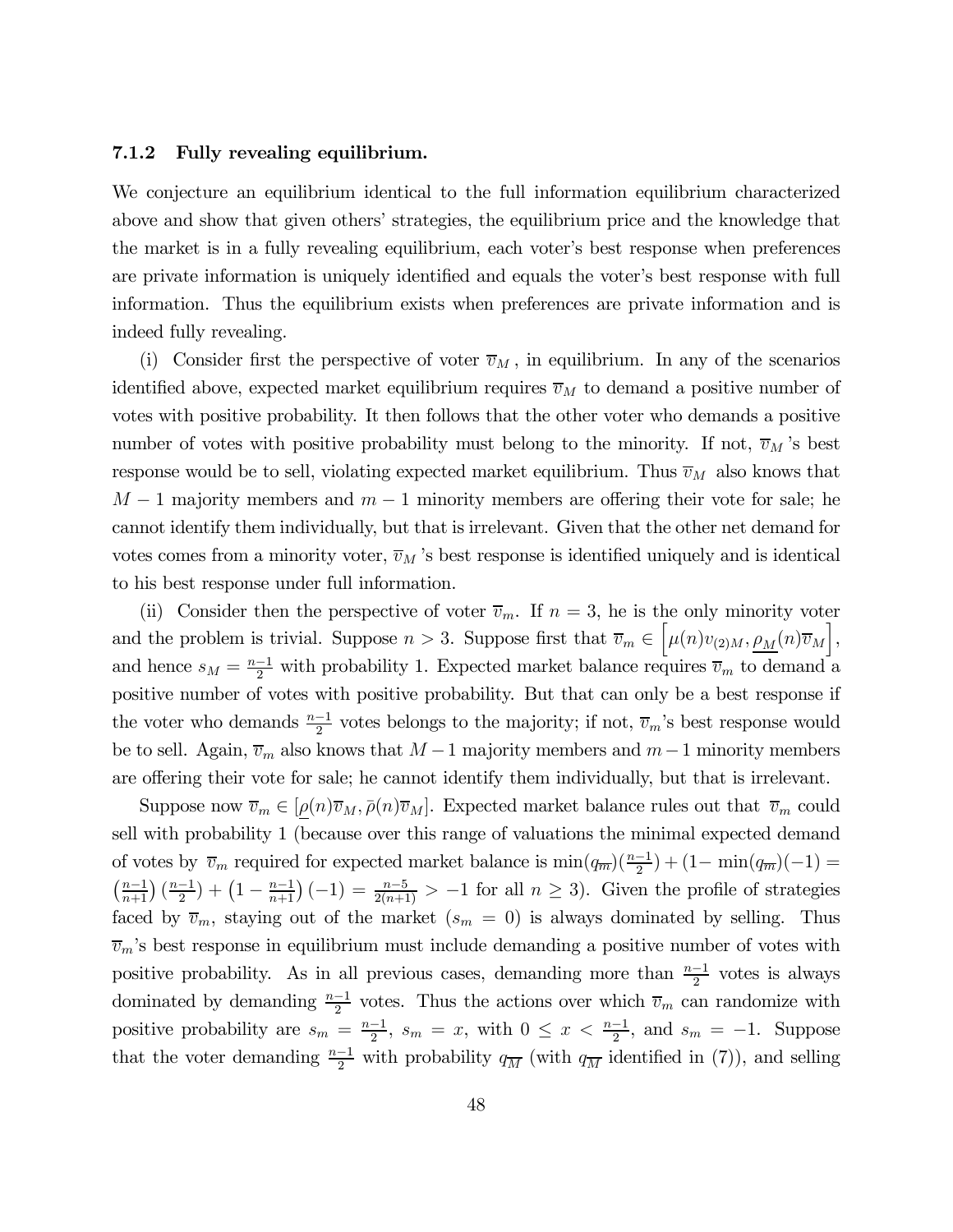#### 7.1.2 Fully revealing equilibrium.

We conjecture an equilibrium identical to the full information equilibrium characterized above and show that given others' strategies, the equilibrium price and the knowledge that the market is in a fully revealing equilibrium, each voter's best response when preferences are private information is uniquely identified and equals the voter's best response with full information. Thus the equilibrium exists when preferences are private information and is indeed fully revealing.

(i) Consider first the perspective of voter $\overline{v}_M$, in equilibrium. In any of the scenarios identified above, expected market equilibrium requires $\overline{v}_M$ to demand a positive number of votes with positive probability. It then follows that the other voter who demands a positive number of votes with positive probability must belong to the minority. If not, $\overline{v}_M$'s best response would be to sell, violating expected market equilibrium. Thus $\overline{v}_M$ also knows that $M-1$ majority members and $m-1$ minority members are offering their vote for sale; he cannot identify them individually, but that is irrelevant. Given that the other net demand for votes comes from a minority voter, $\overline{v}_M$'s best response is identified uniquely and is identical to his best response under full information.

(ii) Consider then the perspective of voter $\overline{v}_m$. If $n=3$, he is the only minority voter and the problem is trivial. Suppose $n>3$. Suppose first that $\overline{v}_m \in \left[\mu(n)v_{(2)M}, \underline{\rho_M}(n)\overline{v}_M\right]$, and hence $s_M = \frac{n-1}{2}$ with probability 1. Expected market balance requires $\overline{v}_m$ to demand a positive number of votes with positive probability. But that can only be a best response if the voter who demands $\frac{n-1}{2}$ votes belongs to the majority; if not, $\overline{v}_m$'s best response would be to sell. Again, $\overline{v}_m$ also knows that $M-1$ majority members and $m-1$ minority members are offering their vote for sale; he cannot identify them individually, but that is irrelevant.

Suppose now $\overline{v}_m \in [\underline{\rho}(n)\overline{v}_M, \bar{\rho}(n)\overline{v}_M]$. Expected market balance rules out that $\overline{v}_m$ could sell with probability 1 (because over this range of valuations the minimal expected demand of votes by $\overline{v}_m$ required for expected market balance is $\min(q_{\overline{m}})(\frac{n-1}{2}) + (1-\min(q_{\overline{m}})(-1) = \left(\frac{n-1}{n+1}\right)\left(\frac{n-1}{2}\right) + \left(1-\frac{n-1}{n+1}\right)(-1) = \frac{n-5}{2(n+1)} > -1$ for all $n \geq 3$). Given the profile of strategies faced by $\overline{v}_m$, staying out of the market ($s_m = 0$) is always dominated by selling. Thus $\overline{v}_m$'s best response in equilibrium must include demanding a positive number of votes with positive probability. As in all previous cases, demanding more than $\frac{n-1}{2}$ votes is always dominated by demanding $\frac{n-1}{2}$ votes. Thus the actions over which $\overline{v}_m$ can randomize with positive probability are $s_m = \frac{n-1}{2}$, $s_m = x$, with $0 \leq x < \frac{n-1}{2}$, and $s_m = -1$. Suppose that the voter demanding $\frac{n-1}{2}$ with probability $q_{\overline{M}}$ (with $q_{\overline{M}}$ identified in (7)), and selling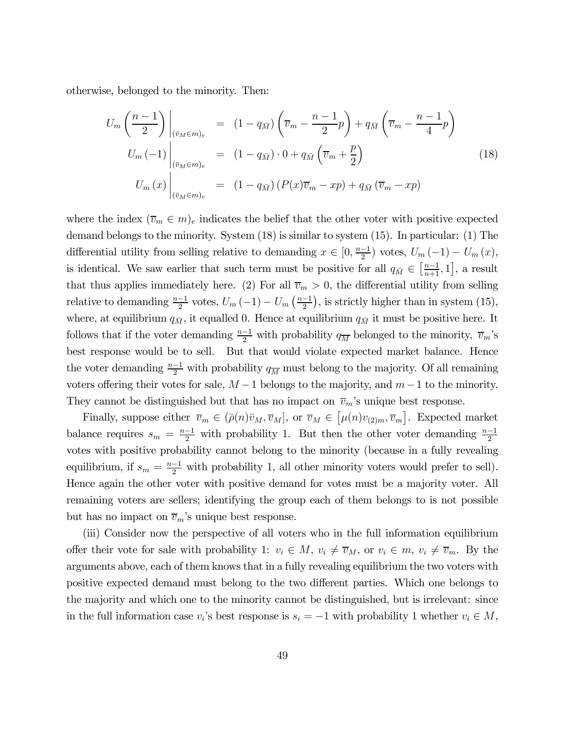otherwise, belonged to the minority. Then:

$$
\begin{aligned}
U_m\left(\frac{n-1}{2}\right)\bigg|_{(\bar{v}_M \in m)_e} &= (1-q_{\bar{M}})\left(\overline{v}_m - \frac{n-1}{2}p\right) + q_{\bar{M}}\left(\overline{v}_m - \frac{n-1}{4}p\right) \\
U_m(-1)\bigg|_{(\bar{v}_M \in m)_e} &= (1-q_{\bar{M}})\cdot 0 + q_{\bar{M}}\left(\overline{v}_m + \frac{p}{2}\right) \\
U_m(x)\bigg|_{(\bar{v}_M \in m)_e} &= (1-q_{\bar{M}})\left(P(x)\overline{v}_m - xp\right) + q_{\bar{M}}\left(\overline{v}_m - xp\right)
\end{aligned}
\tag{18}
$$

where the index $(\overline{v}_m \in m)_e$ indicates the belief that the other voter with positive expected demand belongs to the minority. System (18) is similar to system (15). In particular: (1) The differential utility from selling relative to demanding $x \in [0, \frac{n-1}{2})$ votes, $U_m(-1) - U_m(x)$, is identical. We saw earlier that such term must be positive for all $q_{\bar{M}} \in \left[\frac{n-1}{n+1}, 1\right]$, a result that thus applies immediately here. (2) For all $\overline{v}_m > 0$, the differential utility from selling relative to demanding $\frac{n-1}{2}$ votes, $U_m(-1) - U_m\left(\frac{n-1}{2}\right)$, is strictly higher than in system (15), where, at equilibrium $q_{\bar{M}}$, it equalled 0. Hence at equilibrium $q_{\bar{M}}$ it must be positive here. It follows that if the voter demanding $\frac{n-1}{2}$ with probability $q_{\overline{M}}$ belonged to the minority, $\overline{v}_m$'s best response would be to sell. But that would violate expected market balance. Hence the voter demanding $\frac{n-1}{2}$ with probability $q_{\overline{M}}$ must belong to the majority. Of all remaining voters offering their votes for sale, $M-1$ belongs to the majority, and $m-1$ to the minority. They cannot be distinguished but that has no impact on $\overline{v}_m$'s unique best response.

Finally, suppose either $\overline{v}_m \in (\bar{\rho}(n)\bar{v}_M, \overline{v}_M]$, or $\overline{v}_M \in \left[\mu(n)v_{(2)m}, \overline{v}_m\right]$. Expected market balance requires $s_m = \frac{n-1}{2}$ with probability 1. But then the other voter demanding $\frac{n-1}{2}$ votes with positive probability cannot belong to the minority (because in a fully revealing equilibrium, if $s_m = \frac{n-1}{2}$ with probability 1, all other minority voters would prefer to sell). Hence again the other voter with positive demand for votes must be a majority voter. All remaining voters are sellers; identifying the group each of them belongs to is not possible but has no impact on $\overline{v}_m$'s unique best response.

(iii) Consider now the perspective of all voters who in the full information equilibrium offer their vote for sale with probability 1: $v_i \in M$, $v_i \neq \overline{v}_M$, or $v_i \in m$, $v_i \neq \overline{v}_m$. By the arguments above, each of them knows that in a fully revealing equilibrium the two voters with positive expected demand must belong to the two different parties. Which one belongs to the majority and which one to the minority cannot be distinguished, but is irrelevant: since in the full information case $v_i$'s best response is $s_i = -1$ with probability 1 whether $v_i \in M$,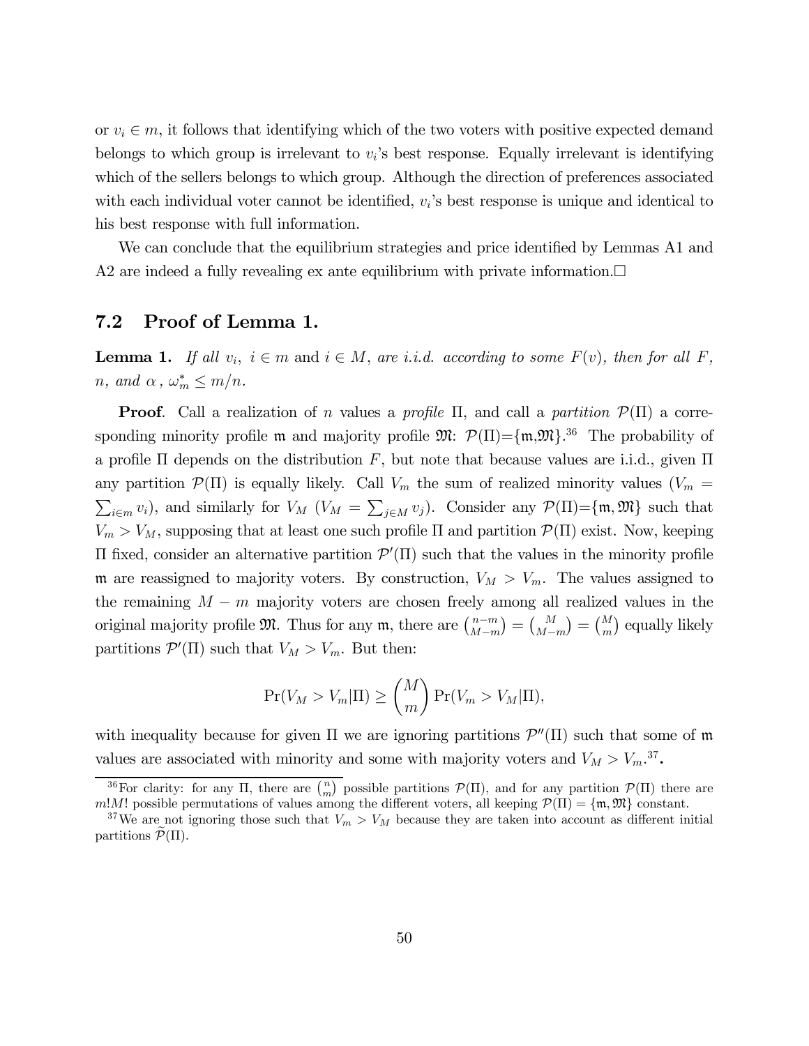or $v_i \in m$, it follows that identifying which of the two voters with positive expected demand belongs to which group is irrelevant to $v_i$'s best response. Equally irrelevant is identifying which of the sellers belongs to which group. Although the direction of preferences associated with each individual voter cannot be identified, $v_i$'s best response is unique and identical to his best response with full information.

We can conclude that the equilibrium strategies and price identified by Lemmas A1 and A2 are indeed a fully revealing ex ante equilibrium with private information.$\square$

## 7.2 Proof of Lemma 1.

**Lemma 1.** *If all $v_i$, $i \in m$ and $i \in M$, are i.i.d. according to some $F(v)$, then for all $F$, $n$, and $\alpha$ , $\omega_m^* \leq m/n$.*

**Proof**. Call a realization of $n$ values a *profile* $\Pi$, and call a *partition* $\mathcal{P}(\Pi)$ a corresponding minority profile $\mathfrak{m}$ and majority profile $\mathfrak{M}$: $\mathcal{P}(\Pi)=\{\mathfrak{m},\mathfrak{M}\}$.[36] The probability of a profile $\Pi$ depends on the distribution $F$, but note that because values are i.i.d., given $\Pi$ any partition $\mathcal{P}(\Pi)$ is equally likely. Call $V_m$ the sum of realized minority values ($V_m = \sum_{i \in m} v_i$), and similarly for $V_M$ ($V_M = \sum_{j \in M} v_j$). Consider any $\mathcal{P}(\Pi)=\{\mathfrak{m},\mathfrak{M}\}$ such that $V_m > V_M$, supposing that at least one such profile $\Pi$ and partition $\mathcal{P}(\Pi)$ exist. Now, keeping $\Pi$ fixed, consider an alternative partition $\mathcal{P}'(\Pi)$ such that the values in the minority profile $\mathfrak{m}$ are reassigned to majority voters. By construction, $V_M > V_m$. The values assigned to the remaining $M - m$ majority voters are chosen freely among all realized values in the original majority profile $\mathfrak{M}$. Thus for any $\mathfrak{m}$, there are $\binom{n-m}{M-m} = \binom{M}{M-m} = \binom{M}{m}$ equally likely partitions $\mathcal{P}'(\Pi)$ such that $V_M > V_m$. But then:

$$\Pr(V_M > V_m | \Pi) \geq \binom{M}{m} \Pr(V_m > V_M | \Pi),$$

with inequality because for given $\Pi$ we are ignoring partitions $\mathcal{P}''(\Pi)$ such that some of $\mathfrak{m}$ values are associated with minority and some with majority voters and $V_M > V_m$.[37].

[36] For clarity: for any $\Pi$, there are $\binom{n}{m}$ possible partitions $\mathcal{P}(\Pi)$, and for any partition $\mathcal{P}(\Pi)$ there are $m!M!$ possible permutations of values among the different voters, all keeping $\mathcal{P}(\Pi) = \{\mathfrak{m}, \mathfrak{M}\}$ constant.

[37] We are not ignoring those such that $V_m > V_M$ because they are taken into account as different initial partitions $\widetilde{\mathcal{P}}(\Pi)$.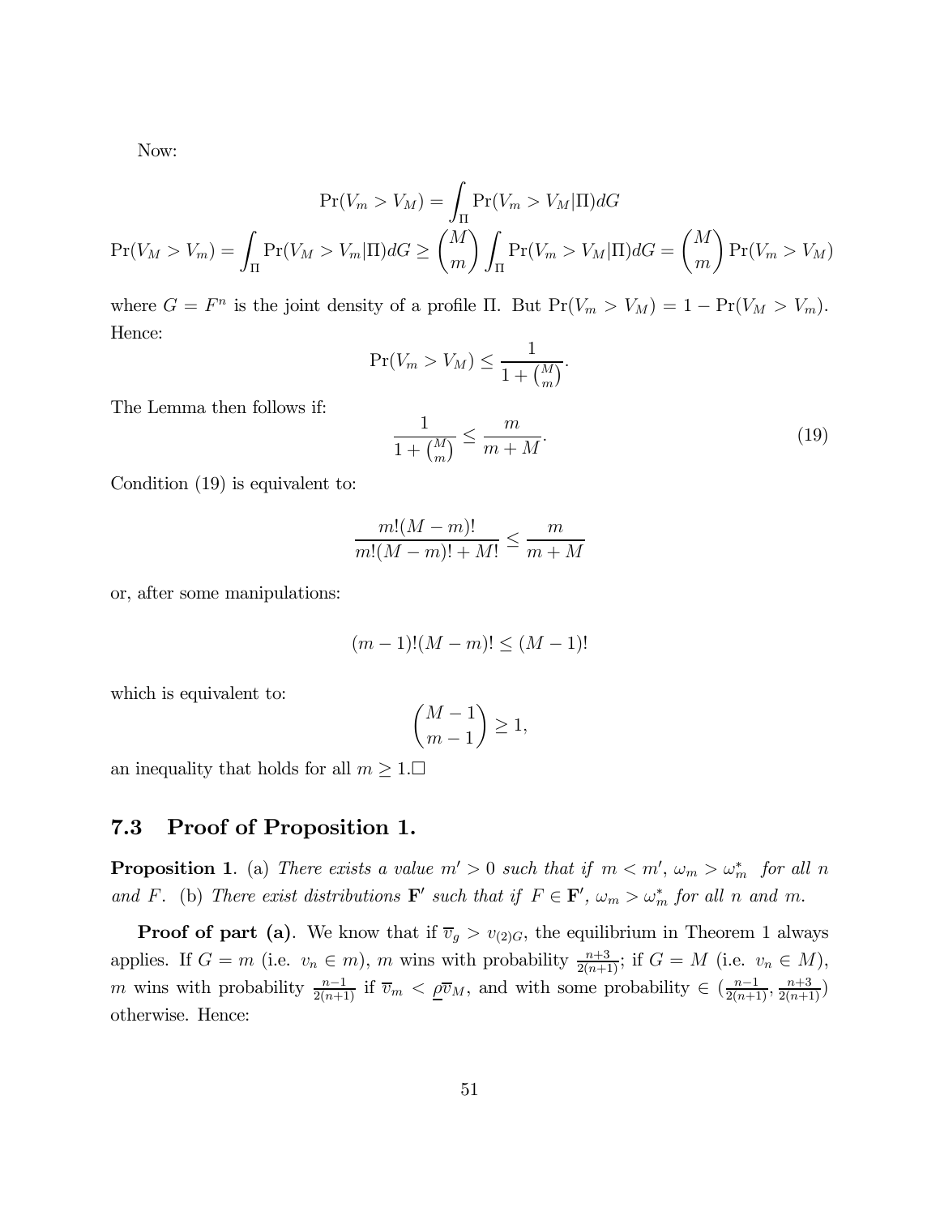Now:

$$\Pr(V_m > V_M) = \int_\Pi \Pr(V_m > V_M|\Pi)dG$$

$$\Pr(V_M > V_m) = \int_\Pi \Pr(V_M > V_m|\Pi)dG \geq \binom{M}{m} \int_\Pi \Pr(V_m > V_M|\Pi)dG = \binom{M}{m} \Pr(V_m > V_M)$$

where $G = F^n$ is the joint density of a profile $\Pi$. But $\Pr(V_m > V_M) = 1 - \Pr(V_M > V_m)$. Hence:

$$\Pr(V_m > V_M) \leq \frac{1}{1 + \binom{M}{m}}.$$

The Lemma then follows if:

$$\frac{1}{1 + \binom{M}{m}} \leq \frac{m}{m + M}. \tag{19}$$

Condition (19) is equivalent to:

$$\frac{m!(M-m)!}{m!(M-m)! + M!} \leq \frac{m}{m + M}$$

or, after some manipulations:

$$(m-1)!(M-m)! \leq (M-1)!$$

which is equivalent to:

$$\binom{M-1}{m-1} \geq 1,$$

an inequality that holds for all $m \geq 1$.□

## 7.3 Proof of Proposition 1.

**Proposition 1**. (a) *There exists a value $m' > 0$ such that if $m < m'$, $\omega_m > \omega_m^*$ for all $n$ and $F$.* (b) *There exist distributions $\mathbf{F}'$ such that if $F \in \mathbf{F}'$, $\omega_m > \omega_m^*$ for all $n$ and $m$.*

**Proof of part (a)**. We know that if $\overline{v}_g > v_{(2)G}$, the equilibrium in Theorem 1 always applies. If $G = m$ (i.e. $v_n \in m$), $m$ wins with probability $\frac{n+3}{2(n+1)}$; if $G = M$ (i.e. $v_n \in M$), $m$ wins with probability $\frac{n-1}{2(n+1)}$ if $\overline{v}_m < \underline{\rho}\overline{v}_M$, and with some probability $\in (\frac{n-1}{2(n+1)}, \frac{n+3}{2(n+1)})$ otherwise. Hence: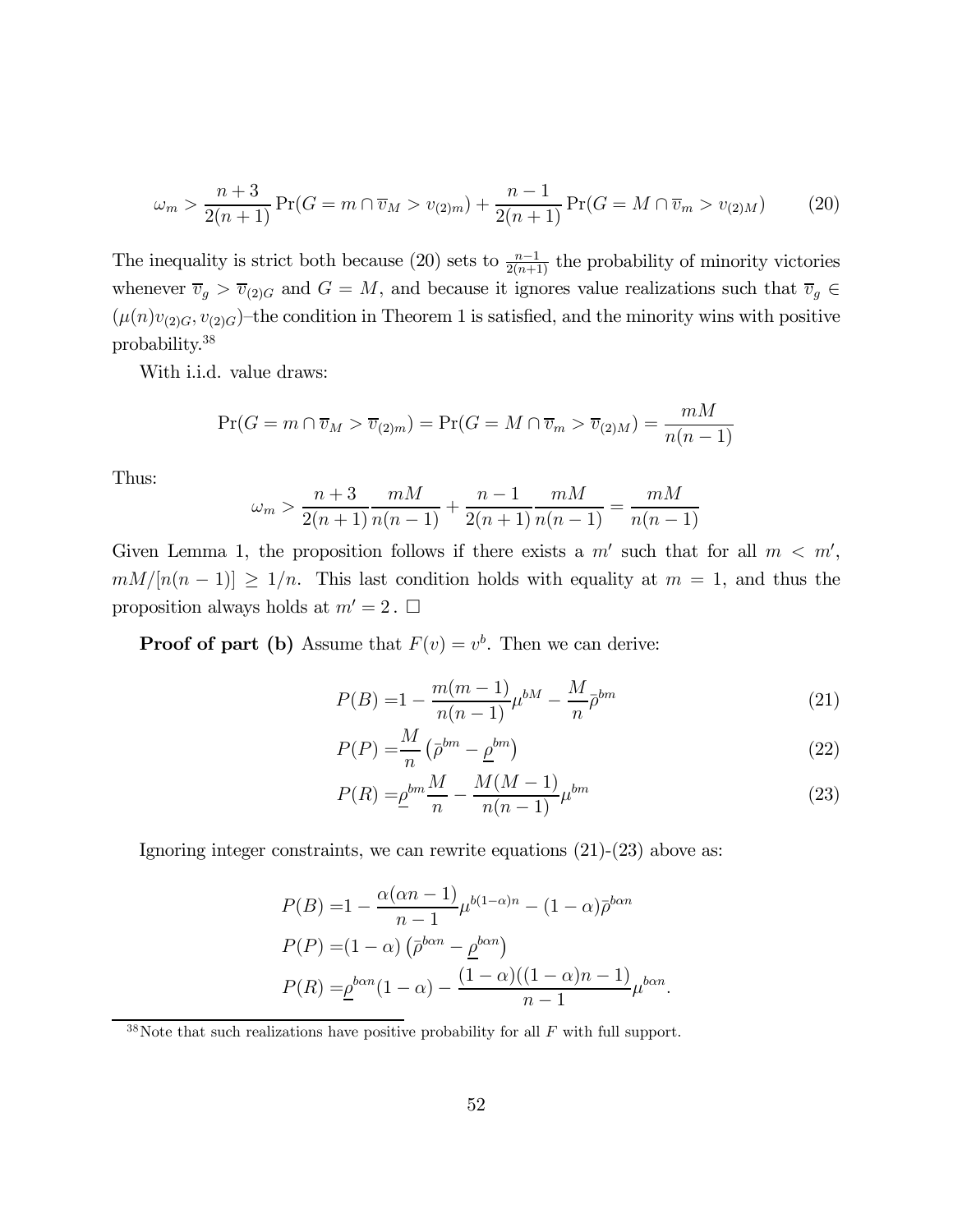$$\omega_m > \frac{n+3}{2(n+1)} \Pr(G = m \cap \overline{v}_M > v_{(2)m}) + \frac{n-1}{2(n+1)} \Pr(G = M \cap \overline{v}_m > v_{(2)M}) \tag{20}$$

The inequality is strict both because (20) sets to $\frac{n-1}{2(n+1)}$ the probability of minority victories whenever $\overline{v}_g > \overline{v}_{(2)G}$ and $G = M$, and because it ignores value realizations such that $\overline{v}_g \in (\mu(n)v_{(2)G}, v_{(2)G})$–the condition in Theorem 1 is satisfied, and the minority wins with positive probability.[38]

With i.i.d. value draws:

$$\Pr(G = m \cap \overline{v}_M > \overline{v}_{(2)m}) = \Pr(G = M \cap \overline{v}_m > \overline{v}_{(2)M}) = \frac{mM}{n(n-1)}$$

Thus:

$$\omega_m > \frac{n+3}{2(n+1)} \frac{mM}{n(n-1)} + \frac{n-1}{2(n+1)} \frac{mM}{n(n-1)} = \frac{mM}{n(n-1)}$$

Given Lemma 1, the proposition follows if there exists a $m'$ such that for all $m < m'$, $mM/[n(n-1)] \geq 1/n$. This last condition holds with equality at $m = 1$, and thus the proposition always holds at $m' = 2$ . □

**Proof of part (b)** Assume that $F(v) = v^b$. Then we can derive:

$$P(B) = 1 - \frac{m(m-1)}{n(n-1)} \mu^{bM} - \frac{M}{n} \bar{\rho}^{bm} \tag{21}$$

$$P(P) = \frac{M}{n} \left( \bar{\rho}^{bm} - \underline{\rho}^{bm} \right) \tag{22}$$

$$P(R) = \underline{\rho}^{bm} \frac{M}{n} - \frac{M(M-1)}{n(n-1)} \mu^{bm} \tag{23}$$

Ignoring integer constraints, we can rewrite equations (21)-(23) above as:

$$P(B) = 1 - \frac{\alpha(\alpha n - 1)}{n-1} \mu^{b(1-\alpha)n} - (1-\alpha) \bar{\rho}^{b\alpha n}$$

$$P(P) = (1-\alpha) \left( \bar{\rho}^{b\alpha n} - \underline{\rho}^{b\alpha n} \right)$$

$$P(R) = \underline{\rho}^{b\alpha n}(1-\alpha) - \frac{(1-\alpha)((1-\alpha)n-1)}{n-1} \mu^{b\alpha n}.$$

[38] Note that such realizations have positive probability for all $F$ with full support.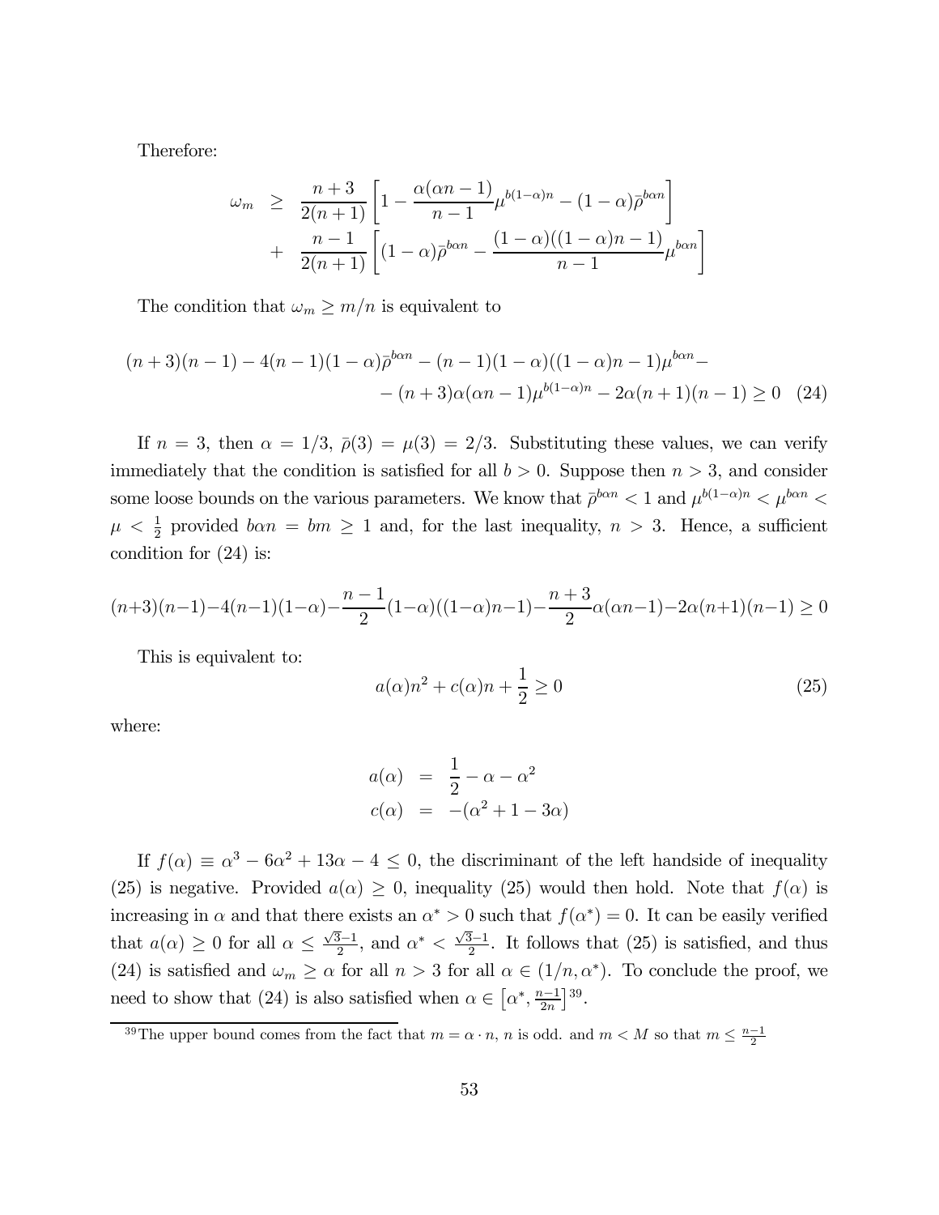Therefore:

$$
\begin{aligned}
\omega_m &\geq \frac{n+3}{2(n+1)}\left[1 - \frac{\alpha(\alpha n-1)}{n-1}\mu^{b(1-\alpha)n} - (1-\alpha)\bar{\rho}^{b\alpha n}\right] \\
&+ \frac{n-1}{2(n+1)}\left[(1-\alpha)\bar{\rho}^{b\alpha n} - \frac{(1-\alpha)((1-\alpha)n-1)}{n-1}\mu^{b\alpha n}\right]
\end{aligned}
$$

The condition that $\omega_m \geq m/n$ is equivalent to

$$
\begin{aligned}
(n+3)(n-1) - 4(n-1)(1-\alpha)\bar{\rho}^{b\alpha n} - (n-1)(1-\alpha)((1-\alpha)n-1)\mu^{b\alpha n} - \\
- (n+3)\alpha(\alpha n-1)\mu^{b(1-\alpha)n} - 2\alpha(n+1)(n-1) \geq 0 \quad (24)
\end{aligned}
$$

If $n = 3$, then $\alpha = 1/3$, $\bar{\rho}(3) = \mu(3) = 2/3$. Substituting these values, we can verify immediately that the condition is satisfied for all $b > 0$. Suppose then $n > 3$, and consider some loose bounds on the various parameters. We know that $\bar{\rho}^{b\alpha n} < 1$ and $\mu^{b(1-\alpha)n} < \mu^{b\alpha n} < \mu < \frac{1}{2}$ provided $b\alpha n = bm \geq 1$ and, for the last inequality, $n > 3$. Hence, a sufficient condition for (24) is:

$$
(n+3)(n-1) - 4(n-1)(1-\alpha) - \frac{n-1}{2}(1-\alpha)((1-\alpha)n-1) - \frac{n+3}{2}\alpha(\alpha n-1) - 2\alpha(n+1)(n-1) \geq 0
$$

This is equivalent to:

$$
a(\alpha)n^2 + c(\alpha)n + \frac{1}{2} \geq 0 \quad (25)
$$

where:

$$
\begin{aligned}
a(\alpha) &= \frac{1}{2} - \alpha - \alpha^2 \\
c(\alpha) &= -(\alpha^2 + 1 - 3\alpha)
\end{aligned}
$$

If $f(\alpha) \equiv \alpha^3 - 6\alpha^2 + 13\alpha - 4 \leq 0$, the discriminant of the left handside of inequality (25) is negative. Provided $a(\alpha) \geq 0$, inequality (25) would then hold. Note that $f(\alpha)$ is increasing in $\alpha$ and that there exists an $\alpha^* > 0$ such that $f(\alpha^*) = 0$. It can be easily verified that $a(\alpha) \geq 0$ for all $\alpha \leq \frac{\sqrt{3}-1}{2}$, and $\alpha^* < \frac{\sqrt{3}-1}{2}$. It follows that (25) is satisfied, and thus (24) is satisfied and $\omega_m \geq \alpha$ for all $n > 3$ for all $\alpha \in (1/n, \alpha^*)$. To conclude the proof, we need to show that (24) is also satisfied when $\alpha \in \left[\alpha^*, \frac{n-1}{2n}\right]$[39].

[39] The upper bound comes from the fact that $m = \alpha \cdot n$, $n$ is odd. and $m < M$ so that $m \leq \frac{n-1}{2}$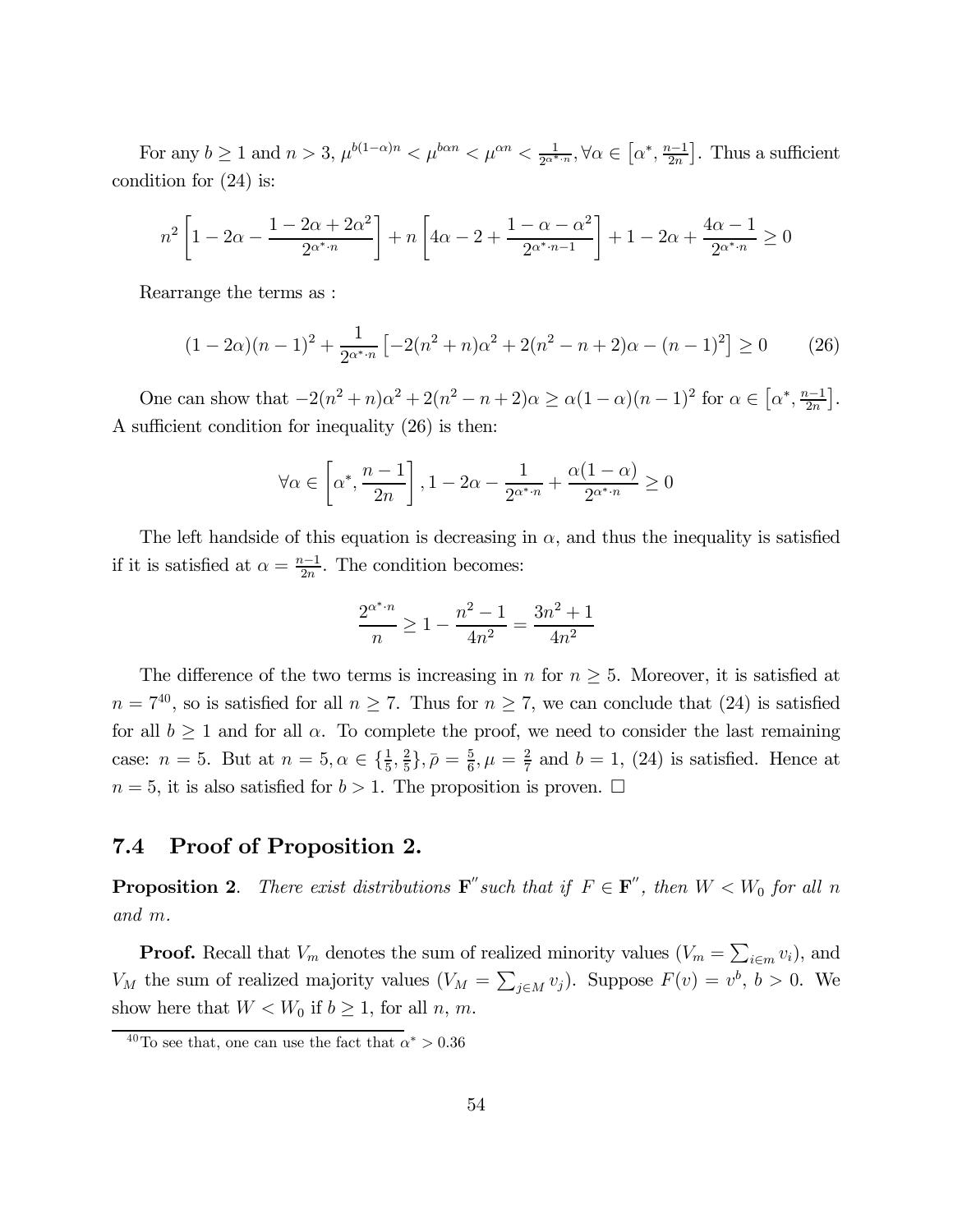For any $b \geq 1$ and $n > 3$, $\mu^{b(1-\alpha)n} < \mu^{b\alpha n} < \mu^{\alpha n} < \frac{1}{2^{\alpha^* \cdot n}}, \forall \alpha \in \left[\alpha^*, \frac{n-1}{2n}\right]$. Thus a sufficient condition for (24) is:

$$n^2 \left[1 - 2\alpha - \frac{1 - 2\alpha + 2\alpha^2}{2^{\alpha^* \cdot n}}\right] + n\left[4\alpha - 2 + \frac{1 - \alpha - \alpha^2}{2^{\alpha^* \cdot n - 1}}\right] + 1 - 2\alpha + \frac{4\alpha - 1}{2^{\alpha^* \cdot n}} \geq 0$$

Rearrange the terms as :

$$(1 - 2\alpha)(n-1)^2 + \frac{1}{2^{\alpha^* \cdot n}}\left[-2(n^2 + n)\alpha^2 + 2(n^2 - n + 2)\alpha - (n-1)^2\right] \geq 0 \qquad (26)$$

One can show that $-2(n^2 + n)\alpha^2 + 2(n^2 - n + 2)\alpha \geq \alpha(1 - \alpha)(n-1)^2$ for $\alpha \in \left[\alpha^*, \frac{n-1}{2n}\right]$. A sufficient condition for inequality (26) is then:

$$\forall \alpha \in \left[\alpha^*, \frac{n-1}{2n}\right], 1 - 2\alpha - \frac{1}{2^{\alpha^* \cdot n}} + \frac{\alpha(1-\alpha)}{2^{\alpha^* \cdot n}} \geq 0$$

The left handside of this equation is decreasing in $\alpha$, and thus the inequality is satisfied if it is satisfied at $\alpha = \frac{n-1}{2n}$. The condition becomes:

$$\frac{2^{\alpha^* \cdot n}}{n} \geq 1 - \frac{n^2 - 1}{4n^2} = \frac{3n^2 + 1}{4n^2}$$

The difference of the two terms is increasing in $n$ for $n \geq 5$. Moreover, it is satisfied at $n = 7$[40], so is satisfied for all $n \geq 7$. Thus for $n \geq 7$, we can conclude that (24) is satisfied for all $b \geq 1$ and for all $\alpha$. To complete the proof, we need to consider the last remaining case: $n = 5$. But at $n = 5, \alpha \in \{\frac{1}{5}, \frac{2}{5}\}, \bar{\rho} = \frac{5}{6}, \mu = \frac{2}{7}$ and $b = 1$, (24) is satisfied. Hence at $n = 5$, it is also satisfied for $b > 1$. The proposition is proven. □

## 7.4 Proof of Proposition 2.

**Proposition 2**. *There exist distributions* $\mathbf{F}''$ *such that if* $F \in \mathbf{F}''$*, then* $W < W_0$ *for all* $n$ *and* $m$.

**Proof.** Recall that $V_m$ denotes the sum of realized minority values ($V_m = \sum_{i \in m} v_i$), and $V_M$ the sum of realized majority values ($V_M = \sum_{j \in M} v_j$). Suppose $F(v) = v^b$, $b > 0$. We show here that $W < W_0$ if $b \geq 1$, for all $n$, $m$.

[40] To see that, one can use the fact that $\alpha^* > 0.36$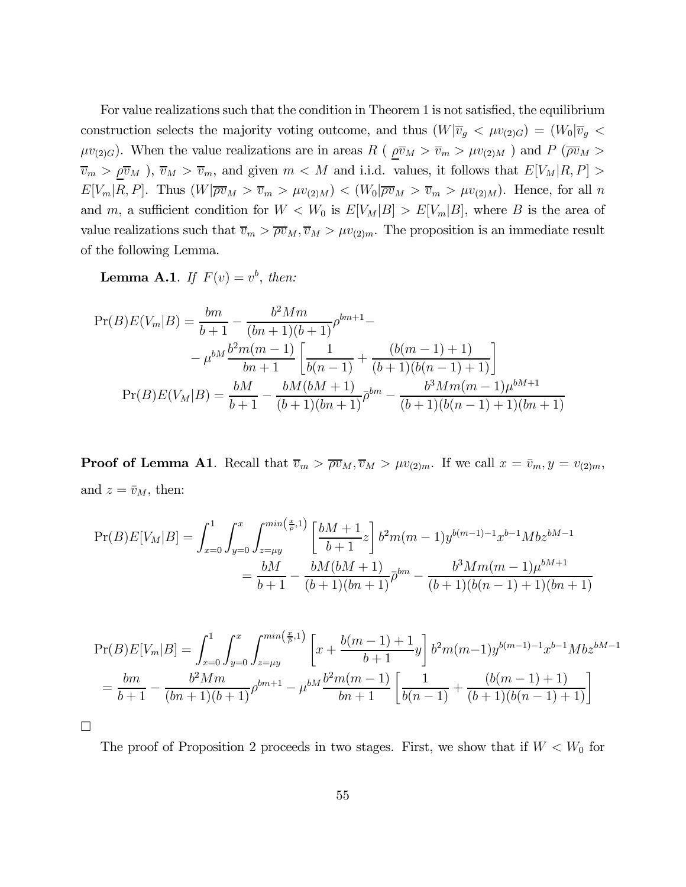For value realizations such that the condition in Theorem 1 is not satisfied, the equilibrium construction selects the majority voting outcome, and thus $(W|\overline{v}_g < \mu v_{(2)G}) = (W_0|\overline{v}_g < \mu v_{(2)G})$. When the value realizations are in areas $R$ ( $\underline{\rho}\overline{v}_M > \overline{v}_m > \mu v_{(2)M}$ ) and $P$ ($\overline{\rho v}_M > \overline{v}_m > \underline{\rho}\overline{v}_M$ ), $\overline{v}_M > \overline{v}_m$, and given $m < M$ and i.i.d. values, it follows that $E[V_M|R, P] > E[V_m|R, P]$. Thus $(W|\overline{\rho v}_M > \overline{v}_m > \mu v_{(2)M}) < (W_0|\overline{\rho v}_M > \overline{v}_m > \mu v_{(2)M})$. Hence, for all $n$ and $m$, a sufficient condition for $W < W_0$ is $E[V_M|B] > E[V_m|B]$, where $B$ is the area of value realizations such that $\overline{v}_m > \overline{\rho v}_M, \overline{v}_M > \mu v_{(2)m}$. The proposition is an immediate result of the following Lemma.

**Lemma A.1**. *If $F(v) = v^b$, then:*

$$
\begin{aligned}
\Pr(B)E(V_m|B) &= \frac{bm}{b+1} - \frac{b^2Mm}{(bn+1)(b+1)}\rho^{bm+1} - \\
&\quad - \mu^{bM}\frac{b^2m(m-1)}{bn+1}\left[\frac{1}{b(n-1)} + \frac{(b(m-1)+1)}{(b+1)(b(n-1)+1)}\right] \\
\Pr(B)E(V_M|B) &= \frac{bM}{b+1} - \frac{bM(bM+1)}{(b+1)(bn+1)}\bar{\rho}^{bm} - \frac{b^3Mm(m-1)\mu^{bM+1}}{(b+1)(b(n-1)+1)(bn+1)}
\end{aligned}
$$

**Proof of Lemma A1**. Recall that $\overline{v}_m > \overline{\rho v}_M, \overline{v}_M > \mu v_{(2)m}$. If we call $x = \bar{v}_m, y = v_{(2)m}$, and $z = \bar{v}_M$, then:

$$
\begin{aligned}
\Pr(B)E[V_M|B] &= \int_{x=0}^{1}\int_{y=0}^{x}\int_{z=\mu y}^{min\left(\frac{x}{\bar{\rho}},1\right)}\left[\frac{bM+1}{b+1}z\right]b^2m(m-1)y^{b(m-1)-1}x^{b-1}Mbz^{bM-1} \\
&= \frac{bM}{b+1} - \frac{bM(bM+1)}{(b+1)(bn+1)}\bar{\rho}^{bm} - \frac{b^3Mm(m-1)\mu^{bM+1}}{(b+1)(b(n-1)+1)(bn+1)}
\end{aligned}
$$

$$
\begin{aligned}
\Pr(B)E[V_m|B] &= \int_{x=0}^{1}\int_{y=0}^{x}\int_{z=\mu y}^{min\left(\frac{x}{\bar{\rho}},1\right)}\left[x + \frac{b(m-1)+1}{b+1}y\right]b^2m(m-1)y^{b(m-1)-1}x^{b-1}Mbz^{bM-1} \\
&= \frac{bm}{b+1} - \frac{b^2Mm}{(bn+1)(b+1)}\rho^{bm+1} - \mu^{bM}\frac{b^2m(m-1)}{bn+1}\left[\frac{1}{b(n-1)} + \frac{(b(m-1)+1)}{(b+1)(b(n-1)+1)}\right]
\end{aligned}
$$

□

The proof of Proposition 2 proceeds in two stages. First, we show that if $W < W_0$ for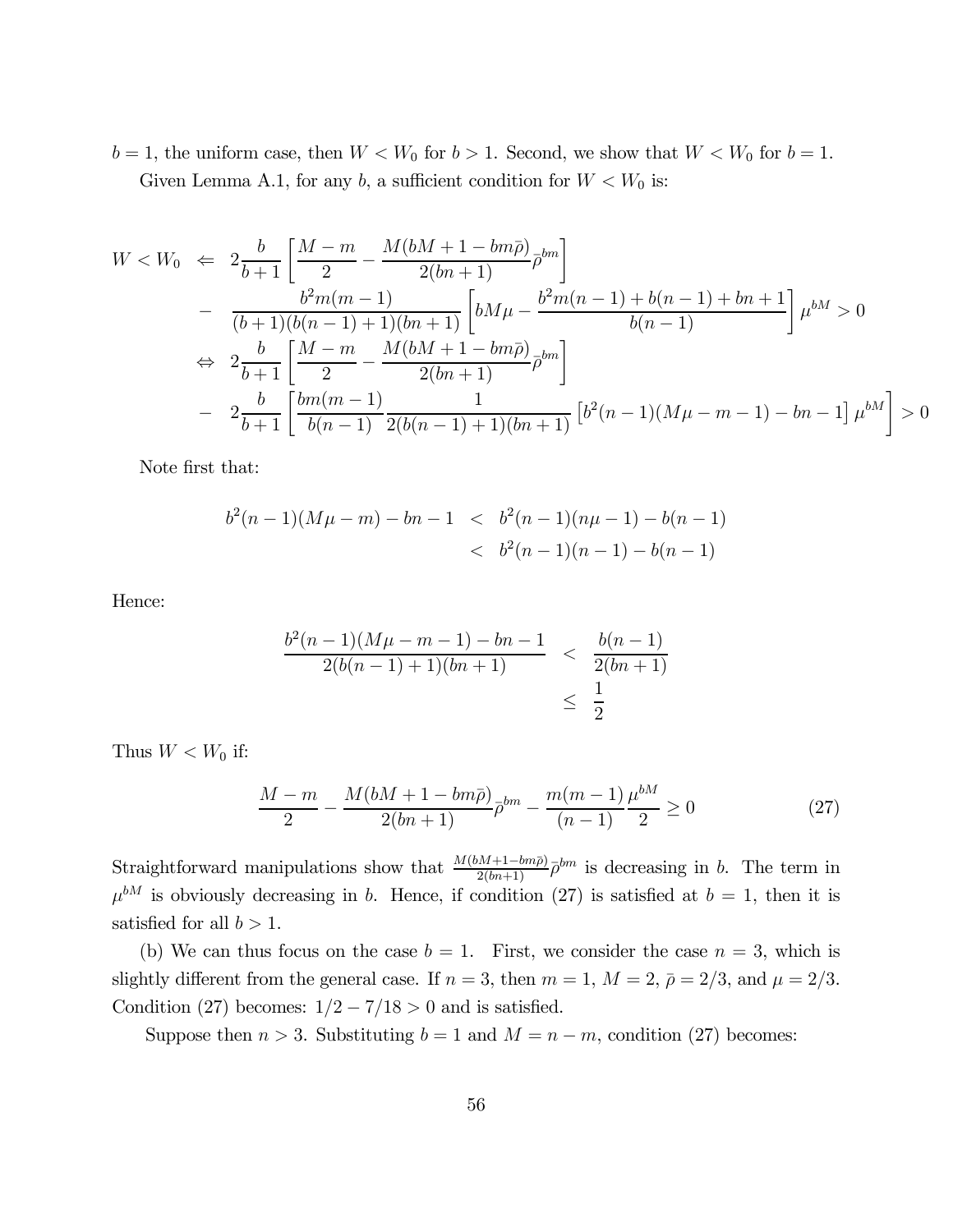$b = 1$, the uniform case, then $W < W_0$ for $b > 1$. Second, we show that $W < W_0$ for $b = 1$.

Given Lemma A.1, for any $b$, a sufficient condition for $W < W_0$ is:

$$
\begin{aligned}
W < W_0 \;\; &\Leftarrow \;\; 2\frac{b}{b+1}\left[\frac{M-m}{2} - \frac{M(bM+1-bm\bar{\rho})}{2(bn+1)}\bar{\rho}^{bm}\right] \\
&- \;\; \frac{b^2 m(m-1)}{(b+1)(b(n-1)+1)(bn+1)}\left[bM\mu - \frac{b^2 m(n-1)+b(n-1)+bn+1}{b(n-1)}\right]\mu^{bM} > 0 \\
&\Leftrightarrow \;\; 2\frac{b}{b+1}\left[\frac{M-m}{2} - \frac{M(bM+1-bm\bar{\rho})}{2(bn+1)}\bar{\rho}^{bm}\right] \\
&- \;\; 2\frac{b}{b+1}\left[\frac{bm(m-1)}{b(n-1)}\frac{1}{2(b(n-1)+1)(bn+1)}\left[b^2(n-1)(M\mu-m-1)-bn-1\right]\mu^{bM}\right] > 0
\end{aligned}
$$

Note first that:

$$
\begin{aligned}
b^2(n-1)(M\mu - m) - bn - 1 \;\; &< \;\; b^2(n-1)(n\mu - 1) - b(n-1) \\
&< \;\; b^2(n-1)(n-1) - b(n-1)
\end{aligned}
$$

Hence:

$$
\begin{aligned}
\frac{b^2(n-1)(M\mu-m-1)-bn-1}{2(b(n-1)+1)(bn+1)} \;\; &< \;\; \frac{b(n-1)}{2(bn+1)} \\
&\leq \;\; \frac{1}{2}
\end{aligned}
$$

Thus $W < W_0$ if:

$$
\frac{M-m}{2} - \frac{M(bM+1-bm\bar{\rho})}{2(bn+1)}\bar{\rho}^{bm} - \frac{m(m-1)}{(n-1)}\frac{\mu^{bM}}{2} \geq 0 \tag{27}
$$

Straightforward manipulations show that $\frac{M(bM+1-bm\bar{\rho})}{2(bn+1)}\bar{\rho}^{bm}$ is decreasing in $b$. The term in $\mu^{bM}$ is obviously decreasing in $b$. Hence, if condition (27) is satisfied at $b = 1$, then it is satisfied for all $b > 1$.

(b) We can thus focus on the case $b = 1$. First, we consider the case $n = 3$, which is slightly different from the general case. If $n = 3$, then $m = 1$, $M = 2$, $\bar{\rho} = 2/3$, and $\mu = 2/3$. Condition (27) becomes: $1/2 - 7/18 > 0$ and is satisfied.

Suppose then $n > 3$. Substituting $b = 1$ and $M = n - m$, condition (27) becomes: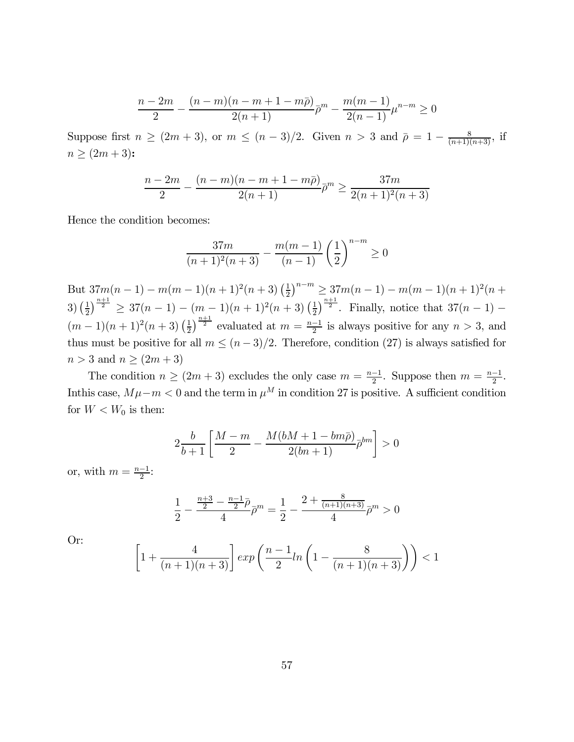$$\frac{n-2m}{2} - \frac{(n-m)(n-m+1-m\bar{\rho})}{2(n+1)}\bar{\rho}^m - \frac{m(m-1)}{2(n-1)}\mu^{n-m} \geq 0$$

Suppose first $n \geq (2m+3)$, or $m \leq (n-3)/2$. Given $n > 3$ and $\bar{\rho} = 1 - \frac{8}{(n+1)(n+3)}$, if $n \geq (2m+3)$**:**

$$\frac{n-2m}{2} - \frac{(n-m)(n-m+1-m\bar{\rho})}{2(n+1)}\bar{\rho}^m \geq \frac{37m}{2(n+1)^2(n+3)}$$

Hence the condition becomes:

$$\frac{37m}{(n+1)^2(n+3)} - \frac{m(m-1)}{(n-1)}\left(\frac{1}{2}\right)^{n-m} \geq 0$$

But $37m(n-1) - m(m-1)(n+1)^2(n+3)\left(\frac{1}{2}\right)^{n-m} \geq 37m(n-1) - m(m-1)(n+1)^2(n+3)\left(\frac{1}{2}\right)^{\frac{n+1}{2}} \geq 37(n-1) - (m-1)(n+1)^2(n+3)\left(\frac{1}{2}\right)^{\frac{n+1}{2}}$. Finally, notice that $37(n-1) - (m-1)(n+1)^2(n+3)\left(\frac{1}{2}\right)^{\frac{n+1}{2}}$ evaluated at $m = \frac{n-1}{2}$ is always positive for any $n > 3$, and thus must be positive for all $m \leq (n-3)/2$. Therefore, condition (27) is always satisfied for $n > 3$ and $n \geq (2m+3)$

The condition $n \geq (2m+3)$ excludes the only case $m = \frac{n-1}{2}$. Suppose then $m = \frac{n-1}{2}$. Inthis case, $M\mu - m < 0$ and the term in $\mu^M$ in condition 27 is positive. A sufficient condition for $W < W_0$ is then:

$$2\frac{b}{b+1}\left[\frac{M-m}{2} - \frac{M(bM+1-bm\bar{\rho})}{2(bn+1)}\bar{\rho}^{bm}\right] > 0$$

or, with $m = \frac{n-1}{2}$:

$$\frac{1}{2} - \frac{\frac{n+3}{2} - \frac{n-1}{2}\bar{\rho}}{4}\bar{\rho}^m = \frac{1}{2} - \frac{2 + \frac{8}{(n+1)(n+3)}}{4}\bar{\rho}^m > 0$$

Or:

$$\left[1 + \frac{4}{(n+1)(n+3)}\right] exp\left(\frac{n-1}{2} ln\left(1 - \frac{8}{(n+1)(n+3)}\right)\right) < 1$$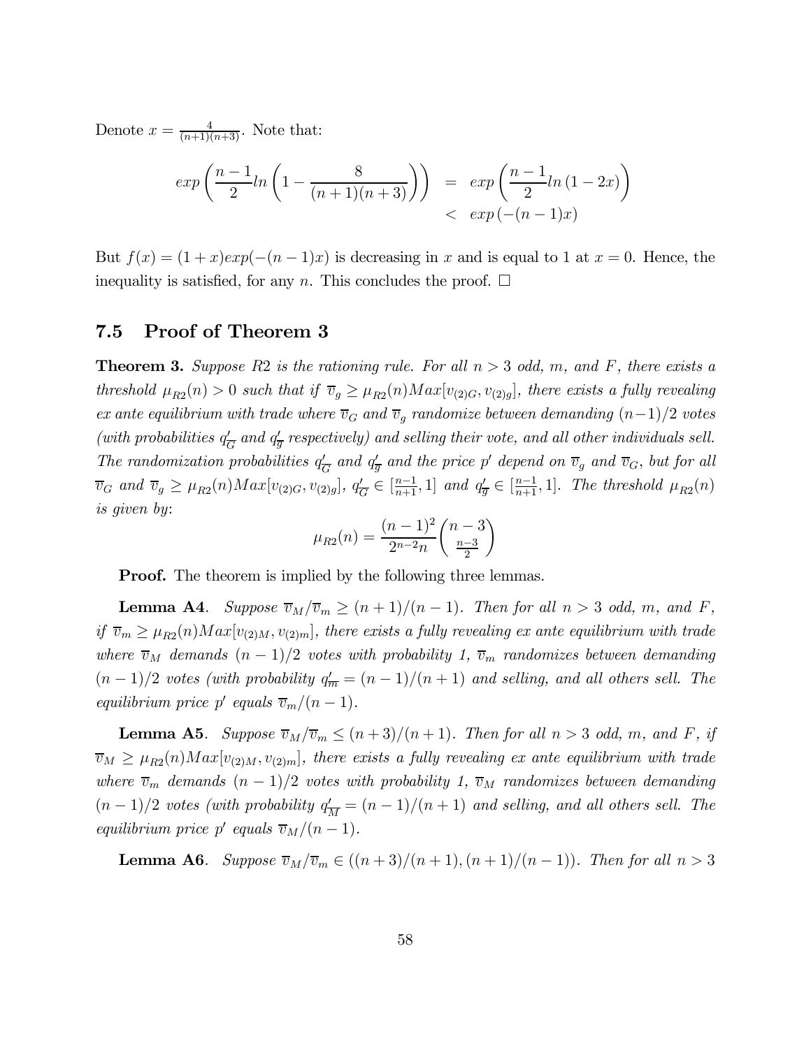Denote $x = \frac{4}{(n+1)(n+3)}$. Note that:

$$
\begin{aligned}
exp\left(\frac{n-1}{2}ln\left(1-\frac{8}{(n+1)(n+3)}\right)\right) &= exp\left(\frac{n-1}{2}ln\left(1-2x\right)\right) \\
&< exp\left(-(n-1)x\right)
\end{aligned}
$$

But $f(x) = (1+x)exp(-(n-1)x)$ is decreasing in $x$ and is equal to 1 at $x = 0$. Hence, the inequality is satisfied, for any $n$. This concludes the proof. $\square$

## 7.5 Proof of Theorem 3

**Theorem 3.** *Suppose R2 is the rationing rule. For all $n > 3$ odd, $m$, and $F$, there exists a threshold $\mu_{R2}(n) > 0$ such that if $\overline{v}_g \geq \mu_{R2}(n)Max[v_{(2)G}, v_{(2)g}]$, there exists a fully revealing ex ante equilibrium with trade where $\overline{v}_G$ and $\overline{v}_g$ randomize between demanding $(n-1)/2$ votes (with probabilities $q'_{\overline{G}}$ and $q'_{\overline{g}}$ respectively) and selling their vote, and all other individuals sell. The randomization probabilities $q'_{\overline{G}}$ and $q'_{\overline{g}}$ and the price $p'$ depend on $\overline{v}_g$ and $\overline{v}_G$, but for all $\overline{v}_G$ and $\overline{v}_g \geq \mu_{R2}(n)Max[v_{(2)G}, v_{(2)g}]$, $q'_{\overline{G}} \in [\frac{n-1}{n+1}, 1]$ and $q'_{\overline{g}} \in [\frac{n-1}{n+1}, 1]$. The threshold $\mu_{R2}(n)$ is given by:*

$$
\mu_{R2}(n) = \frac{(n-1)^2}{2^{n-2}n}\binom{n-3}{\frac{n-3}{2}}
$$

**Proof.** The theorem is implied by the following three lemmas.

**Lemma A4**. *Suppose $\overline{v}_M/\overline{v}_m \geq (n+1)/(n-1)$. Then for all $n > 3$ odd, $m$, and $F$, if $\overline{v}_m \geq \mu_{R2}(n)Max[v_{(2)M}, v_{(2)m}]$, there exists a fully revealing ex ante equilibrium with trade where $\overline{v}_M$ demands $(n-1)/2$ votes with probability 1, $\overline{v}_m$ randomizes between demanding $(n-1)/2$ votes (with probability $q'_{\overline{m}} = (n-1)/(n+1)$ and selling, and all others sell. The equilibrium price $p'$ equals $\overline{v}_m/(n-1)$.*

**Lemma A5**. *Suppose $\overline{v}_M/\overline{v}_m \leq (n+3)/(n+1)$. Then for all $n > 3$ odd, $m$, and $F$, if $\overline{v}_M \geq \mu_{R2}(n)Max[v_{(2)M}, v_{(2)m}]$, there exists a fully revealing ex ante equilibrium with trade where $\overline{v}_m$ demands $(n-1)/2$ votes with probability 1, $\overline{v}_M$ randomizes between demanding $(n-1)/2$ votes (with probability $q'_{\overline{M}} = (n-1)/(n+1)$ and selling, and all others sell. The equilibrium price $p'$ equals $\overline{v}_M/(n-1)$.*

**Lemma A6**. *Suppose $\overline{v}_M/\overline{v}_m \in ((n+3)/(n+1), (n+1)/(n-1))$. Then for all $n > 3$*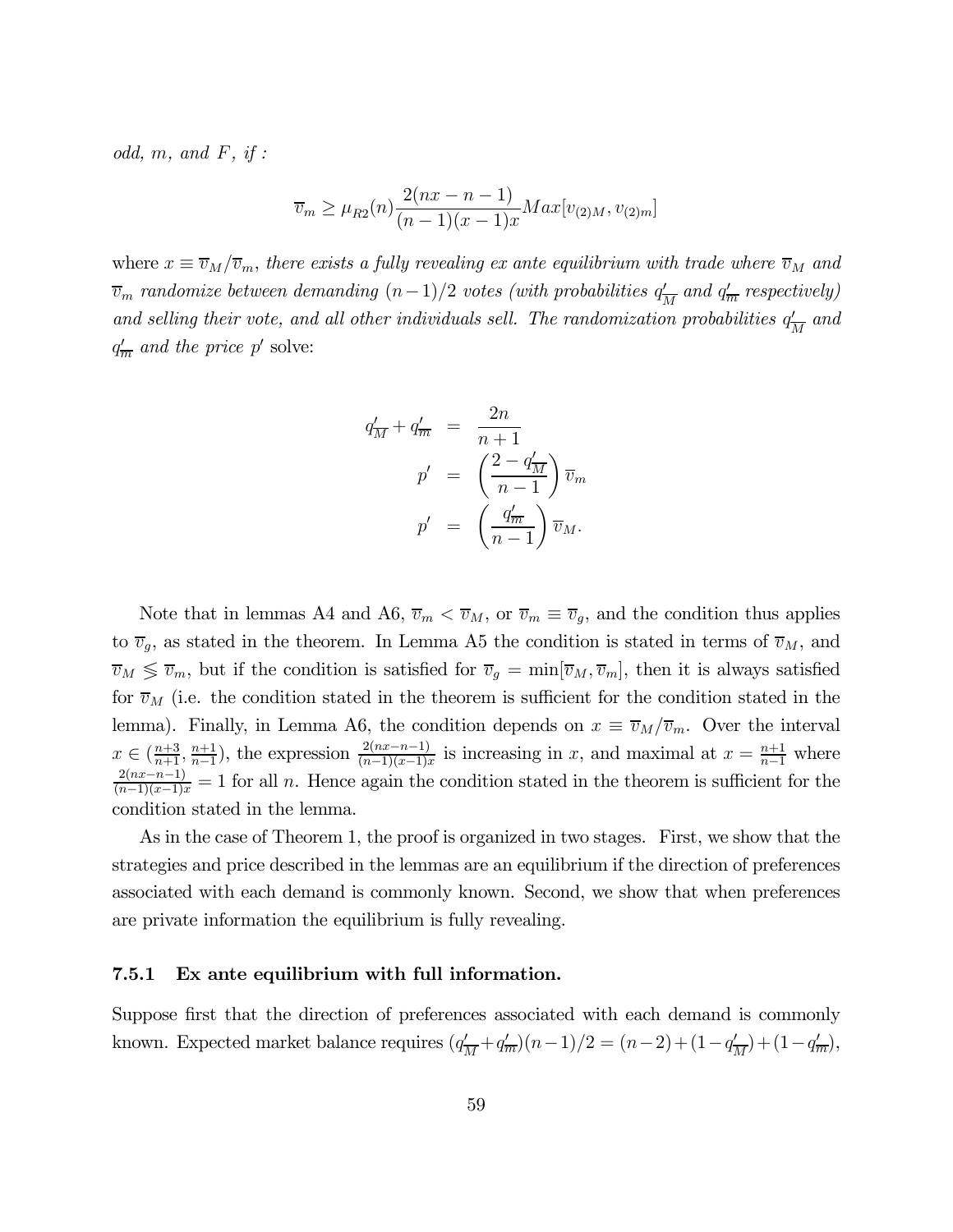*odd, $m$, and $F$, if :*

$$\overline{v}_m \geq \mu_{R2}(n)\frac{2(nx-n-1)}{(n-1)(x-1)x}Max[v_{(2)M}, v_{(2)m}]$$

*where $x \equiv \overline{v}_M/\overline{v}_m$, there exists a fully revealing ex ante equilibrium with trade where $\overline{v}_M$ and $\overline{v}_m$ randomize between demanding $(n-1)/2$ votes (with probabilities $q'_{\overline{M}}$ and $q'_{\overline{m}}$ respectively) and selling their vote, and all other individuals sell. The randomization probabilities $q'_{\overline{M}}$ and $q'_{\overline{m}}$ and the price $p'$* solve:

$$\begin{aligned}
q'_{\overline{M}} + q'_{\overline{m}} &= \frac{2n}{n+1} \\
p' &= \left(\frac{2-q'_{\overline{M}}}{n-1}\right)\overline{v}_m \\
p' &= \left(\frac{q'_{\overline{m}}}{n-1}\right)\overline{v}_M.
\end{aligned}$$

Note that in lemmas A4 and A6, $\overline{v}_m < \overline{v}_M$, or $\overline{v}_m \equiv \overline{v}_g$, and the condition thus applies to $\overline{v}_g$, as stated in the theorem. In Lemma A5 the condition is stated in terms of $\overline{v}_M$, and $\overline{v}_M \lesseqgtr \overline{v}_m$, but if the condition is satisfied for $\overline{v}_g = \min[\overline{v}_M, \overline{v}_m]$, then it is always satisfied for $\overline{v}_M$ (i.e. the condition stated in the theorem is sufficient for the condition stated in the lemma). Finally, in Lemma A6, the condition depends on $x \equiv \overline{v}_M/\overline{v}_m$. Over the interval $x \in (\frac{n+3}{n+1}, \frac{n+1}{n-1})$, the expression $\frac{2(nx-n-1)}{(n-1)(x-1)x}$ is increasing in $x$, and maximal at $x = \frac{n+1}{n-1}$ where $\frac{2(nx-n-1)}{(n-1)(x-1)x} = 1$ for all $n$. Hence again the condition stated in the theorem is sufficient for the condition stated in the lemma.

As in the case of Theorem 1, the proof is organized in two stages. First, we show that the strategies and price described in the lemmas are an equilibrium if the direction of preferences associated with each demand is commonly known. Second, we show that when preferences are private information the equilibrium is fully revealing.

### 7.5.1 Ex ante equilibrium with full information.

Suppose first that the direction of preferences associated with each demand is commonly known. Expected market balance requires $(q'_{\overline{M}} + q'_{\overline{m}})(n-1)/2 = (n-2) + (1-q'_{\overline{M}}) + (1-q'_{\overline{m}})$,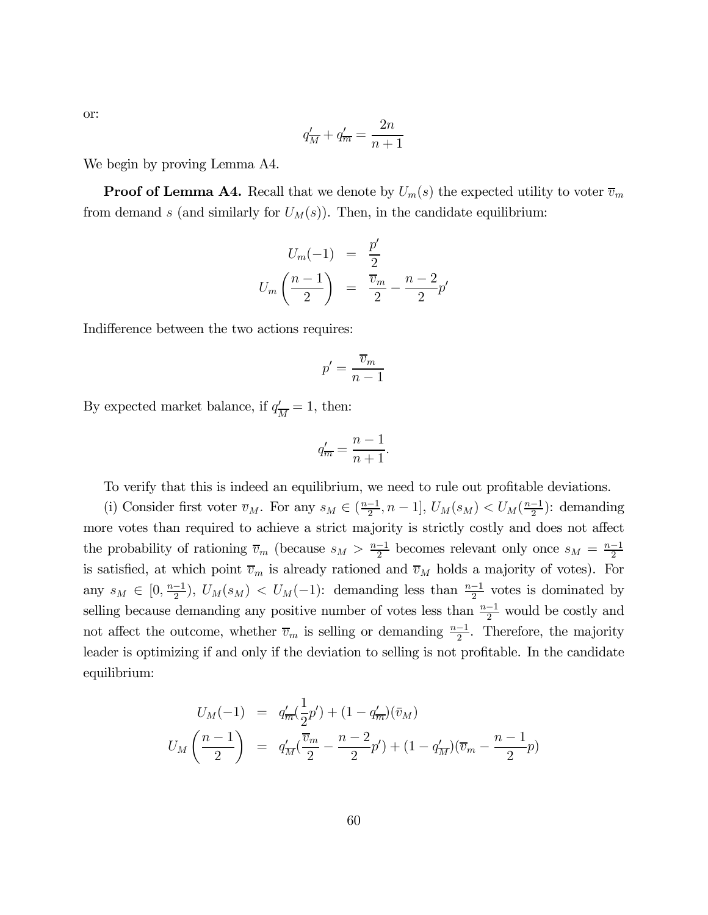or:

$$q'_{\overline{M}} + q'_{\overline{m}} = \frac{2n}{n+1}$$

We begin by proving Lemma A4.

**Proof of Lemma A4.** Recall that we denote by $U_m(s)$ the expected utility to voter $\overline{v}_m$ from demand $s$ (and similarly for $U_M(s)$). Then, in the candidate equilibrium:

$$\begin{aligned} U_m(-1) &= \frac{p'}{2} \\ U_m\left(\frac{n-1}{2}\right) &= \frac{\overline{v}_m}{2} - \frac{n-2}{2}p' \end{aligned}$$

Indifference between the two actions requires:

$$p' = \frac{\overline{v}_m}{n-1}$$

By expected market balance, if $q'_{\overline{M}} = 1$, then:

$$q'_{\overline{m}} = \frac{n-1}{n+1}.$$

To verify that this is indeed an equilibrium, we need to rule out profitable deviations.

(i) Consider first voter $\overline{v}_M$. For any $s_M \in (\frac{n-1}{2}, n-1]$, $U_M(s_M) < U_M(\frac{n-1}{2})$: demanding more votes than required to achieve a strict majority is strictly costly and does not affect the probability of rationing $\overline{v}_m$ (because $s_M > \frac{n-1}{2}$ becomes relevant only once $s_M = \frac{n-1}{2}$ is satisfied, at which point $\overline{v}_m$ is already rationed and $\overline{v}_M$ holds a majority of votes). For any $s_M \in [0, \frac{n-1}{2})$, $U_M(s_M) < U_M(-1)$: demanding less than $\frac{n-1}{2}$ votes is dominated by selling because demanding any positive number of votes less than $\frac{n-1}{2}$ would be costly and not affect the outcome, whether $\overline{v}_m$ is selling or demanding $\frac{n-1}{2}$. Therefore, the majority leader is optimizing if and only if the deviation to selling is not profitable. In the candidate equilibrium:

$$\begin{aligned} U_M(-1) &= q'_{\overline{m}}(\frac{1}{2}p') + (1 - q'_{\overline{m}})(\bar{v}_M) \\ U_M\left(\frac{n-1}{2}\right) &= q'_{\overline{M}}(\frac{\overline{v}_m}{2} - \frac{n-2}{2}p') + (1 - q'_{\overline{M}})(\overline{v}_m - \frac{n-1}{2}p) \end{aligned}$$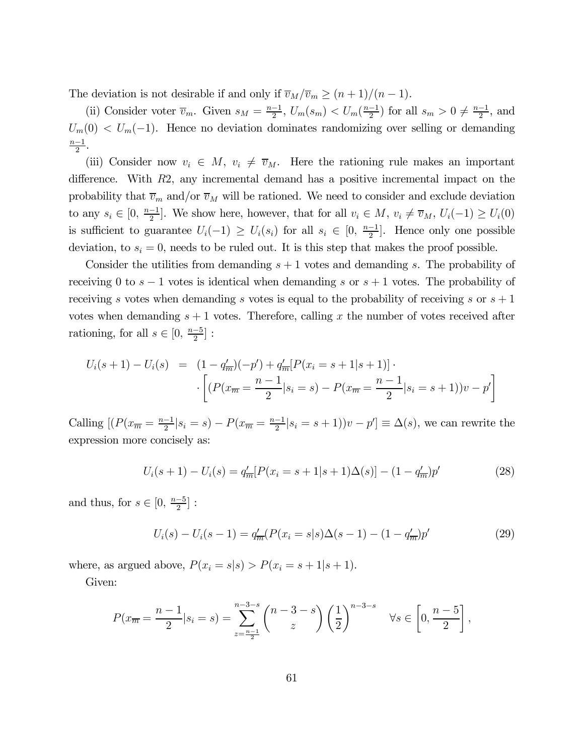The deviation is not desirable if and only if $\overline{v}_M/\overline{v}_m \geq (n+1)/(n-1)$.

(ii) Consider voter $\overline{v}_m$. Given $s_M = \frac{n-1}{2}$, $U_m(s_m) < U_m(\frac{n-1}{2})$ for all $s_m > 0 \neq \frac{n-1}{2}$, and $U_m(0) < U_m(-1)$. Hence no deviation dominates randomizing over selling or demanding $\frac{n-1}{2}$.

(iii) Consider now $v_i \in M$, $v_i \neq \overline{v}_M$. Here the rationing rule makes an important difference. With $R2$, any incremental demand has a positive incremental impact on the probability that $\overline{v}_m$ and/or $\overline{v}_M$ will be rationed. We need to consider and exclude deviation to any $s_i \in [0, \frac{n-1}{2}]$. We show here, however, that for all $v_i \in M$, $v_i \neq \overline{v}_M$, $U_i(-1) \geq U_i(0)$ is sufficient to guarantee $U_i(-1) \geq U_i(s_i)$ for all $s_i \in [0, \frac{n-1}{2}]$. Hence only one possible deviation, to $s_i = 0$, needs to be ruled out. It is this step that makes the proof possible.

Consider the utilities from demanding $s+1$ votes and demanding $s$. The probability of receiving 0 to $s-1$ votes is identical when demanding $s$ or $s+1$ votes. The probability of receiving $s$ votes when demanding $s$ votes is equal to the probability of receiving $s$ or $s+1$ votes when demanding $s+1$ votes. Therefore, calling $x$ the number of votes received after rationing, for all $s \in [0, \frac{n-5}{2}]$ :

$$U_i(s+1) - U_i(s) = (1 - q'_{\overline{m}})(-p') + q'_{\overline{m}}[P(x_i = s+1|s+1)] \cdot \cdot \left[ (P(x_{\overline{m}} = \frac{n-1}{2}|s_i = s) - P(x_{\overline{m}} = \frac{n-1}{2}|s_i = s+1))v - p' \right]$$

Calling $[(P(x_{\overline{m}} = \frac{n-1}{2}|s_i = s) - P(x_{\overline{m}} = \frac{n-1}{2}|s_i = s+1))v - p'] \equiv \Delta(s)$, we can rewrite the expression more concisely as:

$$U_i(s+1) - U_i(s) = q'_{\overline{m}}[P(x_i = s+1|s+1)\Delta(s)] - (1 - q'_{\overline{m}})p' \tag{28}$$

and thus, for $s \in [0, \frac{n-5}{2}]$ :

$$U_i(s) - U_i(s-1) = q'_{\overline{m}}(P(x_i = s|s)\Delta(s-1) - (1 - q'_{\overline{m}})p' \tag{29}$$

where, as argued above, $P(x_i = s|s) > P(x_i = s+1|s+1)$.

Given:

$$P(x_{\overline{m}} = \frac{n-1}{2}|s_i = s) = \sum_{z=\frac{n-1}{2}}^{n-3-s} \binom{n-3-s}{z} \left(\frac{1}{2}\right)^{n-3-s} \quad \forall s \in \left[0, \frac{n-5}{2}\right],$$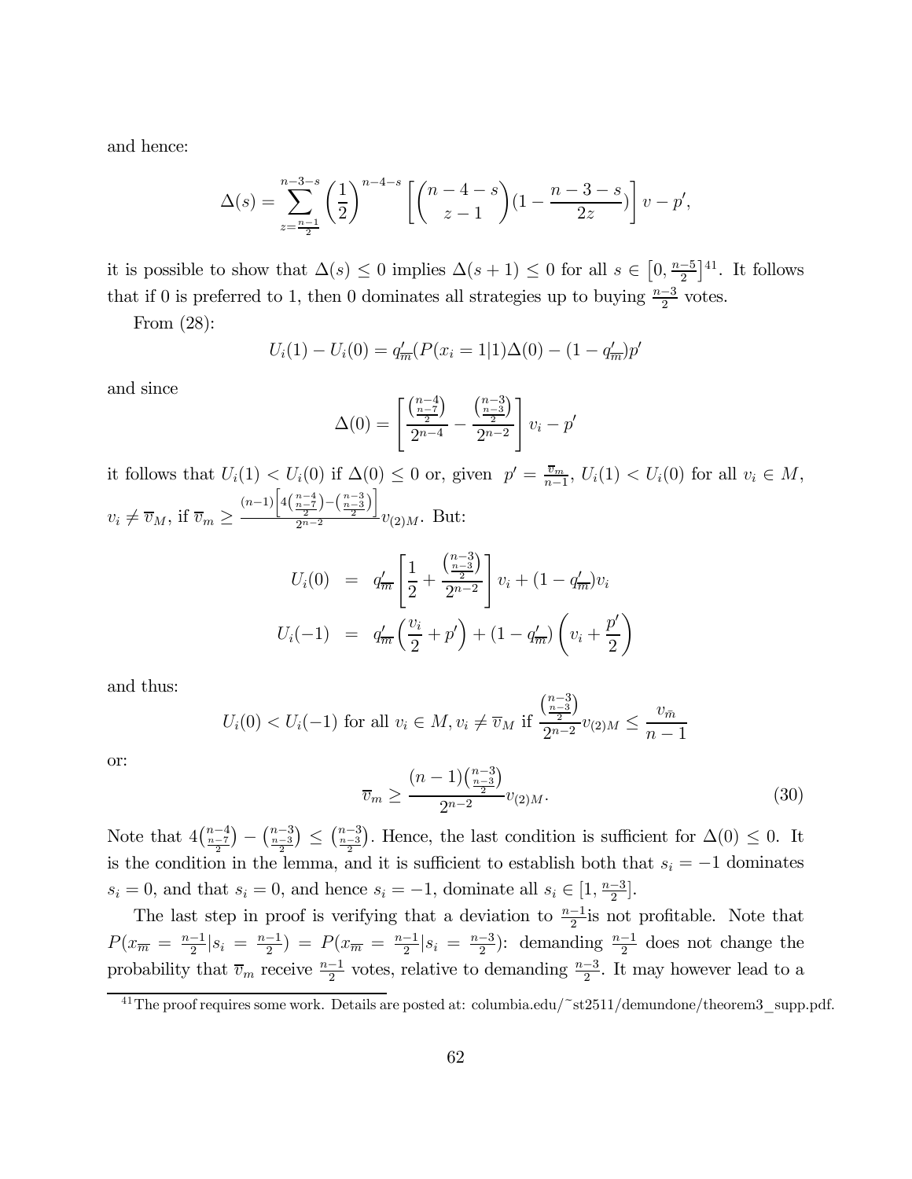and hence:

$$\Delta(s) = \sum_{z=\frac{n-1}{2}}^{n-3-s} \left(\frac{1}{2}\right)^{n-4-s} \left[ \binom{n-4-s}{z-1} (1 - \frac{n-3-s}{2z}) \right] v - p',$$

it is possible to show that $\Delta(s) \leq 0$ implies $\Delta(s+1) \leq 0$ for all $s \in \left[0, \frac{n-5}{2}\right]$[41]. It follows that if 0 is preferred to 1, then 0 dominates all strategies up to buying $\frac{n-3}{2}$ votes.

From (28):

$$U_i(1) - U_i(0) = q'_{\overline{m}}(P(x_i = 1|1)\Delta(0) - (1 - q'_{\overline{m}})p'$$

and since

$$\Delta(0) = \left[ \frac{\binom{n-4}{\frac{n-7}{2}}}{2^{n-4}} - \frac{\binom{n-3}{\frac{n-3}{2}}}{2^{n-2}} \right] v_i - p'$$

it follows that $U_i(1) < U_i(0)$ if $\Delta(0) \leq 0$ or, given $p' = \frac{\overline{v}_m}{n-1}$, $U_i(1) < U_i(0)$ for all $v_i \in M$, $v_i \neq \overline{v}_M$, if $\overline{v}_m \geq \frac{(n-1)\left[4\binom{n-4}{\frac{n-7}{2}} - \binom{n-3}{\frac{n-3}{2}}\right]}{2^{n-2}} v_{(2)M}$. But:

$$\begin{aligned} U_i(0) &= q'_{\overline{m}} \left[ \frac{1}{2} + \frac{\binom{n-3}{\frac{n-3}{2}}}{2^{n-2}} \right] v_i + (1 - q'_{\overline{m}}) v_i \\ U_i(-1) &= q'_{\overline{m}} \left( \frac{v_i}{2} + p' \right) + (1 - q'_{\overline{m}}) \left( v_i + \frac{p'}{2} \right) \end{aligned}$$

and thus:

$$U_i(0) < U_i(-1) \text{ for all } v_i \in M, v_i \neq \overline{v}_M \text{ if } \frac{\binom{n-3}{\frac{n-3}{2}}}{2^{n-2}} v_{(2)M} \leq \frac{v_{\bar{m}}}{n-1}$$

or:

$$\overline{v}_m \geq \frac{(n-1)\binom{n-3}{\frac{n-3}{2}}}{2^{n-2}} v_{(2)M}. \tag{30}$$

Note that $4\binom{n-4}{\frac{n-7}{2}} - \binom{n-3}{\frac{n-3}{2}} \leq \binom{n-3}{\frac{n-3}{2}}$. Hence, the last condition is sufficient for $\Delta(0) \leq 0$. It is the condition in the lemma, and it is sufficient to establish both that $s_i = -1$ dominates $s_i = 0$, and that $s_i = 0$, and hence $s_i = -1$, dominate all $s_i \in [1, \frac{n-3}{2}]$.

The last step in proof is verifying that a deviation to $\frac{n-1}{2}$is not profitable. Note that $P(x_{\overline{m}} = \frac{n-1}{2}|s_i = \frac{n-1}{2}) = P(x_{\overline{m}} = \frac{n-1}{2}|s_i = \frac{n-3}{2})$: demanding $\frac{n-1}{2}$ does not change the probability that $\overline{v}_m$ receive $\frac{n-1}{2}$ votes, relative to demanding $\frac{n-3}{2}$. It may however lead to a

[41] The proof requires some work. Details are posted at: columbia.edu/~st2511/demundone/theorem3_supp.pdf.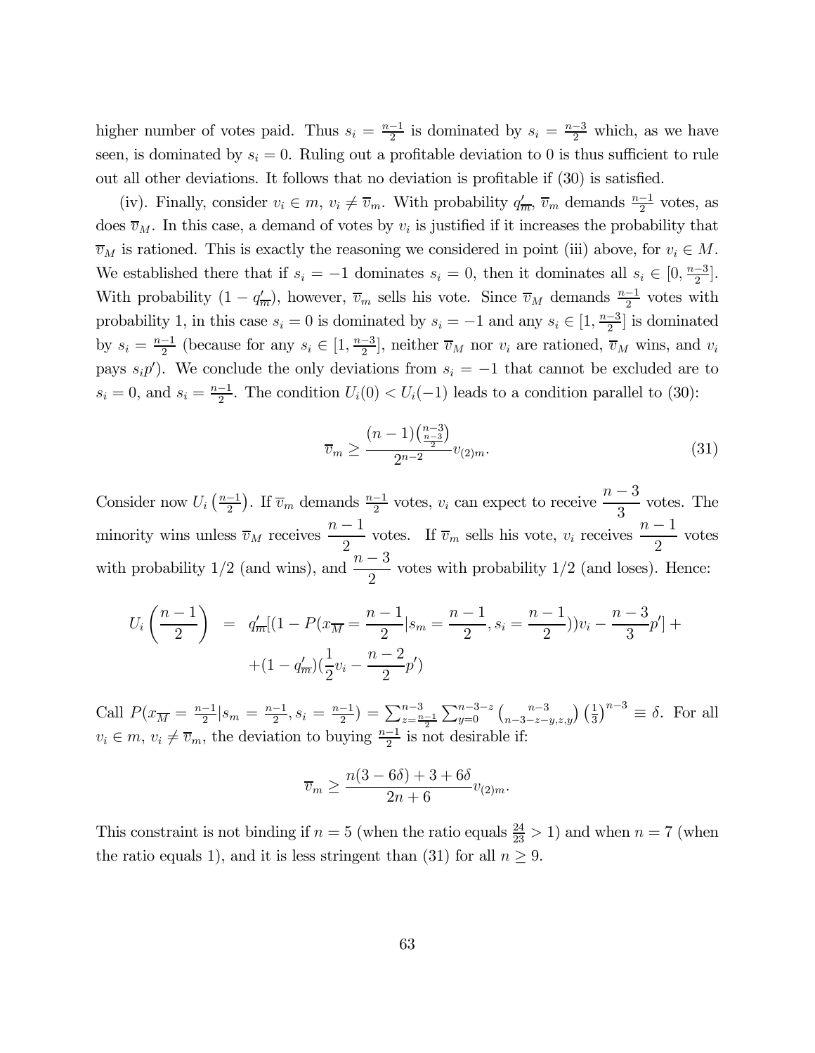higher number of votes paid. Thus $s_i = \frac{n-1}{2}$ is dominated by $s_i = \frac{n-3}{2}$ which, as we have seen, is dominated by $s_i = 0$. Ruling out a profitable deviation to 0 is thus sufficient to rule out all other deviations. It follows that no deviation is profitable if (30) is satisfied.

(iv). Finally, consider $v_i \in m$, $v_i \neq \overline{v}_m$. With probability $q'_{\overline{m}}$, $\overline{v}_m$ demands $\frac{n-1}{2}$ votes, as does $\overline{v}_M$. In this case, a demand of votes by $v_i$ is justified if it increases the probability that $\overline{v}_M$ is rationed. This is exactly the reasoning we considered in point (iii) above, for $v_i \in M$. We established there that if $s_i = -1$ dominates $s_i = 0$, then it dominates all $s_i \in [0, \frac{n-3}{2}]$. With probability $(1 - q'_{\overline{m}})$, however, $\overline{v}_m$ sells his vote. Since $\overline{v}_M$ demands $\frac{n-1}{2}$ votes with probability 1, in this case $s_i = 0$ is dominated by $s_i = -1$ and any $s_i \in [1, \frac{n-3}{2}]$ is dominated by $s_i = \frac{n-1}{2}$ (because for any $s_i \in [1, \frac{n-3}{2}]$, neither $\overline{v}_M$ nor $v_i$ are rationed, $\overline{v}_M$ wins, and $v_i$ pays $s_i p'$). We conclude the only deviations from $s_i = -1$ that cannot be excluded are to $s_i = 0$, and $s_i = \frac{n-1}{2}$. The condition $U_i(0) < U_i(-1)$ leads to a condition parallel to (30):

$$\overline{v}_m \geq \frac{(n-1)\binom{n-3}{\frac{n-3}{2}}}{2^{n-2}} v_{(2)m}. \tag{31}$$

Consider now $U_i\left(\frac{n-1}{2}\right)$. If $\overline{v}_m$ demands $\frac{n-1}{2}$ votes, $v_i$ can expect to receive $\dfrac{n-3}{3}$ votes. The minority wins unless $\overline{v}_M$ receives $\dfrac{n-1}{2}$ votes. If $\overline{v}_m$ sells his vote, $v_i$ receives $\dfrac{n-1}{2}$ votes with probability 1/2 (and wins), and $\dfrac{n-3}{2}$ votes with probability 1/2 (and loses). Hence:

$$\begin{aligned} U_i\left(\frac{n-1}{2}\right) &= q'_{\overline{m}}[(1 - P(x_{\overline{M}} = \frac{n-1}{2} | s_m = \frac{n-1}{2}, s_i = \frac{n-1}{2}))v_i - \frac{n-3}{3}p'] + \\ &\quad + (1 - q'_{\overline{m}})(\frac{1}{2}v_i - \frac{n-2}{2}p') \end{aligned}$$

Call $P(x_{\overline{M}} = \frac{n-1}{2} | s_m = \frac{n-1}{2}, s_i = \frac{n-1}{2}) = \sum_{z=\frac{n-1}{2}}^{n-3} \sum_{y=0}^{n-3-z} \binom{n-3}{n-3-z-y, z, y} \left(\frac{1}{3}\right)^{n-3} \equiv \delta$. For all $v_i \in m$, $v_i \neq \overline{v}_m$, the deviation to buying $\frac{n-1}{2}$ is not desirable if:

$$\overline{v}_m \geq \frac{n(3 - 6\delta) + 3 + 6\delta}{2n + 6} v_{(2)m}.$$

This constraint is not binding if $n = 5$ (when the ratio equals $\frac{24}{23} > 1$) and when $n = 7$ (when the ratio equals 1), and it is less stringent than (31) for all $n \geq 9$.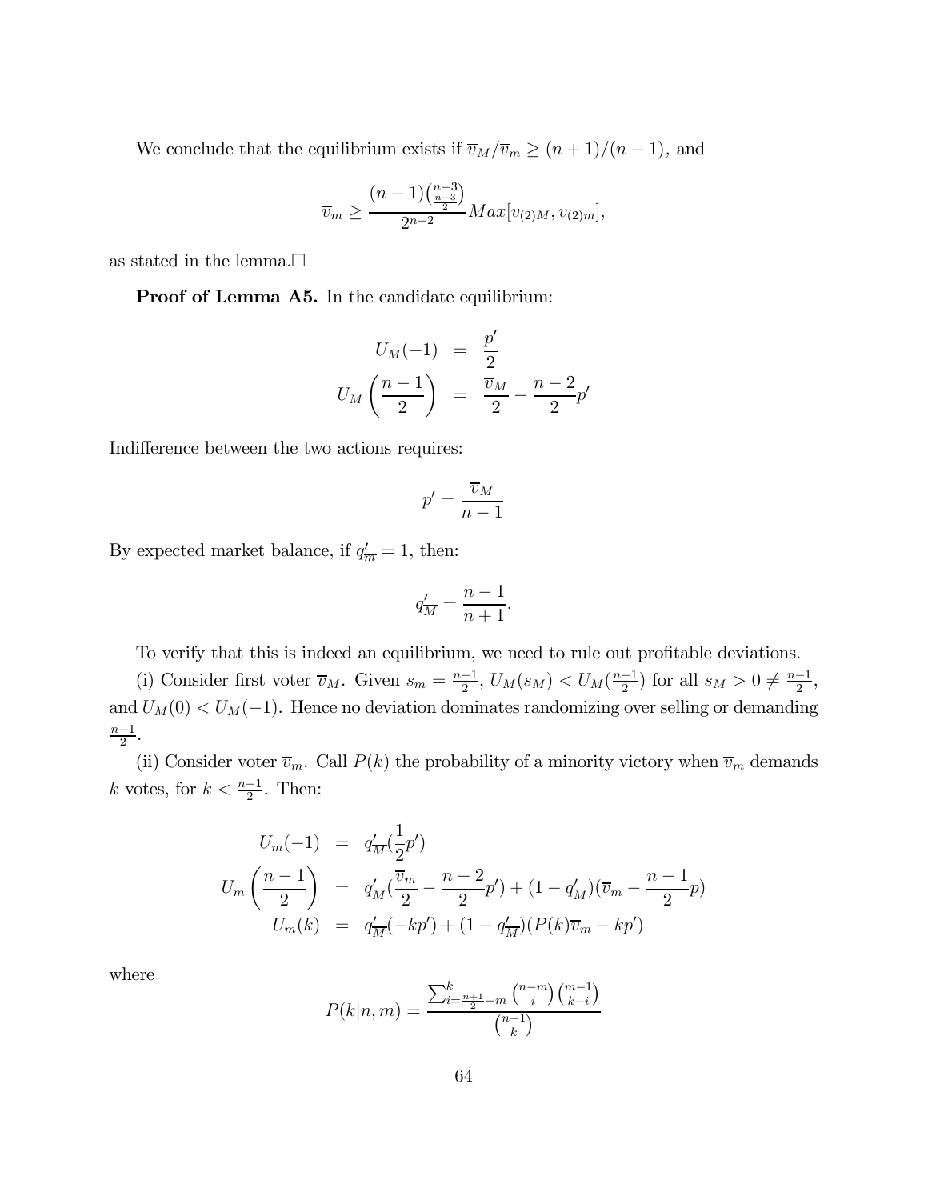We conclude that the equilibrium exists if $\overline{v}_M/\overline{v}_m \geq (n+1)/(n-1)$, and

$$\overline{v}_m \geq \frac{(n-1)\binom{n-3}{\frac{n-3}{2}}}{2^{n-2}} Max[v_{(2)M}, v_{(2)m}],$$

as stated in the lemma.□

**Proof of Lemma A5.** In the candidate equilibrium:

$$\begin{aligned} U_M(-1) &= \frac{p'}{2} \\ U_M\left(\frac{n-1}{2}\right) &= \frac{\overline{v}_M}{2} - \frac{n-2}{2}p' \end{aligned}$$

Indifference between the two actions requires:

$$p' = \frac{\overline{v}_M}{n-1}$$

By expected market balance, if $q'_{\overline{m}} = 1$, then:

$$q'_{\overline{M}} = \frac{n-1}{n+1}.$$

To verify that this is indeed an equilibrium, we need to rule out profitable deviations.

(i) Consider first voter $\overline{v}_M$. Given $s_m = \frac{n-1}{2}$, $U_M(s_M) < U_M(\frac{n-1}{2})$ for all $s_M > 0 \neq \frac{n-1}{2}$, and $U_M(0) < U_M(-1)$. Hence no deviation dominates randomizing over selling or demanding $\frac{n-1}{2}$.

(ii) Consider voter $\overline{v}_m$. Call $P(k)$ the probability of a minority victory when $\overline{v}_m$ demands $k$ votes, for $k < \frac{n-1}{2}$. Then:

$$\begin{aligned} U_m(-1) &= q'_{\overline{M}}(\frac{1}{2}p') \\ U_m\left(\frac{n-1}{2}\right) &= q'_{\overline{M}}(\frac{\overline{v}_m}{2} - \frac{n-2}{2}p') + (1-q'_{\overline{M}})(\overline{v}_m - \frac{n-1}{2}p) \\ U_m(k) &= q'_{\overline{M}}(-kp') + (1-q'_{\overline{M}})(P(k)\overline{v}_m - kp') \end{aligned}$$

where

$$P(k|n,m) = \frac{\sum_{i=\frac{n+1}{2}-m}^{k}\binom{n-m}{i}\binom{m-1}{k-i}}{\binom{n-1}{k}}$$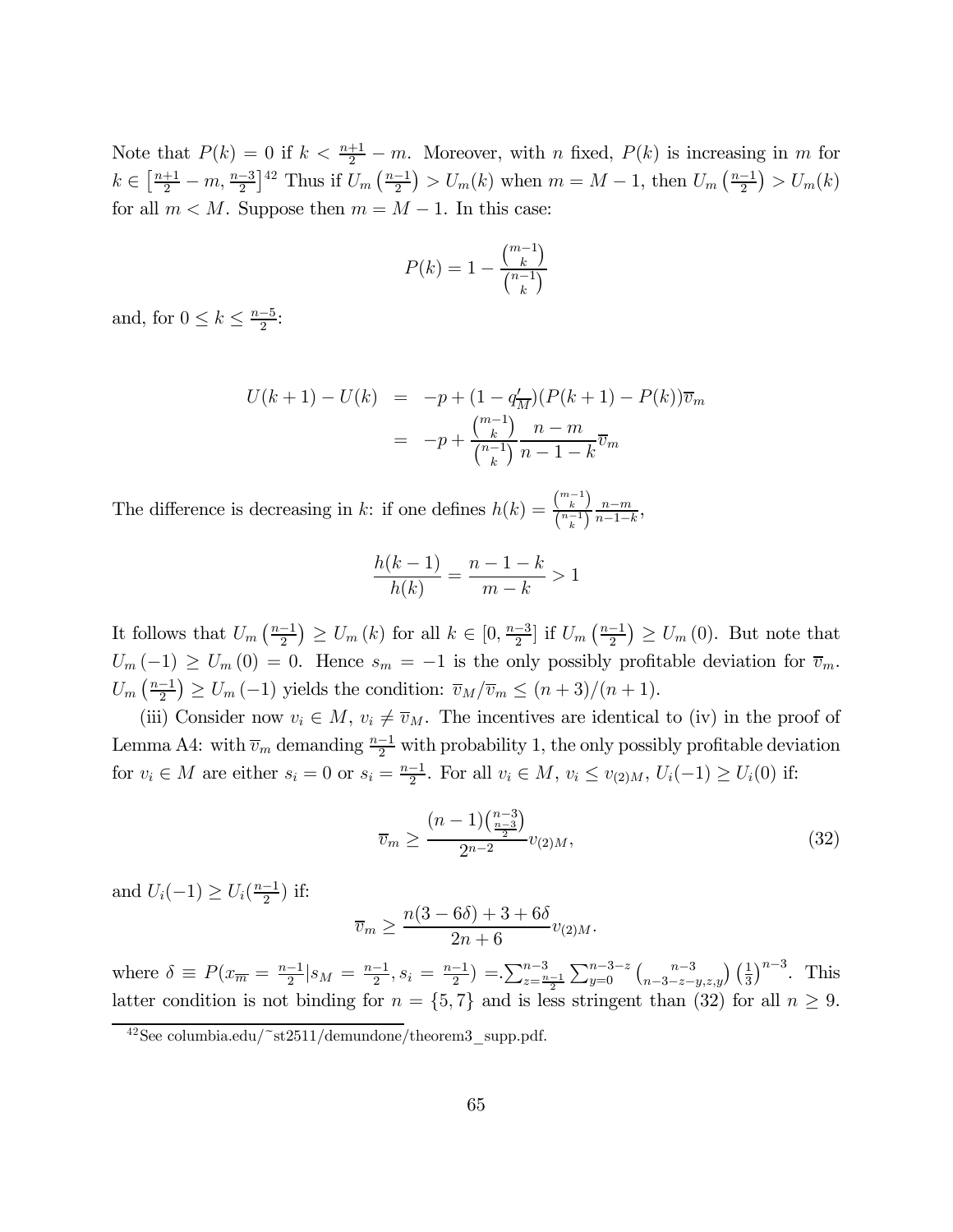Note that $P(k) = 0$ if $k < \frac{n+1}{2} - m$. Moreover, with $n$ fixed, $P(k)$ is increasing in $m$ for $k \in \left[\frac{n+1}{2} - m, \frac{n-3}{2}\right]$[42] Thus if $U_m\left(\frac{n-1}{2}\right) > U_m(k)$ when $m = M - 1$, then $U_m\left(\frac{n-1}{2}\right) > U_m(k)$ for all $m < M$. Suppose then $m = M - 1$. In this case:

$$P(k) = 1 - \frac{\binom{m-1}{k}}{\binom{n-1}{k}}$$

and, for $0 \leq k \leq \frac{n-5}{2}$:

$$\begin{aligned} U(k+1) - U(k) &= -p + (1 - q'_{\overline{M}})(P(k+1) - P(k))\overline{v}_m \\ &= -p + \frac{\binom{m-1}{k}}{\binom{n-1}{k}} \frac{n-m}{n-1-k} \overline{v}_m \end{aligned}$$

The difference is decreasing in $k$: if one defines $h(k) = \frac{\binom{m-1}{k}}{\binom{n-1}{k}} \frac{n-m}{n-1-k}$,

$$\frac{h(k-1)}{h(k)} = \frac{n-1-k}{m-k} > 1$$

It follows that $U_m\left(\frac{n-1}{2}\right) \geq U_m(k)$ for all $k \in [0, \frac{n-3}{2}]$ if $U_m\left(\frac{n-1}{2}\right) \geq U_m(0)$. But note that $U_m(-1) \geq U_m(0) = 0$. Hence $s_m = -1$ is the only possibly profitable deviation for $\overline{v}_m$. $U_m\left(\frac{n-1}{2}\right) \geq U_m(-1)$ yields the condition: $\overline{v}_M / \overline{v}_m \leq (n+3)/(n+1)$.

(iii) Consider now $v_i \in M$, $v_i \neq \overline{v}_M$. The incentives are identical to (iv) in the proof of Lemma A4: with $\overline{v}_m$ demanding $\frac{n-1}{2}$ with probability 1, the only possibly profitable deviation for $v_i \in M$ are either $s_i = 0$ or $s_i = \frac{n-1}{2}$. For all $v_i \in M$, $v_i \leq v_{(2)M}$, $U_i(-1) \geq U_i(0)$ if:

$$\overline{v}_m \geq \frac{(n-1)\binom{n-3}{\frac{n-3}{2}}}{2^{n-2}} v_{(2)M}, \tag{32}$$

and $U_i(-1) \geq U_i(\frac{n-1}{2})$ if:

$$\overline{v}_m \geq \frac{n(3-6\delta) + 3 + 6\delta}{2n+6} v_{(2)M}.$$

where $\delta \equiv P(x_{\overline{m}} = \frac{n-1}{2} | s_M = \frac{n-1}{2}, s_i = \frac{n-1}{2}) = .\sum_{z=\frac{n-1}{2}}^{n-3} \sum_{y=0}^{n-3-z} \binom{n-3}{n-3-z-y, z, y} \left(\frac{1}{3}\right)^{n-3}$. This latter condition is not binding for $n = \{5, 7\}$ and is less stringent than (32) for all $n \geq 9$.

[42] See columbia.edu/~st2511/demundone/theorem3_supp.pdf.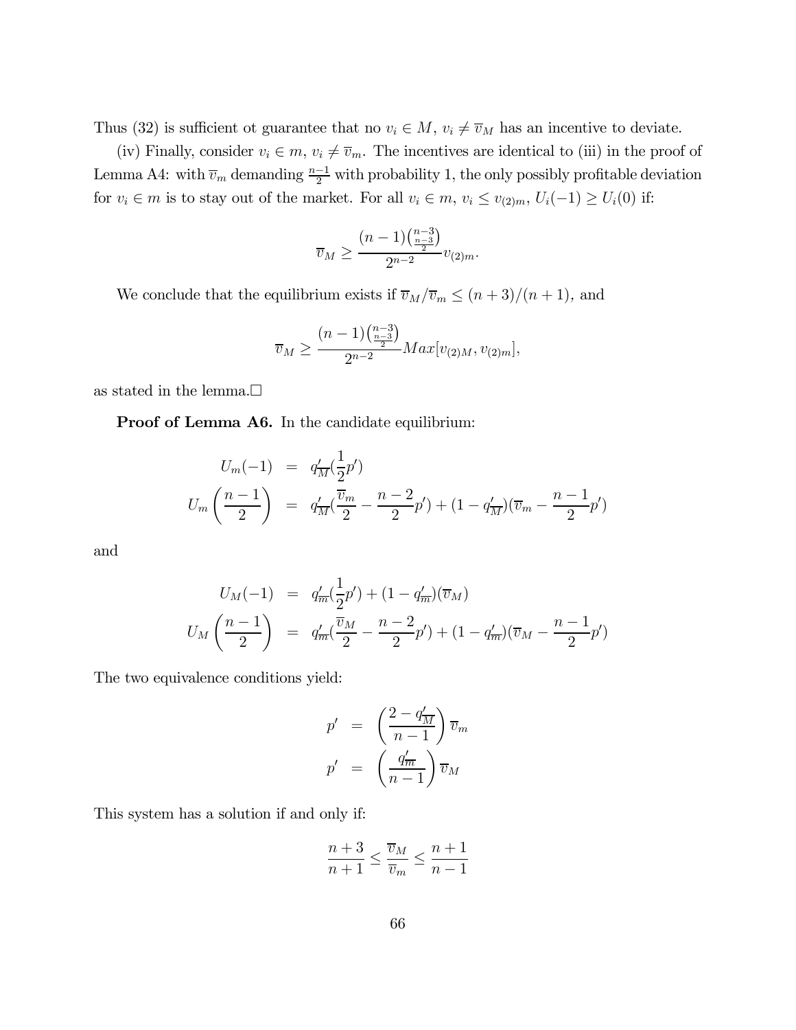Thus (32) is sufficient ot guarantee that no $v_i \in M$, $v_i \neq \overline{v}_M$ has an incentive to deviate.

(iv) Finally, consider $v_i \in m$, $v_i \neq \overline{v}_m$. The incentives are identical to (iii) in the proof of Lemma A4: with $\overline{v}_m$ demanding $\frac{n-1}{2}$ with probability 1, the only possibly profitable deviation for $v_i \in m$ is to stay out of the market. For all $v_i \in m$, $v_i \leq v_{(2)m}$, $U_i(-1) \geq U_i(0)$ if:

$$\overline{v}_M \geq \frac{(n-1)\binom{n-3}{\frac{n-3}{2}}}{2^{n-2}} v_{(2)m}.$$

We conclude that the equilibrium exists if $\overline{v}_M/\overline{v}_m \leq (n+3)/(n+1)$, and

$$\overline{v}_M \geq \frac{(n-1)\binom{n-3}{\frac{n-3}{2}}}{2^{n-2}} Max[v_{(2)M}, v_{(2)m}],$$

as stated in the lemma.□

**Proof of Lemma A6.** In the candidate equilibrium:

$$\begin{aligned} U_m(-1) &= q'_{\overline{M}}(\frac{1}{2}p') \\ U_m\left(\frac{n-1}{2}\right) &= q'_{\overline{M}}(\frac{\overline{v}_m}{2} - \frac{n-2}{2}p') + (1-q'_{\overline{M}})(\overline{v}_m - \frac{n-1}{2}p') \end{aligned}$$

and

$$\begin{aligned} U_M(-1) &= q'_{\overline{m}}(\frac{1}{2}p') + (1-q'_{\overline{m}})(\overline{v}_M) \\ U_M\left(\frac{n-1}{2}\right) &= q'_{\overline{m}}(\frac{\overline{v}_M}{2} - \frac{n-2}{2}p') + (1-q'_{\overline{m}})(\overline{v}_M - \frac{n-1}{2}p') \end{aligned}$$

The two equivalence conditions yield:

$$\begin{aligned} p' &= \left(\frac{2-q'_{\overline{M}}}{n-1}\right)\overline{v}_m \\ p' &= \left(\frac{q'_{\overline{m}}}{n-1}\right)\overline{v}_M \end{aligned}$$

This system has a solution if and only if:

$$\frac{n+3}{n+1} \leq \frac{\overline{v}_M}{\overline{v}_m} \leq \frac{n+1}{n-1}$$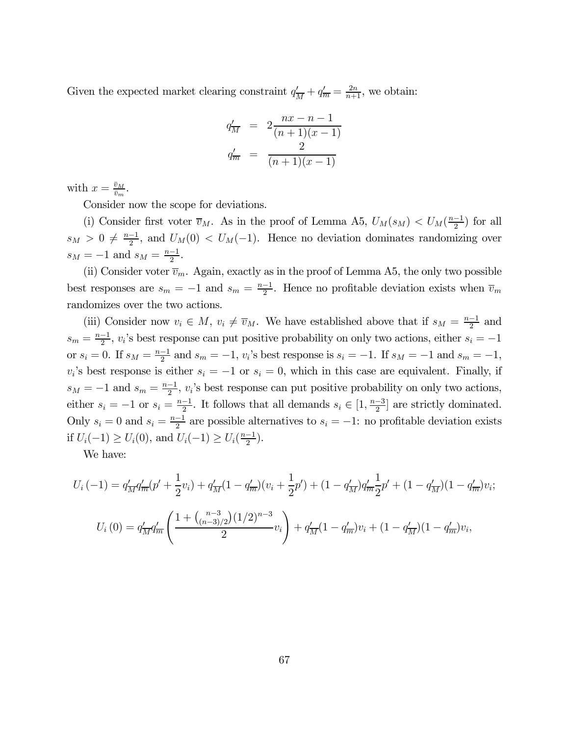Given the expected market clearing constraint $q'_{\overline{M}} + q'_{\overline{m}} = \frac{2n}{n+1}$, we obtain:

$$
\begin{aligned}
q'_{\overline{M}} &= 2\frac{nx - n - 1}{(n+1)(x-1)} \\
q'_{\overline{m}} &= \frac{2}{(n+1)(x-1)}
\end{aligned}
$$

with $x = \frac{\overline{v}_M}{\overline{v}_m}$.

Consider now the scope for deviations.

(i) Consider first voter $\overline{v}_M$. As in the proof of Lemma A5, $U_M(s_M) < U_M(\frac{n-1}{2})$ for all $s_M > 0 \neq \frac{n-1}{2}$, and $U_M(0) < U_M(-1)$. Hence no deviation dominates randomizing over $s_M = -1$ and $s_M = \frac{n-1}{2}$.

(ii) Consider voter $\overline{v}_m$. Again, exactly as in the proof of Lemma A5, the only two possible best responses are $s_m = -1$ and $s_m = \frac{n-1}{2}$. Hence no profitable deviation exists when $\overline{v}_m$ randomizes over the two actions.

(iii) Consider now $v_i \in M$, $v_i \neq \overline{v}_M$. We have established above that if $s_M = \frac{n-1}{2}$ and $s_m = \frac{n-1}{2}$, $v_i$'s best response can put positive probability on only two actions, either $s_i = -1$ or $s_i = 0$. If $s_M = \frac{n-1}{2}$ and $s_m = -1$, $v_i$'s best response is $s_i = -1$. If $s_M = -1$ and $s_m = -1$, $v_i$'s best response is either $s_i = -1$ or $s_i = 0$, which in this case are equivalent. Finally, if $s_M = -1$ and $s_m = \frac{n-1}{2}$, $v_i$'s best response can put positive probability on only two actions, either $s_i = -1$ or $s_i = \frac{n-1}{2}$. It follows that all demands $s_i \in [1, \frac{n-3}{2}]$ are strictly dominated. Only $s_i = 0$ and $s_i = \frac{n-1}{2}$ are possible alternatives to $s_i = -1$: no profitable deviation exists if $U_i(-1) \geq U_i(0)$, and $U_i(-1) \geq U_i(\frac{n-1}{2})$.

We have:

$$
U_i(-1) = q'_{\overline{M}} q'_{\overline{m}} (p' + \frac{1}{2} v_i) + q'_{\overline{M}} (1 - q'_{\overline{m}})(v_i + \frac{1}{2} p') + (1 - q'_{\overline{M}}) q'_{\overline{m}} \frac{1}{2} p' + (1 - q'_{\overline{M}})(1 - q'_{\overline{m}}) v_i;
$$

$$
U_i(0) = q'_{\overline{M}} q'_{\overline{m}} \left( \frac{1 + \binom{n-3}{(n-3)/2} (1/2)^{n-3}}{2} v_i \right) + q'_{\overline{M}} (1 - q'_{\overline{m}}) v_i + (1 - q'_{\overline{M}})(1 - q'_{\overline{m}}) v_i,
$$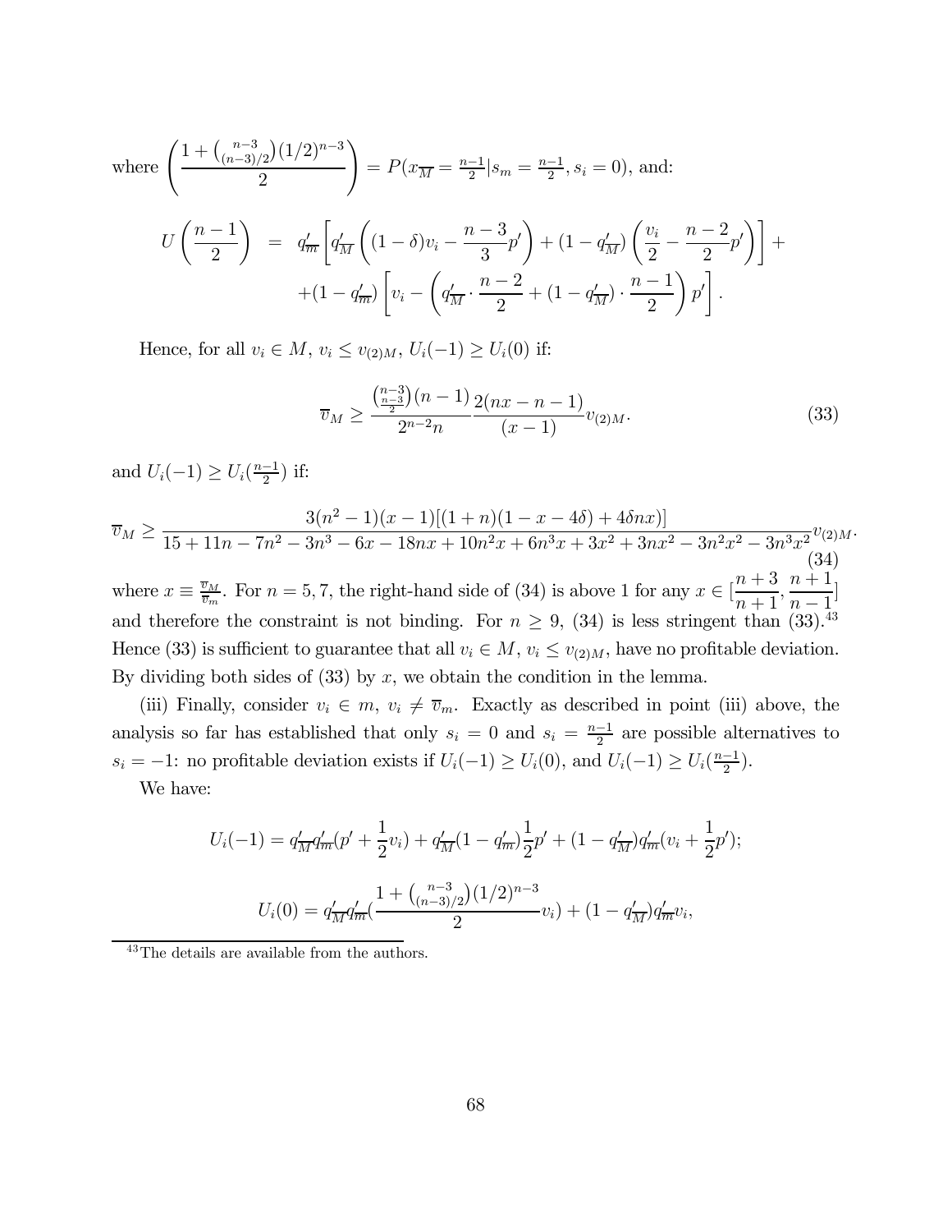where $\left(\dfrac{1+\binom{n-3}{(n-3)/2}(1/2)^{n-3}}{2}\right) = P(x_{\overline{M}} = \frac{n-1}{2} | s_m = \frac{n-1}{2}, s_i = 0)$, and:

$$
\begin{aligned}
U\left(\frac{n-1}{2}\right) &= q'_{\overline{m}}\left[q'_{\overline{M}}\left((1-\delta)v_i - \frac{n-3}{3}p'\right) + (1-q'_{\overline{M}})\left(\frac{v_i}{2} - \frac{n-2}{2}p'\right)\right] + \\
&\quad + (1-q'_{\overline{m}})\left[v_i - \left(q'_{\overline{M}} \cdot \frac{n-2}{2} + (1-q'_{\overline{M}}) \cdot \frac{n-1}{2}\right)p'\right].
\end{aligned}
$$

Hence, for all $v_i \in M$, $v_i \leq v_{(2)M}$, $U_i(-1) \geq U_i(0)$ if:

$$
\overline{v}_M \geq \frac{\binom{n-3}{\frac{n-3}{2}}(n-1)}{2^{n-2}n} \frac{2(nx-n-1)}{(x-1)} v_{(2)M}. \tag{33}
$$

and $U_i(-1) \geq U_i(\frac{n-1}{2})$ if:

$$
\overline{v}_M \geq \frac{3(n^2-1)(x-1)[(1+n)(1-x-4\delta)+4\delta nx)]}{15+11n-7n^2-3n^3-6x-18nx+10n^2x+6n^3x+3x^2+3nx^2-3n^2x^2-3n^3x^2} v_{(2)M}. \tag{34}
$$

where $x \equiv \frac{\overline{v}_M}{\overline{v}_m}$. For $n = 5, 7$, the right-hand side of (34) is above 1 for any $x \in [\dfrac{n+3}{n+1}, \dfrac{n+1}{n-1}]$ and therefore the constraint is not binding. For $n \geq 9$, (34) is less stringent than (33).[43] Hence (33) is sufficient to guarantee that all $v_i \in M$, $v_i \leq v_{(2)M}$, have no profitable deviation. By dividing both sides of (33) by $x$, we obtain the condition in the lemma.

(iii) Finally, consider $v_i \in m$, $v_i \neq \overline{v}_m$. Exactly as described in point (iii) above, the analysis so far has established that only $s_i = 0$ and $s_i = \frac{n-1}{2}$ are possible alternatives to $s_i = -1$: no profitable deviation exists if $U_i(-1) \geq U_i(0)$, and $U_i(-1) \geq U_i(\frac{n-1}{2})$.

We have:

$$
U_i(-1) = q'_{\overline{M}}q'_{\overline{m}}(p' + \frac{1}{2}v_i) + q'_{\overline{M}}(1-q'_{\overline{m}})\frac{1}{2}p' + (1-q'_{\overline{M}})q'_{\overline{m}}(v_i + \frac{1}{2}p');
$$

$$
U_i(0) = q'_{\overline{M}}q'_{\overline{m}}(\frac{1+\binom{n-3}{(n-3)/2}(1/2)^{n-3}}{2}v_i) + (1-q'_{\overline{M}})q'_{\overline{m}}v_i,
$$

[43] The details are available from the authors.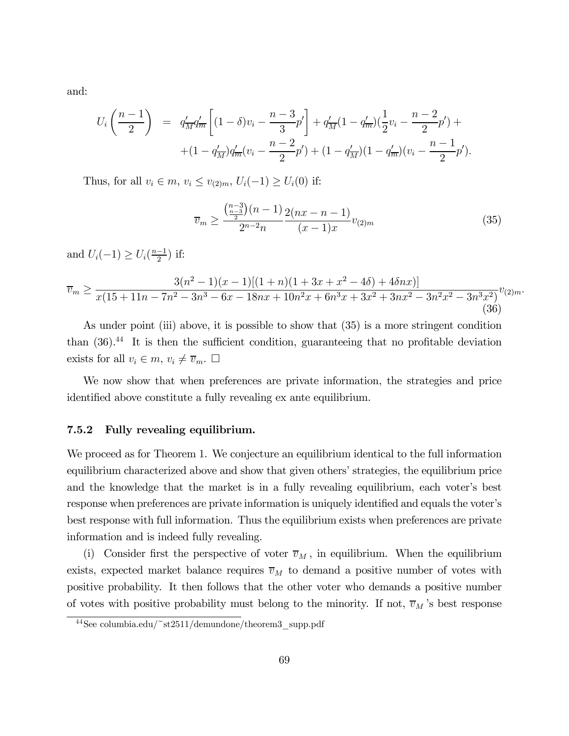and:

$$
\begin{aligned}
U_i\left(\frac{n-1}{2}\right) &= q'_{\overline{M}} q'_{\overline{m}}\left[(1-\delta)v_i - \frac{n-3}{3}p'\right] + q'_{\overline{M}}(1-q'_{\overline{m}})(\frac{1}{2}v_i - \frac{n-2}{2}p') + \\
&\quad + (1-q'_{\overline{M}})q'_{\overline{m}}(v_i - \frac{n-2}{2}p') + (1-q'_{\overline{M}})(1-q'_{\overline{m}})(v_i - \frac{n-1}{2}p').
\end{aligned}
$$

Thus, for all $v_i \in m$, $v_i \leq v_{(2)m}$, $U_i(-1) \geq U_i(0)$ if:

$$
\overline{v}_m \geq \frac{\binom{n-3}{\frac{n-3}{2}}(n-1)}{2^{n-2}n} \frac{2(nx-n-1)}{(x-1)x} v_{(2)m} \tag{35}
$$

and $U_i(-1) \geq U_i(\frac{n-1}{2})$ if:

$$
\overline{v}_m \geq \frac{3(n^2-1)(x-1)[(1+n)(1+3x+x^2-4\delta)+4\delta nx)]}{x(15+11n-7n^2-3n^3-6x-18nx+10n^2x+6n^3x+3x^2+3nx^2-3n^2x^2-3n^3x^2)} v_{(2)m}. \tag{36}
$$

As under point (iii) above, it is possible to show that (35) is a more stringent condition than (36).[44] It is then the sufficient condition, guaranteeing that no profitable deviation exists for all $v_i \in m$, $v_i \neq \overline{v}_m$. □

We now show that when preferences are private information, the strategies and price identified above constitute a fully revealing ex ante equilibrium.

### 7.5.2 Fully revealing equilibrium.

We proceed as for Theorem 1. We conjecture an equilibrium identical to the full information equilibrium characterized above and show that given others' strategies, the equilibrium price and the knowledge that the market is in a fully revealing equilibrium, each voter's best response when preferences are private information is uniquely identified and equals the voter's best response with full information. Thus the equilibrium exists when preferences are private information and is indeed fully revealing.

(i) Consider first the perspective of voter $\overline{v}_M$, in equilibrium. When the equilibrium exists, expected market balance requires $\overline{v}_M$ to demand a positive number of votes with positive probability. It then follows that the other voter who demands a positive number of votes with positive probability must belong to the minority. If not, $\overline{v}_M$'s best response

[44] See columbia.edu/~st2511/demundone/theorem3_supp.pdf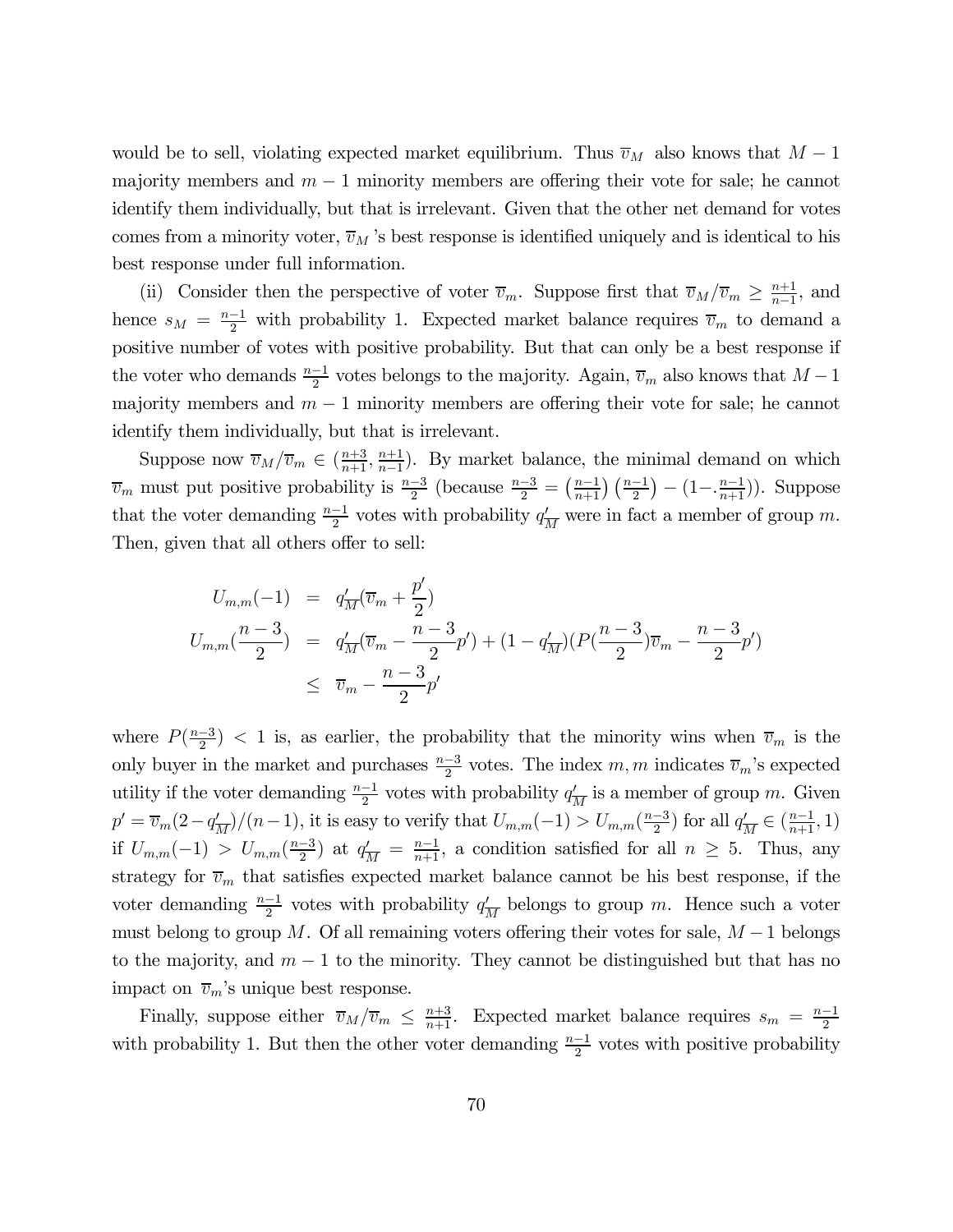would be to sell, violating expected market equilibrium. Thus $\overline{v}_M$ also knows that $M-1$ majority members and $m-1$ minority members are offering their vote for sale; he cannot identify them individually, but that is irrelevant. Given that the other net demand for votes comes from a minority voter, $\overline{v}_M$ 's best response is identified uniquely and is identical to his best response under full information.

(ii) Consider then the perspective of voter $\overline{v}_m$. Suppose first that $\overline{v}_M/\overline{v}_m \geq \frac{n+1}{n-1}$, and hence $s_M = \frac{n-1}{2}$ with probability 1. Expected market balance requires $\overline{v}_m$ to demand a positive number of votes with positive probability. But that can only be a best response if the voter who demands $\frac{n-1}{2}$ votes belongs to the majority. Again, $\overline{v}_m$ also knows that $M-1$ majority members and $m-1$ minority members are offering their vote for sale; he cannot identify them individually, but that is irrelevant.

Suppose now $\overline{v}_M/\overline{v}_m \in (\frac{n+3}{n+1}, \frac{n+1}{n-1})$. By market balance, the minimal demand on which $\overline{v}_m$ must put positive probability is $\frac{n-3}{2}$ (because $\frac{n-3}{2} = \left(\frac{n-1}{n+1}\right)\left(\frac{n-1}{2}\right) - (1-.\frac{n-1}{n+1})$). Suppose that the voter demanding $\frac{n-1}{2}$ votes with probability $q'_{\overline{M}}$ were in fact a member of group $m$. Then, given that all others offer to sell:

$$
\begin{aligned}
U_{m,m}(-1) &= q'_{\overline{M}}(\overline{v}_m + \frac{p'}{2}) \\
U_{m,m}(\frac{n-3}{2}) &= q'_{\overline{M}}(\overline{v}_m - \frac{n-3}{2}p') + (1-q'_{\overline{M}})(P(\frac{n-3}{2})\overline{v}_m - \frac{n-3}{2}p') \\
&\leq \overline{v}_m - \frac{n-3}{2}p'
\end{aligned}
$$

where $P(\frac{n-3}{2}) < 1$ is, as earlier, the probability that the minority wins when $\overline{v}_m$ is the only buyer in the market and purchases $\frac{n-3}{2}$ votes. The index $m,m$ indicates $\overline{v}_m$'s expected utility if the voter demanding $\frac{n-1}{2}$ votes with probability $q'_{\overline{M}}$ is a member of group $m$. Given $p' = \overline{v}_m(2-q'_{\overline{M}})/(n-1)$, it is easy to verify that $U_{m,m}(-1) > U_{m,m}(\frac{n-3}{2})$ for all $q'_{\overline{M}} \in (\frac{n-1}{n+1}, 1)$ if $U_{m,m}(-1) > U_{m,m}(\frac{n-3}{2})$ at $q'_{\overline{M}} = \frac{n-1}{n+1}$, a condition satisfied for all $n \geq 5$. Thus, any strategy for $\overline{v}_m$ that satisfies expected market balance cannot be his best response, if the voter demanding $\frac{n-1}{2}$ votes with probability $q'_{\overline{M}}$ belongs to group $m$. Hence such a voter must belong to group $M$. Of all remaining voters offering their votes for sale, $M-1$ belongs to the majority, and $m-1$ to the minority. They cannot be distinguished but that has no impact on $\overline{v}_m$'s unique best response.

Finally, suppose either $\overline{v}_M/\overline{v}_m \leq \frac{n+3}{n+1}$. Expected market balance requires $s_m = \frac{n-1}{2}$ with probability 1. But then the other voter demanding $\frac{n-1}{2}$ votes with positive probability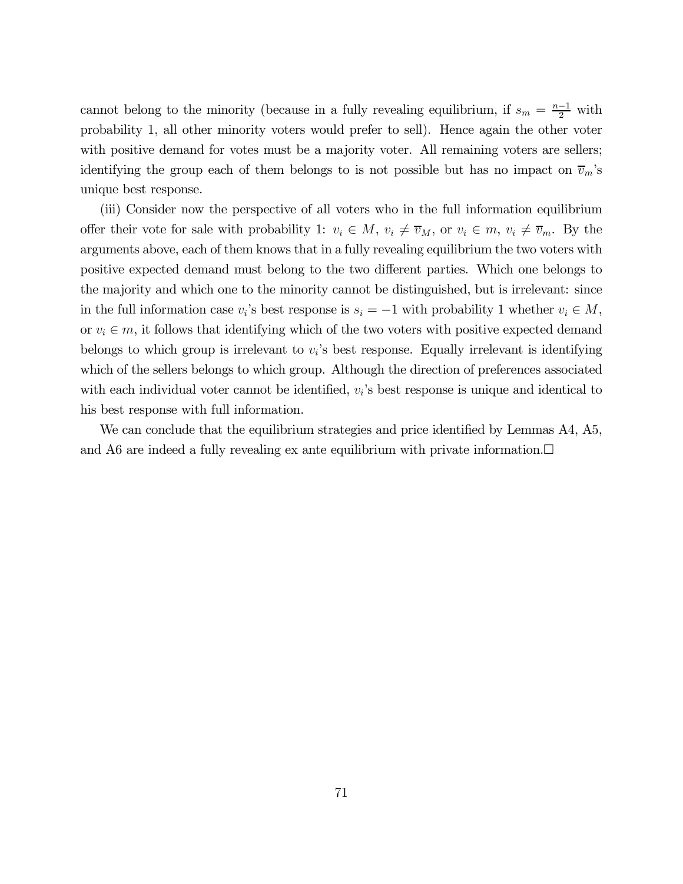cannot belong to the minority (because in a fully revealing equilibrium, if $s_m = \frac{n-1}{2}$ with probability 1, all other minority voters would prefer to sell). Hence again the other voter with positive demand for votes must be a majority voter. All remaining voters are sellers; identifying the group each of them belongs to is not possible but has no impact on $\overline{v}_m$'s unique best response.

(iii) Consider now the perspective of all voters who in the full information equilibrium offer their vote for sale with probability 1: $v_i \in M$, $v_i \neq \overline{v}_M$, or $v_i \in m$, $v_i \neq \overline{v}_m$. By the arguments above, each of them knows that in a fully revealing equilibrium the two voters with positive expected demand must belong to the two different parties. Which one belongs to the majority and which one to the minority cannot be distinguished, but is irrelevant: since in the full information case $v_i$'s best response is $s_i = -1$ with probability 1 whether $v_i \in M$, or $v_i \in m$, it follows that identifying which of the two voters with positive expected demand belongs to which group is irrelevant to $v_i$'s best response. Equally irrelevant is identifying which of the sellers belongs to which group. Although the direction of preferences associated with each individual voter cannot be identified, $v_i$'s best response is unique and identical to his best response with full information.

We can conclude that the equilibrium strategies and price identified by Lemmas A4, A5, and A6 are indeed a fully revealing ex ante equilibrium with private information.□